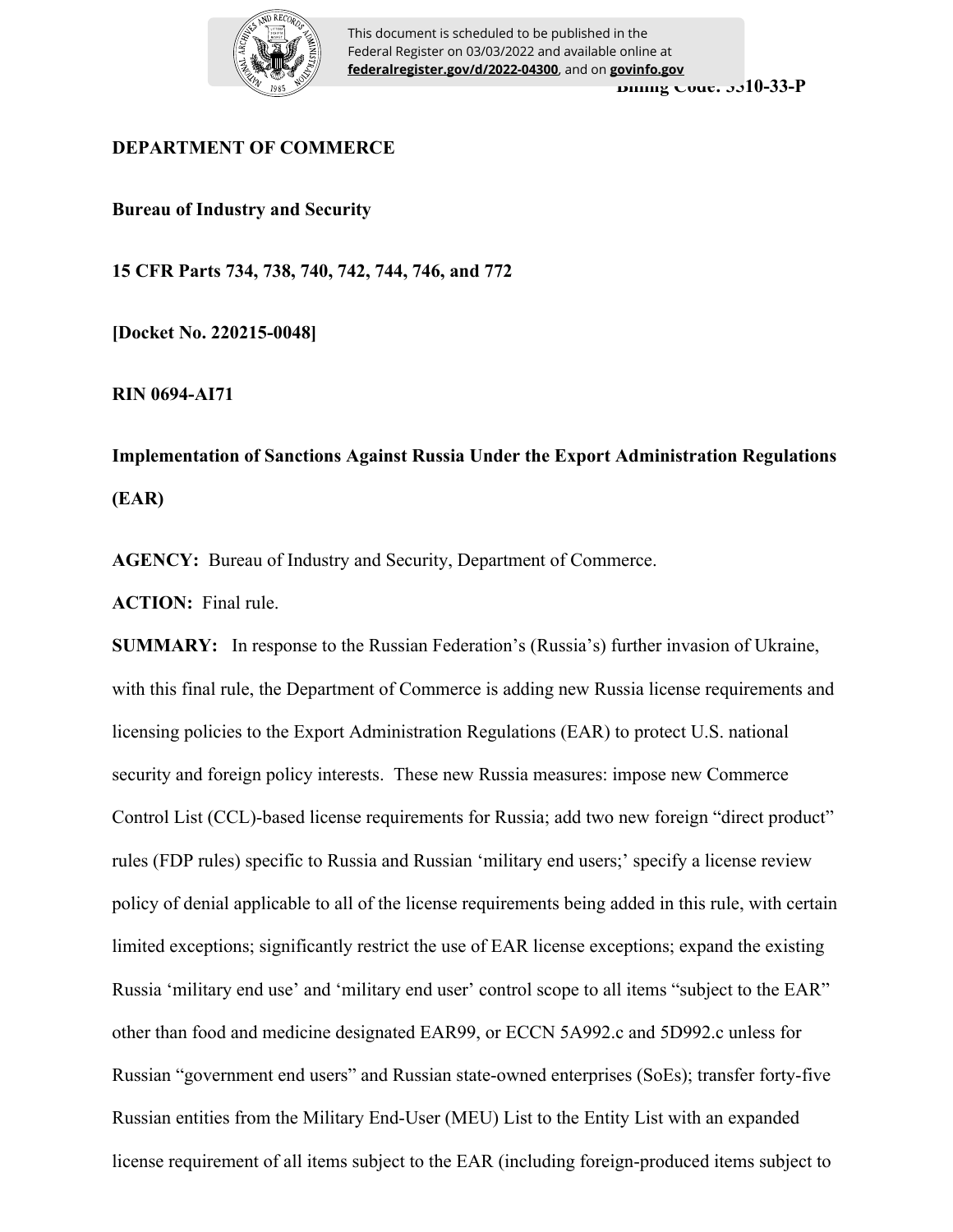This document is scheduled to be published in the Federal Register on 03/03/2022 and available online at **federalregister.gov/d/2022-04300**, and on **govinfo.gov**

**Billing Code: 3510-33-P**

**DEPARTMENT OF COMMERCE**

**Bureau of Industry and Security**

**15 CFR Parts 734, 738, 740, 742, 744, 746, and 772**

**[Docket No. 220215-0048]**

**RIN 0694-AI71**

**Implementation of Sanctions Against Russia Under the Export Administration Regulations (EAR)**

**AGENCY:** Bureau of Industry and Security, Department of Commerce.

**ACTION:** Final rule.

**SUMMARY:** In response to the Russian Federation's (Russia's) further invasion of Ukraine, with this final rule, the Department of Commerce is adding new Russia license requirements and licensing policies to the Export Administration Regulations (EAR) to protect U.S. national security and foreign policy interests. These new Russia measures: impose new Commerce Control List (CCL)-based license requirements for Russia; add two new foreign "direct product" rules (FDP rules) specific to Russia and Russian 'military end users;' specify a license review policy of denial applicable to all of the license requirements being added in this rule, with certain limited exceptions; significantly restrict the use of EAR license exceptions; expand the existing Russia 'military end use' and 'military end user' control scope to all items "subject to the EAR" other than food and medicine designated EAR99, or ECCN 5A992.c and 5D992.c unless for Russian "government end users" and Russian state-owned enterprises (SoEs); transfer forty-five Russian entities from the Military End-User (MEU) List to the Entity List with an expanded license requirement of all items subject to the EAR (including foreign-produced items subject to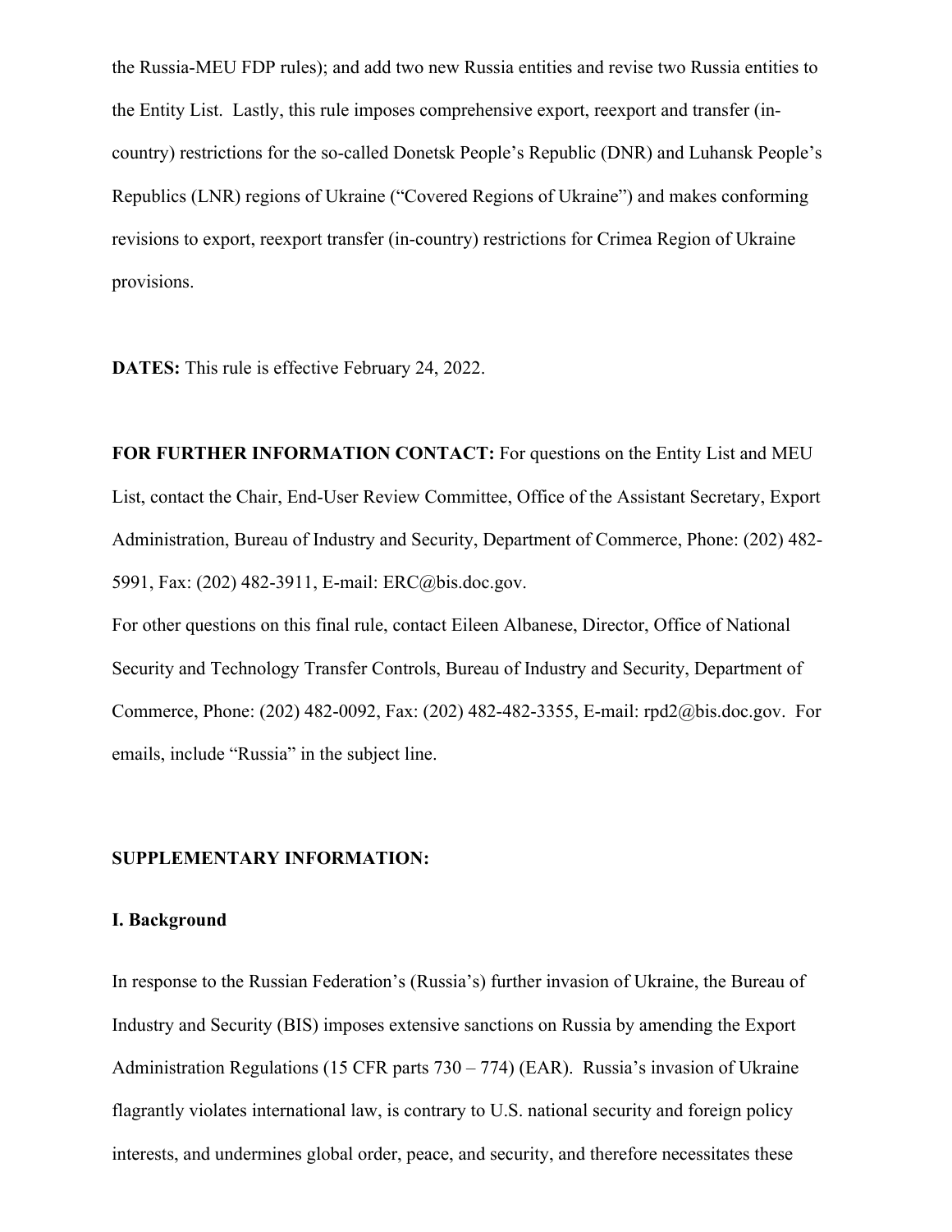the Russia-MEU FDP rules); and add two new Russia entities and revise two Russia entities to the Entity List. Lastly, this rule imposes comprehensive export, reexport and transfer (in-country) restrictions for the so-called Donetsk People's Republic (DNR) and Luhansk People's Republics (LNR) regions of Ukraine ("Covered Regions of Ukraine") and makes conforming revisions to export, reexport transfer (in-country) restrictions for Crimea Region of Ukraine provisions.

**DATES:** This rule is effective February 24, 2022.

**FOR FURTHER INFORMATION CONTACT:** For questions on the Entity List and MEU List, contact the Chair, End-User Review Committee, Office of the Assistant Secretary, Export Administration, Bureau of Industry and Security, Department of Commerce, Phone: (202) 482-5991, Fax: (202) 482-3911, E-mail: ERC@bis.doc.gov.

For other questions on this final rule, contact Eileen Albanese, Director, Office of National Security and Technology Transfer Controls, Bureau of Industry and Security, Department of Commerce, Phone: (202) 482-0092, Fax: (202) 482-482-3355, E-mail: rpd2@bis.doc.gov. For emails, include "Russia" in the subject line.

**SUPPLEMENTARY INFORMATION:**

**I. Background**

In response to the Russian Federation's (Russia's) further invasion of Ukraine, the Bureau of Industry and Security (BIS) imposes extensive sanctions on Russia by amending the Export Administration Regulations (15 CFR parts 730 – 774) (EAR). Russia's invasion of Ukraine flagrantly violates international law, is contrary to U.S. national security and foreign policy interests, and undermines global order, peace, and security, and therefore necessitates these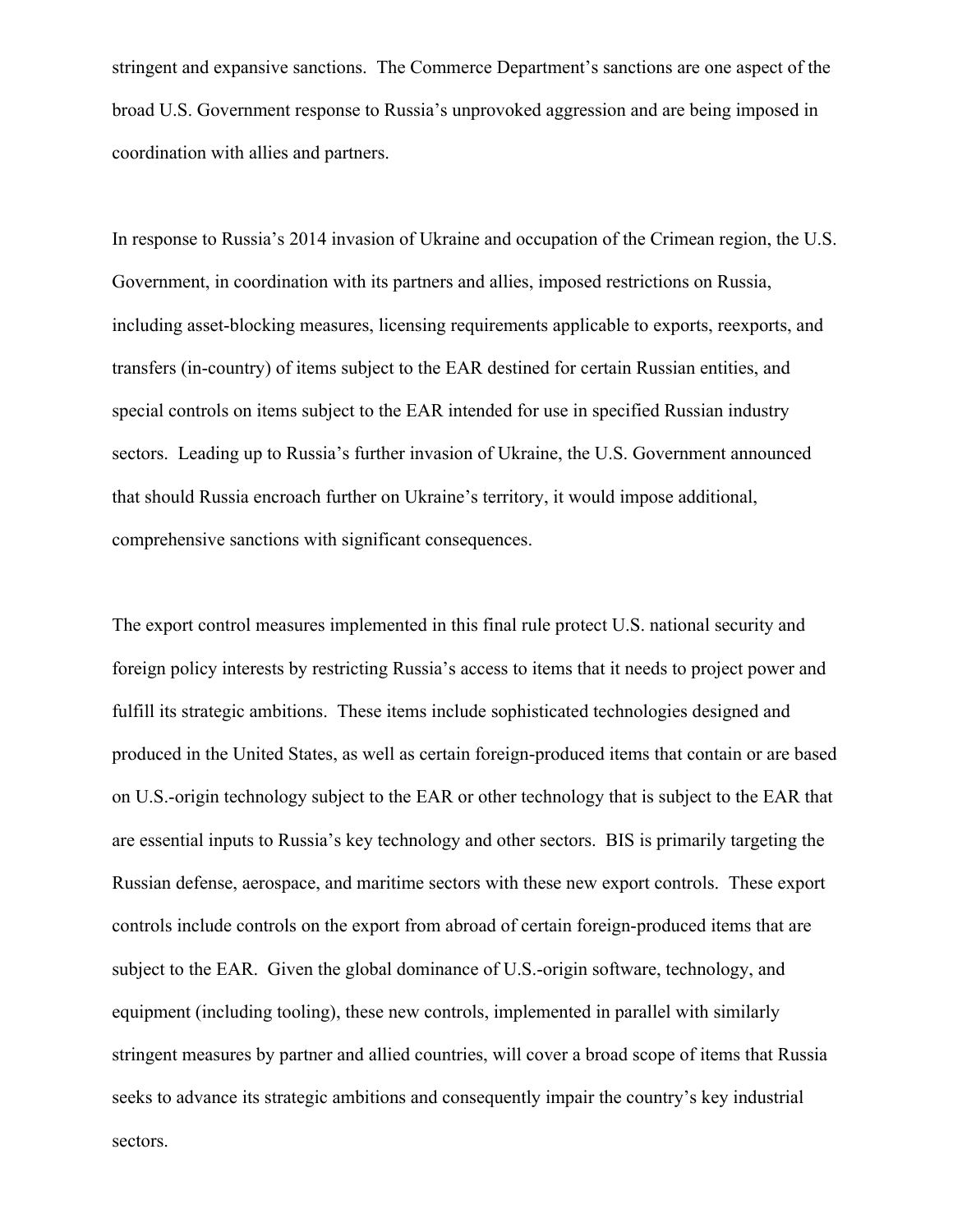stringent and expansive sanctions. The Commerce Department's sanctions are one aspect of the broad U.S. Government response to Russia's unprovoked aggression and are being imposed in coordination with allies and partners.

In response to Russia's 2014 invasion of Ukraine and occupation of the Crimean region, the U.S. Government, in coordination with its partners and allies, imposed restrictions on Russia, including asset-blocking measures, licensing requirements applicable to exports, reexports, and transfers (in-country) of items subject to the EAR destined for certain Russian entities, and special controls on items subject to the EAR intended for use in specified Russian industry sectors. Leading up to Russia's further invasion of Ukraine, the U.S. Government announced that should Russia encroach further on Ukraine's territory, it would impose additional, comprehensive sanctions with significant consequences.

The export control measures implemented in this final rule protect U.S. national security and foreign policy interests by restricting Russia's access to items that it needs to project power and fulfill its strategic ambitions. These items include sophisticated technologies designed and produced in the United States, as well as certain foreign-produced items that contain or are based on U.S.-origin technology subject to the EAR or other technology that is subject to the EAR that are essential inputs to Russia's key technology and other sectors. BIS is primarily targeting the Russian defense, aerospace, and maritime sectors with these new export controls. These export controls include controls on the export from abroad of certain foreign-produced items that are subject to the EAR. Given the global dominance of U.S.-origin software, technology, and equipment (including tooling), these new controls, implemented in parallel with similarly stringent measures by partner and allied countries, will cover a broad scope of items that Russia seeks to advance its strategic ambitions and consequently impair the country's key industrial sectors.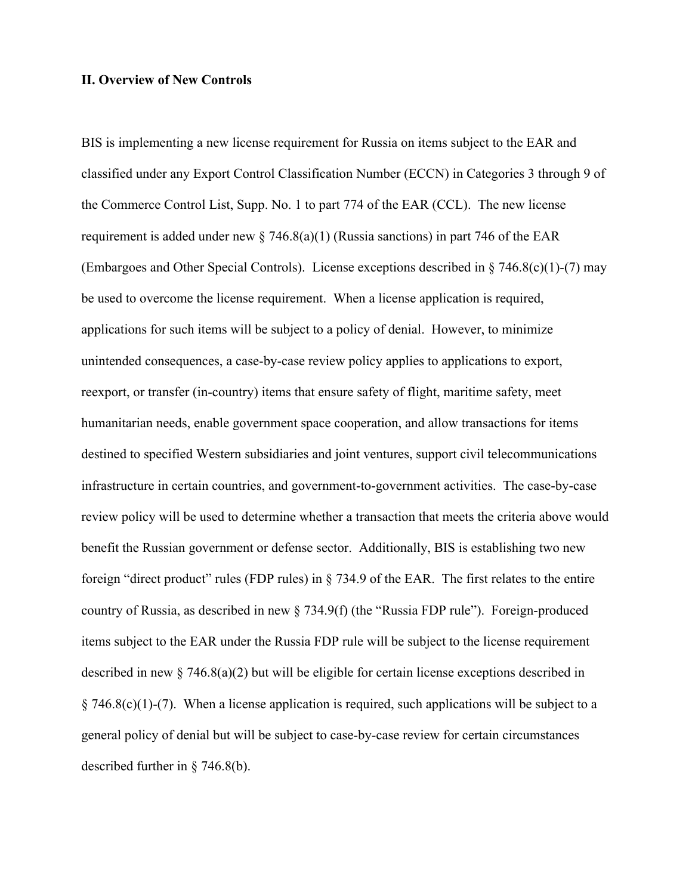**II. Overview of New Controls**

BIS is implementing a new license requirement for Russia on items subject to the EAR and classified under any Export Control Classification Number (ECCN) in Categories 3 through 9 of the Commerce Control List, Supp. No. 1 to part 774 of the EAR (CCL). The new license requirement is added under new § 746.8(a)(1) (Russia sanctions) in part 746 of the EAR (Embargoes and Other Special Controls). License exceptions described in § 746.8(c)(1)-(7) may be used to overcome the license requirement. When a license application is required, applications for such items will be subject to a policy of denial. However, to minimize unintended consequences, a case-by-case review policy applies to applications to export, reexport, or transfer (in-country) items that ensure safety of flight, maritime safety, meet humanitarian needs, enable government space cooperation, and allow transactions for items destined to specified Western subsidiaries and joint ventures, support civil telecommunications infrastructure in certain countries, and government-to-government activities. The case-by-case review policy will be used to determine whether a transaction that meets the criteria above would benefit the Russian government or defense sector. Additionally, BIS is establishing two new foreign "direct product" rules (FDP rules) in § 734.9 of the EAR. The first relates to the entire country of Russia, as described in new § 734.9(f) (the "Russia FDP rule"). Foreign-produced items subject to the EAR under the Russia FDP rule will be subject to the license requirement described in new § 746.8(a)(2) but will be eligible for certain license exceptions described in § 746.8(c)(1)-(7). When a license application is required, such applications will be subject to a general policy of denial but will be subject to case-by-case review for certain circumstances described further in § 746.8(b).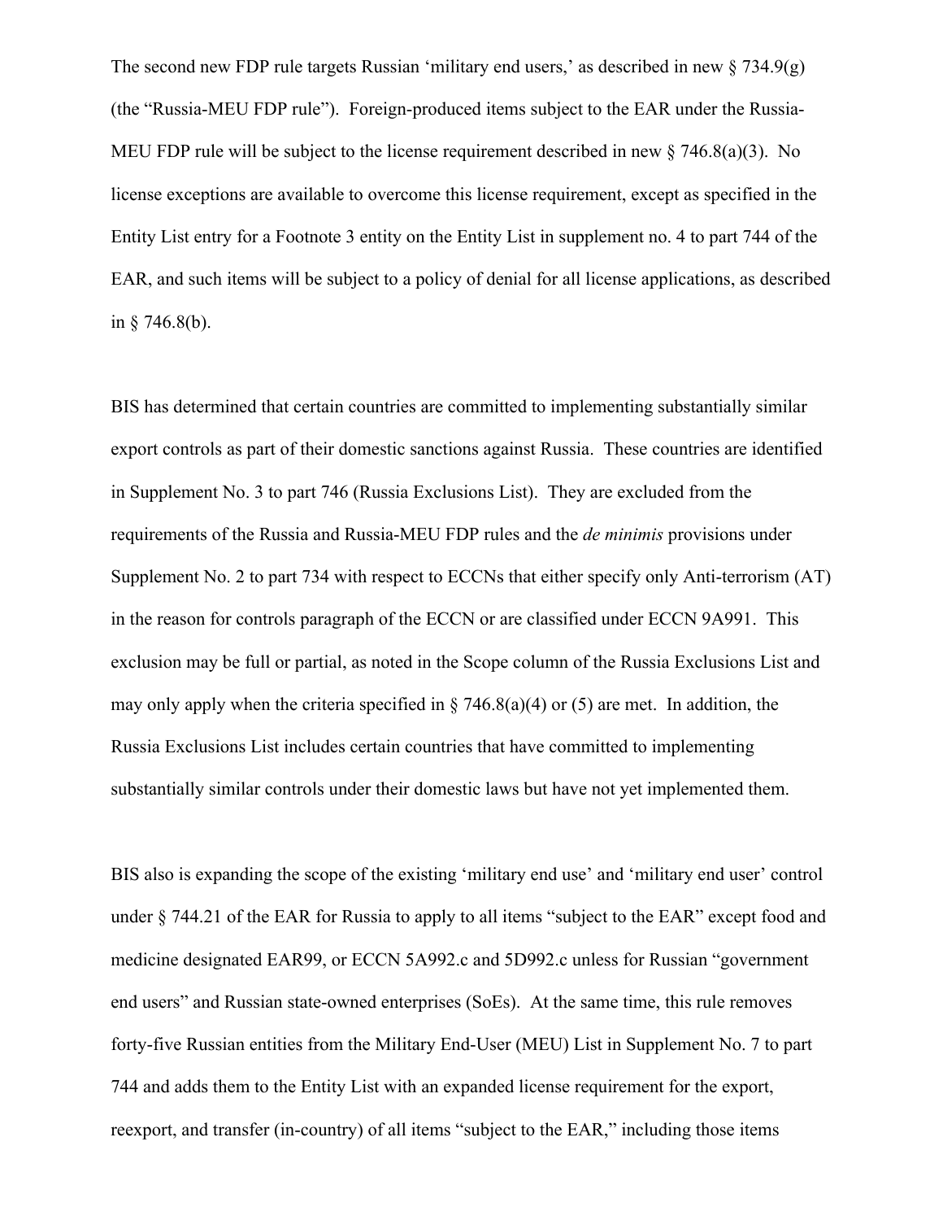The second new FDP rule targets Russian 'military end users,' as described in new § 734.9(g) (the "Russia-MEU FDP rule"). Foreign-produced items subject to the EAR under the Russia-MEU FDP rule will be subject to the license requirement described in new § 746.8(a)(3). No license exceptions are available to overcome this license requirement, except as specified in the Entity List entry for a Footnote 3 entity on the Entity List in supplement no. 4 to part 744 of the EAR, and such items will be subject to a policy of denial for all license applications, as described in § 746.8(b).

BIS has determined that certain countries are committed to implementing substantially similar export controls as part of their domestic sanctions against Russia. These countries are identified in Supplement No. 3 to part 746 (Russia Exclusions List). They are excluded from the requirements of the Russia and Russia-MEU FDP rules and the *de minimis* provisions under Supplement No. 2 to part 734 with respect to ECCNs that either specify only Anti-terrorism (AT) in the reason for controls paragraph of the ECCN or are classified under ECCN 9A991. This exclusion may be full or partial, as noted in the Scope column of the Russia Exclusions List and may only apply when the criteria specified in § 746.8(a)(4) or (5) are met. In addition, the Russia Exclusions List includes certain countries that have committed to implementing substantially similar controls under their domestic laws but have not yet implemented them.

BIS also is expanding the scope of the existing 'military end use' and 'military end user' control under § 744.21 of the EAR for Russia to apply to all items "subject to the EAR" except food and medicine designated EAR99, or ECCN 5A992.c and 5D992.c unless for Russian "government end users" and Russian state-owned enterprises (SoEs). At the same time, this rule removes forty-five Russian entities from the Military End-User (MEU) List in Supplement No. 7 to part 744 and adds them to the Entity List with an expanded license requirement for the export, reexport, and transfer (in-country) of all items "subject to the EAR," including those items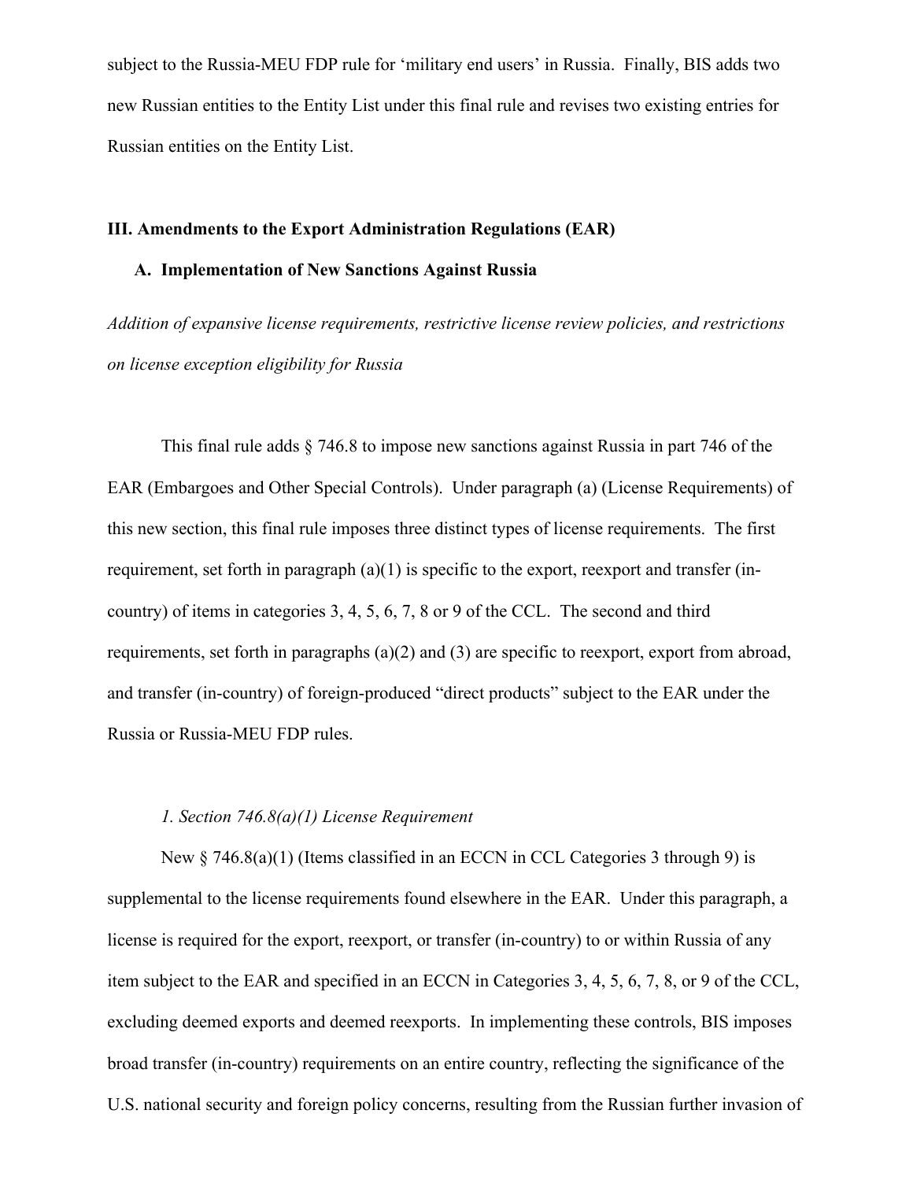subject to the Russia-MEU FDP rule for 'military end users' in Russia. Finally, BIS adds two new Russian entities to the Entity List under this final rule and revises two existing entries for Russian entities on the Entity List.

## III. Amendments to the Export Administration Regulations (EAR)

### A. Implementation of New Sanctions Against Russia

*Addition of expansive license requirements, restrictive license review policies, and restrictions on license exception eligibility for Russia*

This final rule adds § 746.8 to impose new sanctions against Russia in part 746 of the EAR (Embargoes and Other Special Controls). Under paragraph (a) (License Requirements) of this new section, this final rule imposes three distinct types of license requirements. The first requirement, set forth in paragraph (a)(1) is specific to the export, reexport and transfer (in-country) of items in categories 3, 4, 5, 6, 7, 8 or 9 of the CCL. The second and third requirements, set forth in paragraphs (a)(2) and (3) are specific to reexport, export from abroad, and transfer (in-country) of foreign-produced "direct products" subject to the EAR under the Russia or Russia-MEU FDP rules.

*1. Section 746.8(a)(1) License Requirement*

New § 746.8(a)(1) (Items classified in an ECCN in CCL Categories 3 through 9) is supplemental to the license requirements found elsewhere in the EAR. Under this paragraph, a license is required for the export, reexport, or transfer (in-country) to or within Russia of any item subject to the EAR and specified in an ECCN in Categories 3, 4, 5, 6, 7, 8, or 9 of the CCL, excluding deemed exports and deemed reexports. In implementing these controls, BIS imposes broad transfer (in-country) requirements on an entire country, reflecting the significance of the U.S. national security and foreign policy concerns, resulting from the Russian further invasion of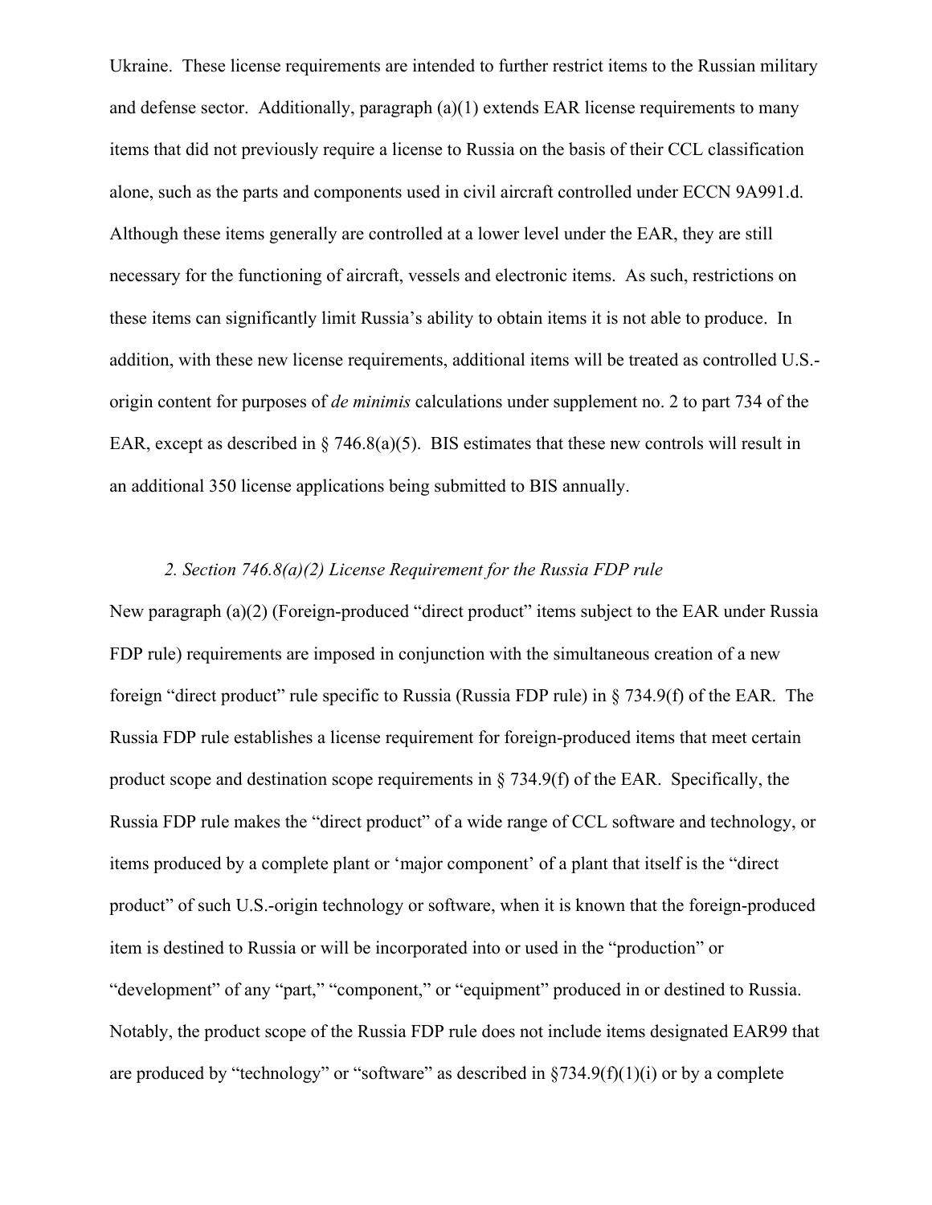Ukraine. These license requirements are intended to further restrict items to the Russian military and defense sector. Additionally, paragraph (a)(1) extends EAR license requirements to many items that did not previously require a license to Russia on the basis of their CCL classification alone, such as the parts and components used in civil aircraft controlled under ECCN 9A991.d. Although these items generally are controlled at a lower level under the EAR, they are still necessary for the functioning of aircraft, vessels and electronic items. As such, restrictions on these items can significantly limit Russia's ability to obtain items it is not able to produce. In addition, with these new license requirements, additional items will be treated as controlled U.S.-origin content for purposes of *de minimis* calculations under supplement no. 2 to part 734 of the EAR, except as described in § 746.8(a)(5). BIS estimates that these new controls will result in an additional 350 license applications being submitted to BIS annually.

*2. Section 746.8(a)(2) License Requirement for the Russia FDP rule*

New paragraph (a)(2) (Foreign-produced "direct product" items subject to the EAR under Russia FDP rule) requirements are imposed in conjunction with the simultaneous creation of a new foreign "direct product" rule specific to Russia (Russia FDP rule) in § 734.9(f) of the EAR. The Russia FDP rule establishes a license requirement for foreign-produced items that meet certain product scope and destination scope requirements in § 734.9(f) of the EAR. Specifically, the Russia FDP rule makes the "direct product" of a wide range of CCL software and technology, or items produced by a complete plant or 'major component' of a plant that itself is the "direct product" of such U.S.-origin technology or software, when it is known that the foreign-produced item is destined to Russia or will be incorporated into or used in the "production" or "development" of any "part," "component," or "equipment" produced in or destined to Russia. Notably, the product scope of the Russia FDP rule does not include items designated EAR99 that are produced by "technology" or "software" as described in §734.9(f)(1)(i) or by a complete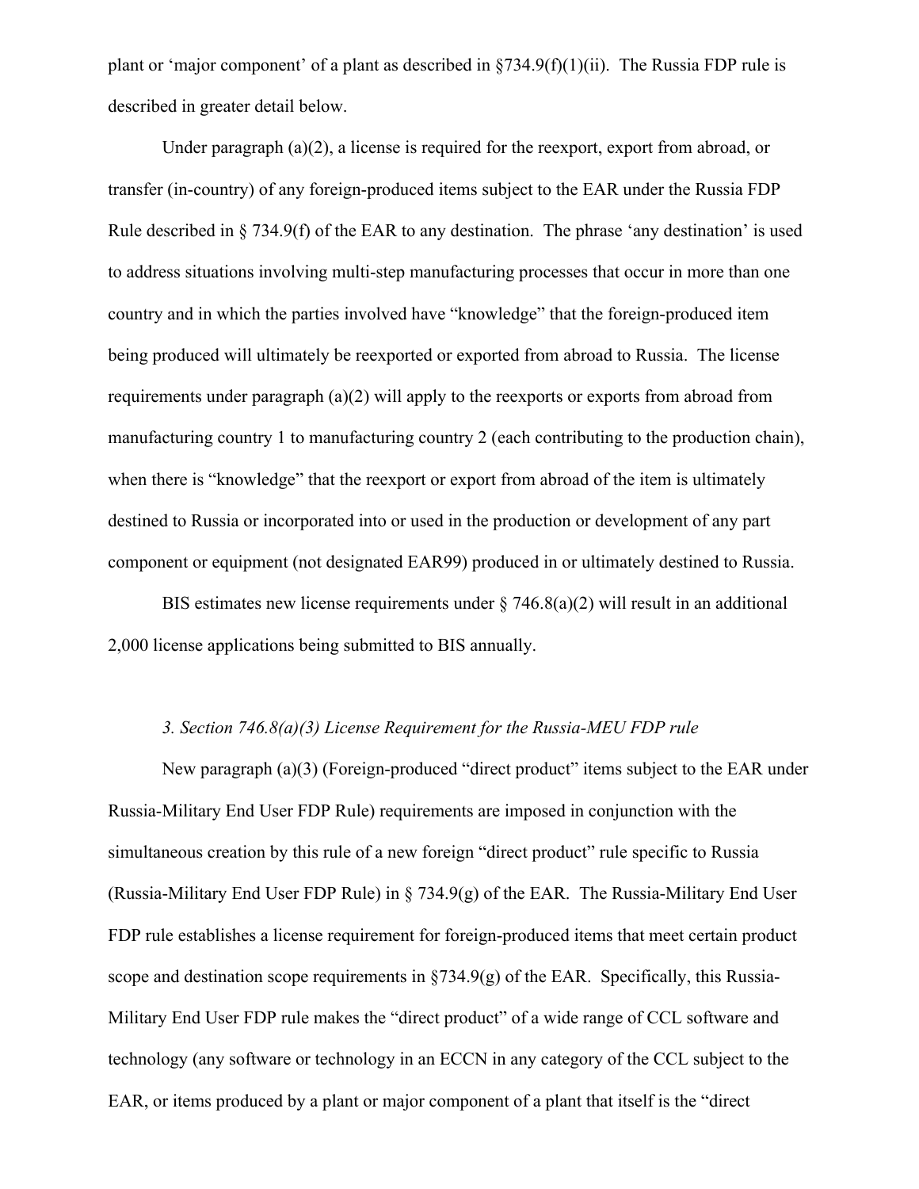plant or 'major component' of a plant as described in §734.9(f)(1)(ii). The Russia FDP rule is described in greater detail below.

Under paragraph (a)(2), a license is required for the reexport, export from abroad, or transfer (in-country) of any foreign-produced items subject to the EAR under the Russia FDP Rule described in § 734.9(f) of the EAR to any destination. The phrase 'any destination' is used to address situations involving multi-step manufacturing processes that occur in more than one country and in which the parties involved have "knowledge" that the foreign-produced item being produced will ultimately be reexported or exported from abroad to Russia. The license requirements under paragraph (a)(2) will apply to the reexports or exports from abroad from manufacturing country 1 to manufacturing country 2 (each contributing to the production chain), when there is "knowledge" that the reexport or export from abroad of the item is ultimately destined to Russia or incorporated into or used in the production or development of any part component or equipment (not designated EAR99) produced in or ultimately destined to Russia.

BIS estimates new license requirements under § 746.8(a)(2) will result in an additional 2,000 license applications being submitted to BIS annually.

*3. Section 746.8(a)(3) License Requirement for the Russia-MEU FDP rule*

New paragraph (a)(3) (Foreign-produced "direct product" items subject to the EAR under Russia-Military End User FDP Rule) requirements are imposed in conjunction with the simultaneous creation by this rule of a new foreign "direct product" rule specific to Russia (Russia-Military End User FDP Rule) in § 734.9(g) of the EAR. The Russia-Military End User FDP rule establishes a license requirement for foreign-produced items that meet certain product scope and destination scope requirements in §734.9(g) of the EAR. Specifically, this Russia-Military End User FDP rule makes the "direct product" of a wide range of CCL software and technology (any software or technology in an ECCN in any category of the CCL subject to the EAR, or items produced by a plant or major component of a plant that itself is the "direct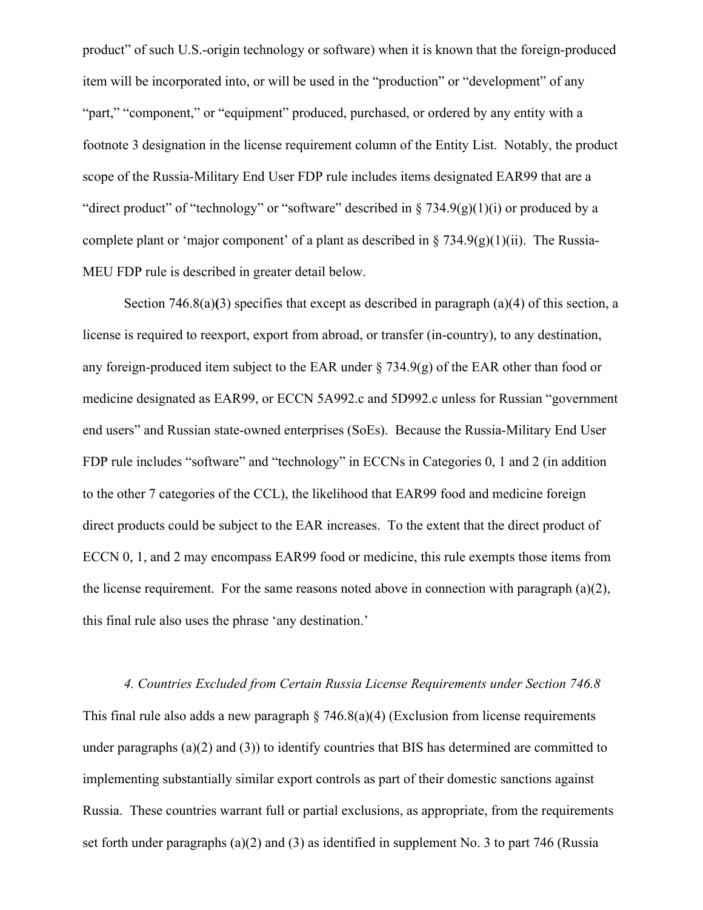product" of such U.S.-origin technology or software) when it is known that the foreign-produced item will be incorporated into, or will be used in the "production" or "development" of any "part," "component," or "equipment" produced, purchased, or ordered by any entity with a footnote 3 designation in the license requirement column of the Entity List. Notably, the product scope of the Russia-Military End User FDP rule includes items designated EAR99 that are a "direct product" of "technology" or "software" described in § 734.9(g)(1)(i) or produced by a complete plant or 'major component' of a plant as described in § 734.9(g)(1)(ii). The Russia-MEU FDP rule is described in greater detail below.

Section 746.8(a)(3) specifies that except as described in paragraph (a)(4) of this section, a license is required to reexport, export from abroad, or transfer (in-country), to any destination, any foreign-produced item subject to the EAR under § 734.9(g) of the EAR other than food or medicine designated as EAR99, or ECCN 5A992.c and 5D992.c unless for Russian "government end users" and Russian state-owned enterprises (SoEs). Because the Russia-Military End User FDP rule includes "software" and "technology" in ECCNs in Categories 0, 1 and 2 (in addition to the other 7 categories of the CCL), the likelihood that EAR99 food and medicine foreign direct products could be subject to the EAR increases. To the extent that the direct product of ECCN 0, 1, and 2 may encompass EAR99 food or medicine, this rule exempts those items from the license requirement. For the same reasons noted above in connection with paragraph (a)(2), this final rule also uses the phrase 'any destination.'

*4. Countries Excluded from Certain Russia License Requirements under Section 746.8*

This final rule also adds a new paragraph § 746.8(a)(4) (Exclusion from license requirements under paragraphs (a)(2) and (3)) to identify countries that BIS has determined are committed to implementing substantially similar export controls as part of their domestic sanctions against Russia. These countries warrant full or partial exclusions, as appropriate, from the requirements set forth under paragraphs (a)(2) and (3) as identified in supplement No. 3 to part 746 (Russia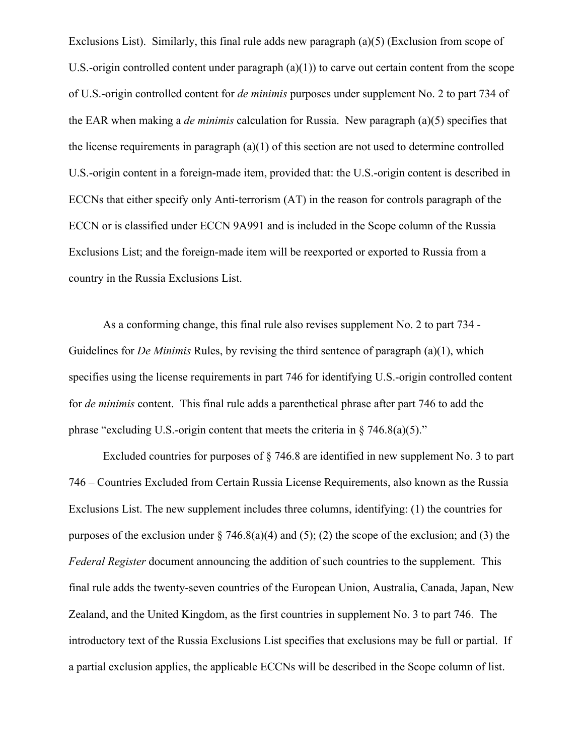Exclusions List). Similarly, this final rule adds new paragraph (a)(5) (Exclusion from scope of U.S.-origin controlled content under paragraph (a)(1)) to carve out certain content from the scope of U.S.-origin controlled content for *de minimis* purposes under supplement No. 2 to part 734 of the EAR when making a *de minimis* calculation for Russia. New paragraph (a)(5) specifies that the license requirements in paragraph (a)(1) of this section are not used to determine controlled U.S.-origin content in a foreign-made item, provided that: the U.S.-origin content is described in ECCNs that either specify only Anti-terrorism (AT) in the reason for controls paragraph of the ECCN or is classified under ECCN 9A991 and is included in the Scope column of the Russia Exclusions List; and the foreign-made item will be reexported or exported to Russia from a country in the Russia Exclusions List.

As a conforming change, this final rule also revises supplement No. 2 to part 734 - Guidelines for *De Minimis* Rules, by revising the third sentence of paragraph (a)(1), which specifies using the license requirements in part 746 for identifying U.S.-origin controlled content for *de minimis* content. This final rule adds a parenthetical phrase after part 746 to add the phrase "excluding U.S.-origin content that meets the criteria in § 746.8(a)(5)."

Excluded countries for purposes of § 746.8 are identified in new supplement No. 3 to part 746 – Countries Excluded from Certain Russia License Requirements, also known as the Russia Exclusions List. The new supplement includes three columns, identifying: (1) the countries for purposes of the exclusion under § 746.8(a)(4) and (5); (2) the scope of the exclusion; and (3) the *Federal Register* document announcing the addition of such countries to the supplement. This final rule adds the twenty-seven countries of the European Union, Australia, Canada, Japan, New Zealand, and the United Kingdom, as the first countries in supplement No. 3 to part 746. The introductory text of the Russia Exclusions List specifies that exclusions may be full or partial. If a partial exclusion applies, the applicable ECCNs will be described in the Scope column of list.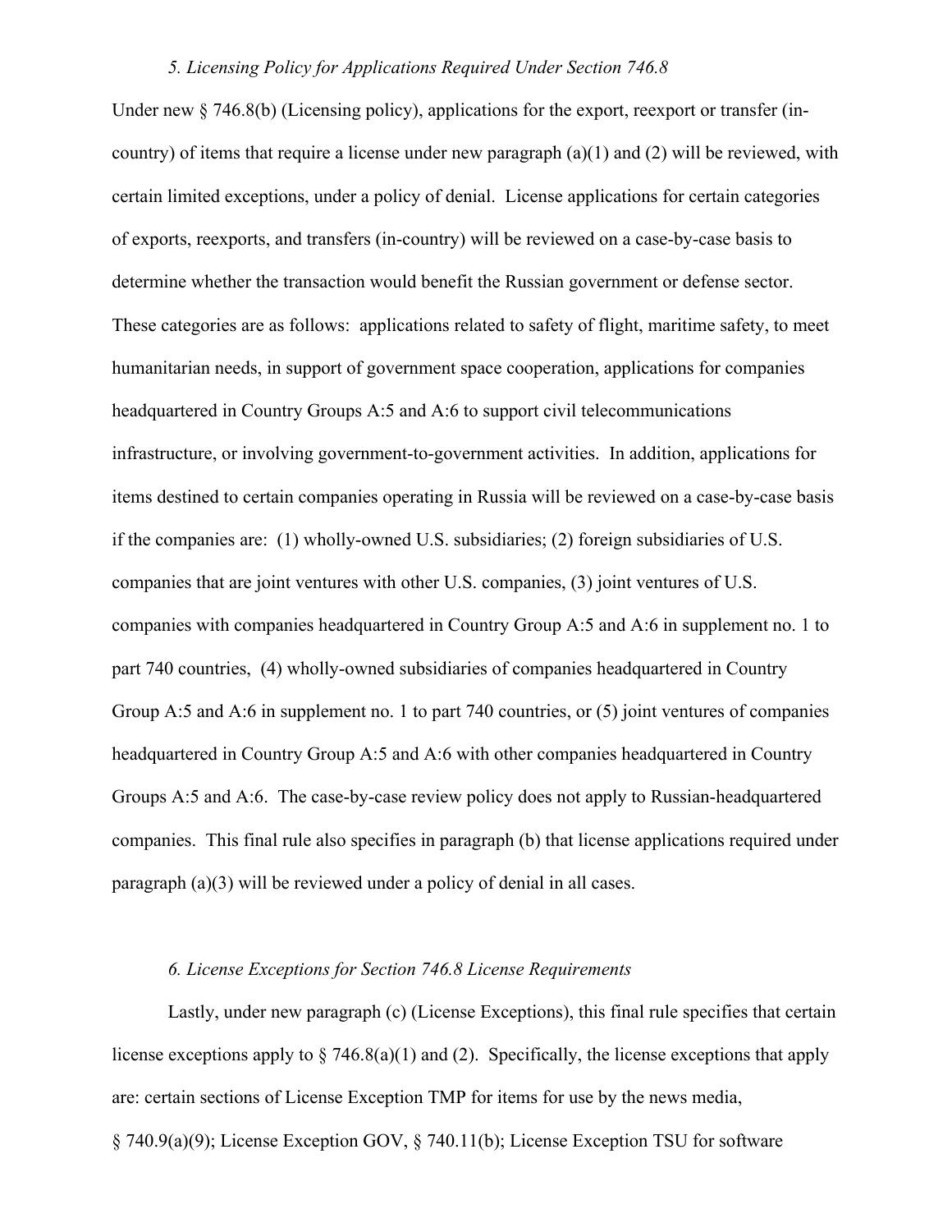*5. Licensing Policy for Applications Required Under Section 746.8*

Under new § 746.8(b) (Licensing policy), applications for the export, reexport or transfer (in-country) of items that require a license under new paragraph (a)(1) and (2) will be reviewed, with certain limited exceptions, under a policy of denial. License applications for certain categories of exports, reexports, and transfers (in-country) will be reviewed on a case-by-case basis to determine whether the transaction would benefit the Russian government or defense sector. These categories are as follows: applications related to safety of flight, maritime safety, to meet humanitarian needs, in support of government space cooperation, applications for companies headquartered in Country Groups A:5 and A:6 to support civil telecommunications infrastructure, or involving government-to-government activities. In addition, applications for items destined to certain companies operating in Russia will be reviewed on a case-by-case basis if the companies are: (1) wholly-owned U.S. subsidiaries; (2) foreign subsidiaries of U.S. companies that are joint ventures with other U.S. companies, (3) joint ventures of U.S. companies with companies headquartered in Country Group A:5 and A:6 in supplement no. 1 to part 740 countries, (4) wholly-owned subsidiaries of companies headquartered in Country Group A:5 and A:6 in supplement no. 1 to part 740 countries, or (5) joint ventures of companies headquartered in Country Group A:5 and A:6 with other companies headquartered in Country Groups A:5 and A:6. The case-by-case review policy does not apply to Russian-headquartered companies. This final rule also specifies in paragraph (b) that license applications required under paragraph (a)(3) will be reviewed under a policy of denial in all cases.

*6. License Exceptions for Section 746.8 License Requirements*

Lastly, under new paragraph (c) (License Exceptions), this final rule specifies that certain license exceptions apply to § 746.8(a)(1) and (2). Specifically, the license exceptions that apply are: certain sections of License Exception TMP for items for use by the news media, § 740.9(a)(9); License Exception GOV, § 740.11(b); License Exception TSU for software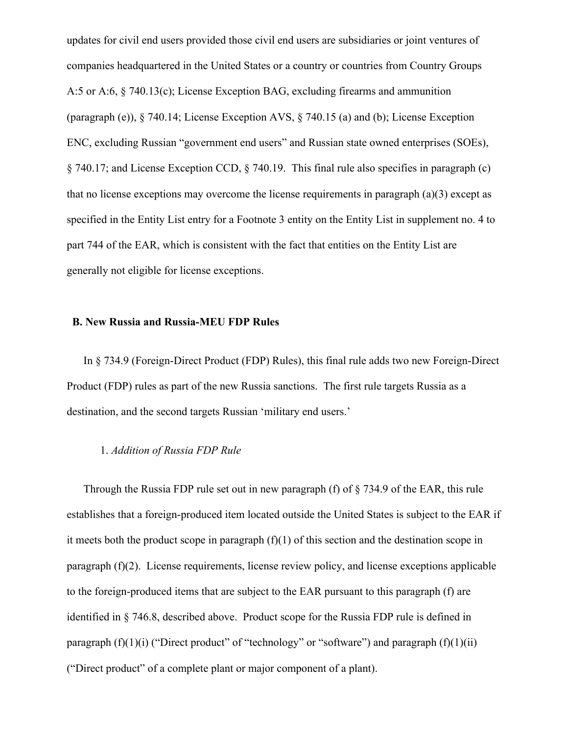updates for civil end users provided those civil end users are subsidiaries or joint ventures of companies headquartered in the United States or a country or countries from Country Groups A:5 or A:6, § 740.13(c); License Exception BAG, excluding firearms and ammunition (paragraph (e)), § 740.14; License Exception AVS, § 740.15 (a) and (b); License Exception ENC, excluding Russian "government end users" and Russian state owned enterprises (SOEs), § 740.17; and License Exception CCD, § 740.19. This final rule also specifies in paragraph (c) that no license exceptions may overcome the license requirements in paragraph (a)(3) except as specified in the Entity List entry for a Footnote 3 entity on the Entity List in supplement no. 4 to part 744 of the EAR, which is consistent with the fact that entities on the Entity List are generally not eligible for license exceptions.

## B. New Russia and Russia-MEU FDP Rules

In § 734.9 (Foreign-Direct Product (FDP) Rules), this final rule adds two new Foreign-Direct Product (FDP) rules as part of the new Russia sanctions. The first rule targets Russia as a destination, and the second targets Russian 'military end users.'

### 1. *Addition of Russia FDP Rule*

Through the Russia FDP rule set out in new paragraph (f) of § 734.9 of the EAR, this rule establishes that a foreign-produced item located outside the United States is subject to the EAR if it meets both the product scope in paragraph (f)(1) of this section and the destination scope in paragraph (f)(2). License requirements, license review policy, and license exceptions applicable to the foreign-produced items that are subject to the EAR pursuant to this paragraph (f) are identified in § 746.8, described above. Product scope for the Russia FDP rule is defined in paragraph (f)(1)(i) ("Direct product" of "technology" or "software") and paragraph (f)(1)(ii) ("Direct product" of a complete plant or major component of a plant).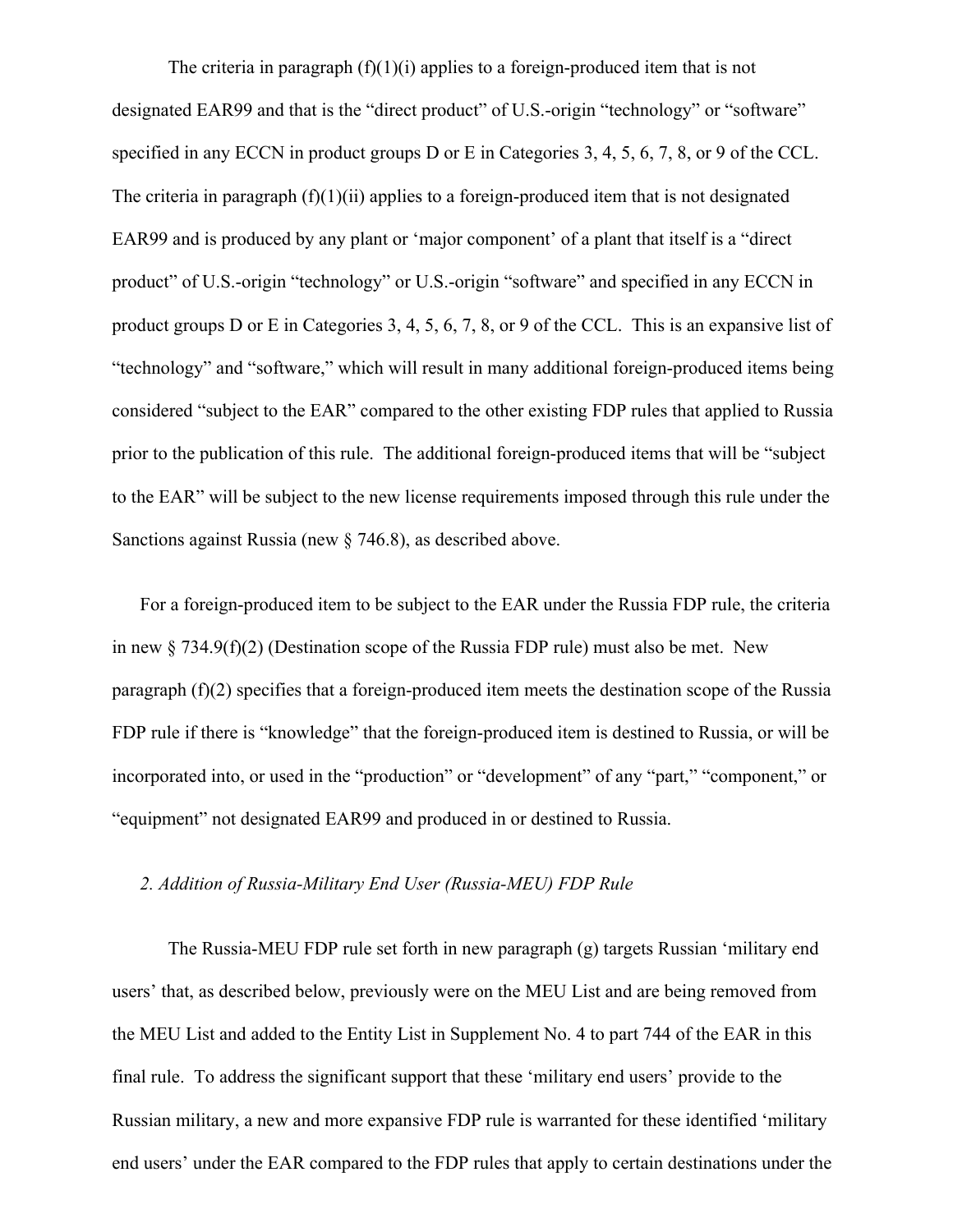The criteria in paragraph (f)(1)(i) applies to a foreign-produced item that is not designated EAR99 and that is the "direct product" of U.S.-origin "technology" or "software" specified in any ECCN in product groups D or E in Categories 3, 4, 5, 6, 7, 8, or 9 of the CCL. The criteria in paragraph (f)(1)(ii) applies to a foreign-produced item that is not designated EAR99 and is produced by any plant or 'major component' of a plant that itself is a "direct product" of U.S.-origin "technology" or U.S.-origin "software" and specified in any ECCN in product groups D or E in Categories 3, 4, 5, 6, 7, 8, or 9 of the CCL. This is an expansive list of "technology" and "software," which will result in many additional foreign-produced items being considered "subject to the EAR" compared to the other existing FDP rules that applied to Russia prior to the publication of this rule. The additional foreign-produced items that will be "subject to the EAR" will be subject to the new license requirements imposed through this rule under the Sanctions against Russia (new § 746.8), as described above.

For a foreign-produced item to be subject to the EAR under the Russia FDP rule, the criteria in new § 734.9(f)(2) (Destination scope of the Russia FDP rule) must also be met. New paragraph (f)(2) specifies that a foreign-produced item meets the destination scope of the Russia FDP rule if there is "knowledge" that the foreign-produced item is destined to Russia, or will be incorporated into, or used in the "production" or "development" of any "part," "component," or "equipment" not designated EAR99 and produced in or destined to Russia.

*2. Addition of Russia-Military End User (Russia-MEU) FDP Rule*

The Russia-MEU FDP rule set forth in new paragraph (g) targets Russian 'military end users' that, as described below, previously were on the MEU List and are being removed from the MEU List and added to the Entity List in Supplement No. 4 to part 744 of the EAR in this final rule. To address the significant support that these 'military end users' provide to the Russian military, a new and more expansive FDP rule is warranted for these identified 'military end users' under the EAR compared to the FDP rules that apply to certain destinations under the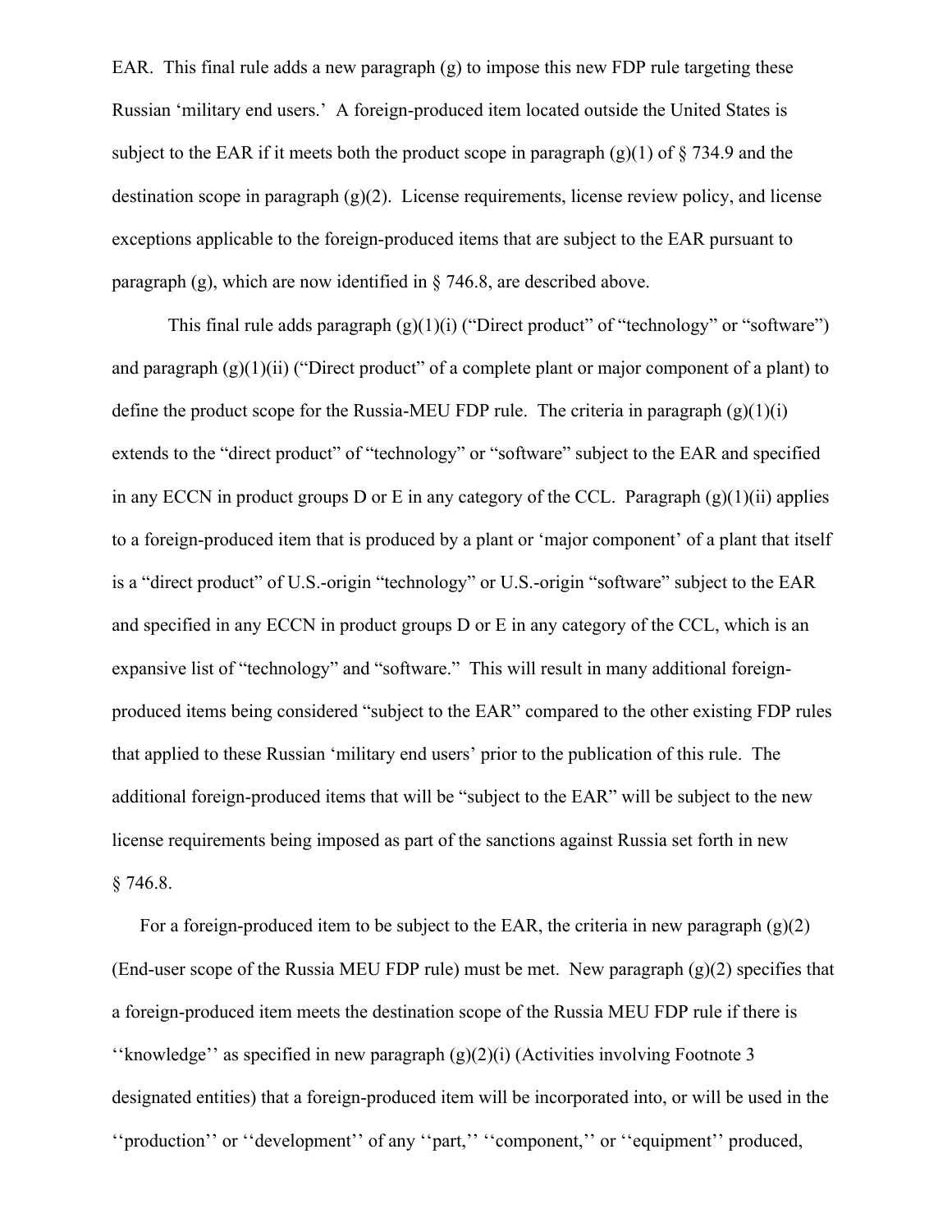EAR. This final rule adds a new paragraph (g) to impose this new FDP rule targeting these Russian 'military end users.' A foreign-produced item located outside the United States is subject to the EAR if it meets both the product scope in paragraph (g)(1) of § 734.9 and the destination scope in paragraph (g)(2). License requirements, license review policy, and license exceptions applicable to the foreign-produced items that are subject to the EAR pursuant to paragraph (g), which are now identified in § 746.8, are described above.

This final rule adds paragraph (g)(1)(i) ("Direct product" of "technology" or "software") and paragraph (g)(1)(ii) ("Direct product" of a complete plant or major component of a plant) to define the product scope for the Russia-MEU FDP rule. The criteria in paragraph (g)(1)(i) extends to the "direct product" of "technology" or "software" subject to the EAR and specified in any ECCN in product groups D or E in any category of the CCL. Paragraph (g)(1)(ii) applies to a foreign-produced item that is produced by a plant or 'major component' of a plant that itself is a "direct product" of U.S.-origin "technology" or U.S.-origin "software" subject to the EAR and specified in any ECCN in product groups D or E in any category of the CCL, which is an expansive list of "technology" and "software." This will result in many additional foreign-produced items being considered "subject to the EAR" compared to the other existing FDP rules that applied to these Russian 'military end users' prior to the publication of this rule. The additional foreign-produced items that will be "subject to the EAR" will be subject to the new license requirements being imposed as part of the sanctions against Russia set forth in new § 746.8.

For a foreign-produced item to be subject to the EAR, the criteria in new paragraph (g)(2) (End-user scope of the Russia MEU FDP rule) must be met. New paragraph (g)(2) specifies that a foreign-produced item meets the destination scope of the Russia MEU FDP rule if there is ''knowledge'' as specified in new paragraph (g)(2)(i) (Activities involving Footnote 3 designated entities) that a foreign-produced item will be incorporated into, or will be used in the ''production'' or ''development'' of any ''part,'' ''component,'' or ''equipment'' produced,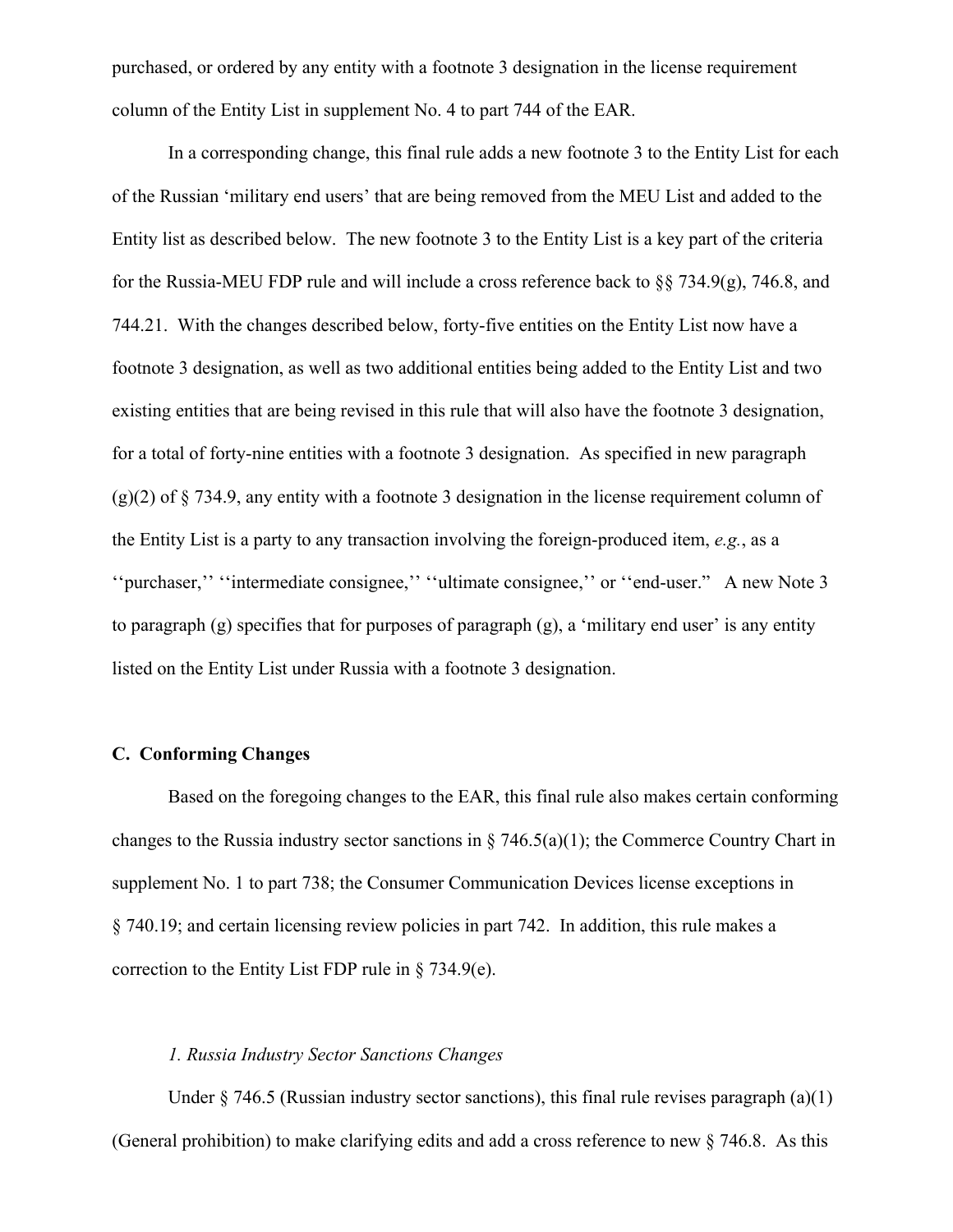purchased, or ordered by any entity with a footnote 3 designation in the license requirement column of the Entity List in supplement No. 4 to part 744 of the EAR.

In a corresponding change, this final rule adds a new footnote 3 to the Entity List for each of the Russian 'military end users' that are being removed from the MEU List and added to the Entity list as described below. The new footnote 3 to the Entity List is a key part of the criteria for the Russia-MEU FDP rule and will include a cross reference back to §§ 734.9(g), 746.8, and 744.21. With the changes described below, forty-five entities on the Entity List now have a footnote 3 designation, as well as two additional entities being added to the Entity List and two existing entities that are being revised in this rule that will also have the footnote 3 designation, for a total of forty-nine entities with a footnote 3 designation. As specified in new paragraph (g)(2) of § 734.9, any entity with a footnote 3 designation in the license requirement column of the Entity List is a party to any transaction involving the foreign-produced item, *e.g.*, as a ''purchaser,'' ''intermediate consignee,'' ''ultimate consignee,'' or ''end-user." A new Note 3 to paragraph (g) specifies that for purposes of paragraph (g), a 'military end user' is any entity listed on the Entity List under Russia with a footnote 3 designation.

**C. Conforming Changes**

Based on the foregoing changes to the EAR, this final rule also makes certain conforming changes to the Russia industry sector sanctions in § 746.5(a)(1); the Commerce Country Chart in supplement No. 1 to part 738; the Consumer Communication Devices license exceptions in § 740.19; and certain licensing review policies in part 742. In addition, this rule makes a correction to the Entity List FDP rule in § 734.9(e).

*1. Russia Industry Sector Sanctions Changes*

Under § 746.5 (Russian industry sector sanctions), this final rule revises paragraph (a)(1) (General prohibition) to make clarifying edits and add a cross reference to new § 746.8. As this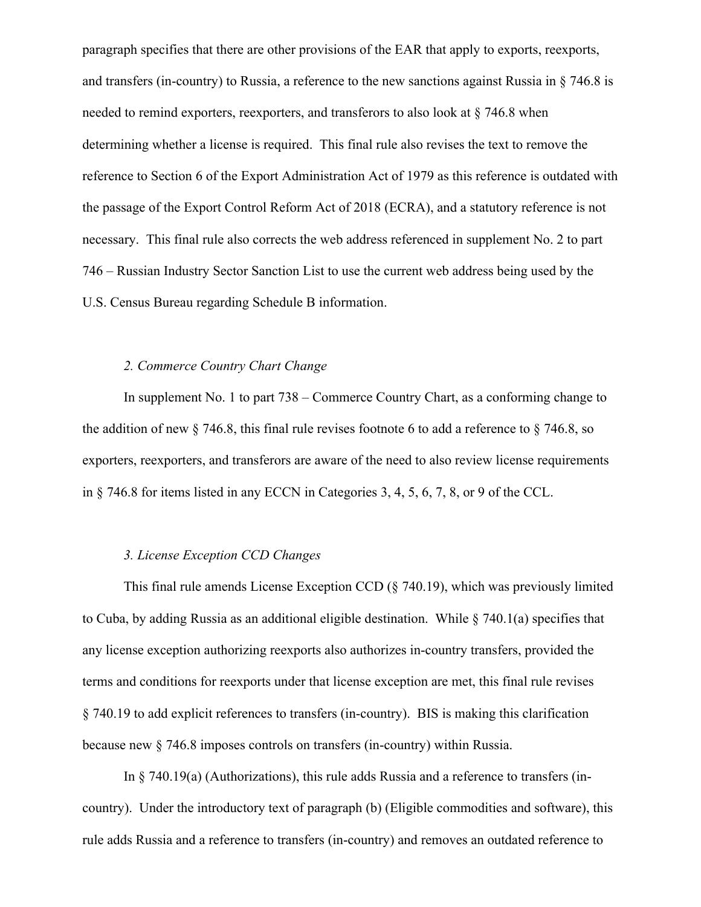paragraph specifies that there are other provisions of the EAR that apply to exports, reexports, and transfers (in-country) to Russia, a reference to the new sanctions against Russia in § 746.8 is needed to remind exporters, reexporters, and transferors to also look at § 746.8 when determining whether a license is required. This final rule also revises the text to remove the reference to Section 6 of the Export Administration Act of 1979 as this reference is outdated with the passage of the Export Control Reform Act of 2018 (ECRA), and a statutory reference is not necessary. This final rule also corrects the web address referenced in supplement No. 2 to part 746 – Russian Industry Sector Sanction List to use the current web address being used by the U.S. Census Bureau regarding Schedule B information.

*2. Commerce Country Chart Change*

In supplement No. 1 to part 738 – Commerce Country Chart, as a conforming change to the addition of new § 746.8, this final rule revises footnote 6 to add a reference to § 746.8, so exporters, reexporters, and transferors are aware of the need to also review license requirements in § 746.8 for items listed in any ECCN in Categories 3, 4, 5, 6, 7, 8, or 9 of the CCL.

*3. License Exception CCD Changes*

This final rule amends License Exception CCD (§ 740.19), which was previously limited to Cuba, by adding Russia as an additional eligible destination. While § 740.1(a) specifies that any license exception authorizing reexports also authorizes in-country transfers, provided the terms and conditions for reexports under that license exception are met, this final rule revises § 740.19 to add explicit references to transfers (in-country). BIS is making this clarification because new § 746.8 imposes controls on transfers (in-country) within Russia.

In § 740.19(a) (Authorizations), this rule adds Russia and a reference to transfers (in-country). Under the introductory text of paragraph (b) (Eligible commodities and software), this rule adds Russia and a reference to transfers (in-country) and removes an outdated reference to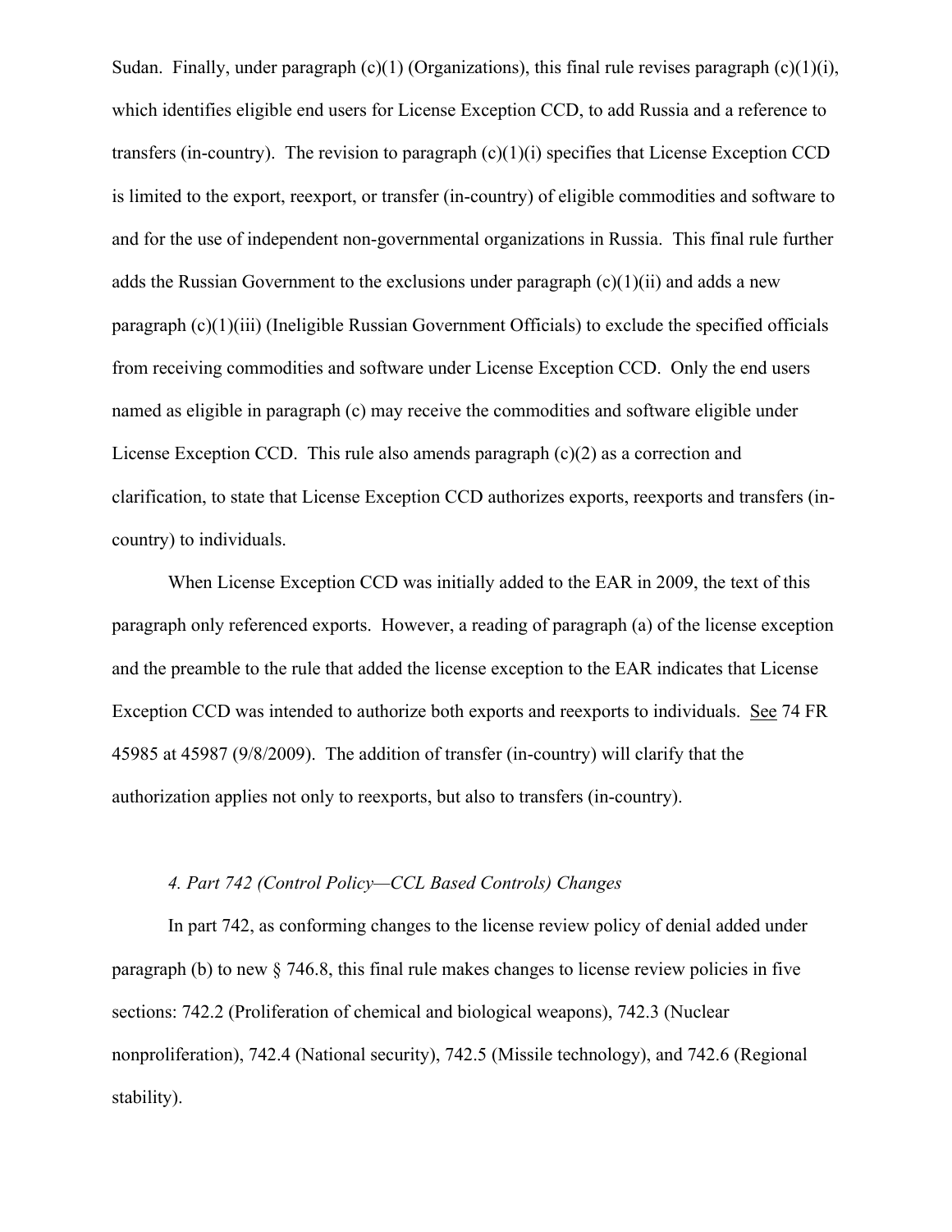Sudan. Finally, under paragraph (c)(1) (Organizations), this final rule revises paragraph (c)(1)(i), which identifies eligible end users for License Exception CCD, to add Russia and a reference to transfers (in-country). The revision to paragraph (c)(1)(i) specifies that License Exception CCD is limited to the export, reexport, or transfer (in-country) of eligible commodities and software to and for the use of independent non-governmental organizations in Russia. This final rule further adds the Russian Government to the exclusions under paragraph (c)(1)(ii) and adds a new paragraph (c)(1)(iii) (Ineligible Russian Government Officials) to exclude the specified officials from receiving commodities and software under License Exception CCD. Only the end users named as eligible in paragraph (c) may receive the commodities and software eligible under License Exception CCD. This rule also amends paragraph (c)(2) as a correction and clarification, to state that License Exception CCD authorizes exports, reexports and transfers (in-country) to individuals.

When License Exception CCD was initially added to the EAR in 2009, the text of this paragraph only referenced exports. However, a reading of paragraph (a) of the license exception and the preamble to the rule that added the license exception to the EAR indicates that License Exception CCD was intended to authorize both exports and reexports to individuals. See 74 FR 45985 at 45987 (9/8/2009). The addition of transfer (in-country) will clarify that the authorization applies not only to reexports, but also to transfers (in-country).

*4. Part 742 (Control Policy—CCL Based Controls) Changes*

In part 742, as conforming changes to the license review policy of denial added under paragraph (b) to new § 746.8, this final rule makes changes to license review policies in five sections: 742.2 (Proliferation of chemical and biological weapons), 742.3 (Nuclear nonproliferation), 742.4 (National security), 742.5 (Missile technology), and 742.6 (Regional stability).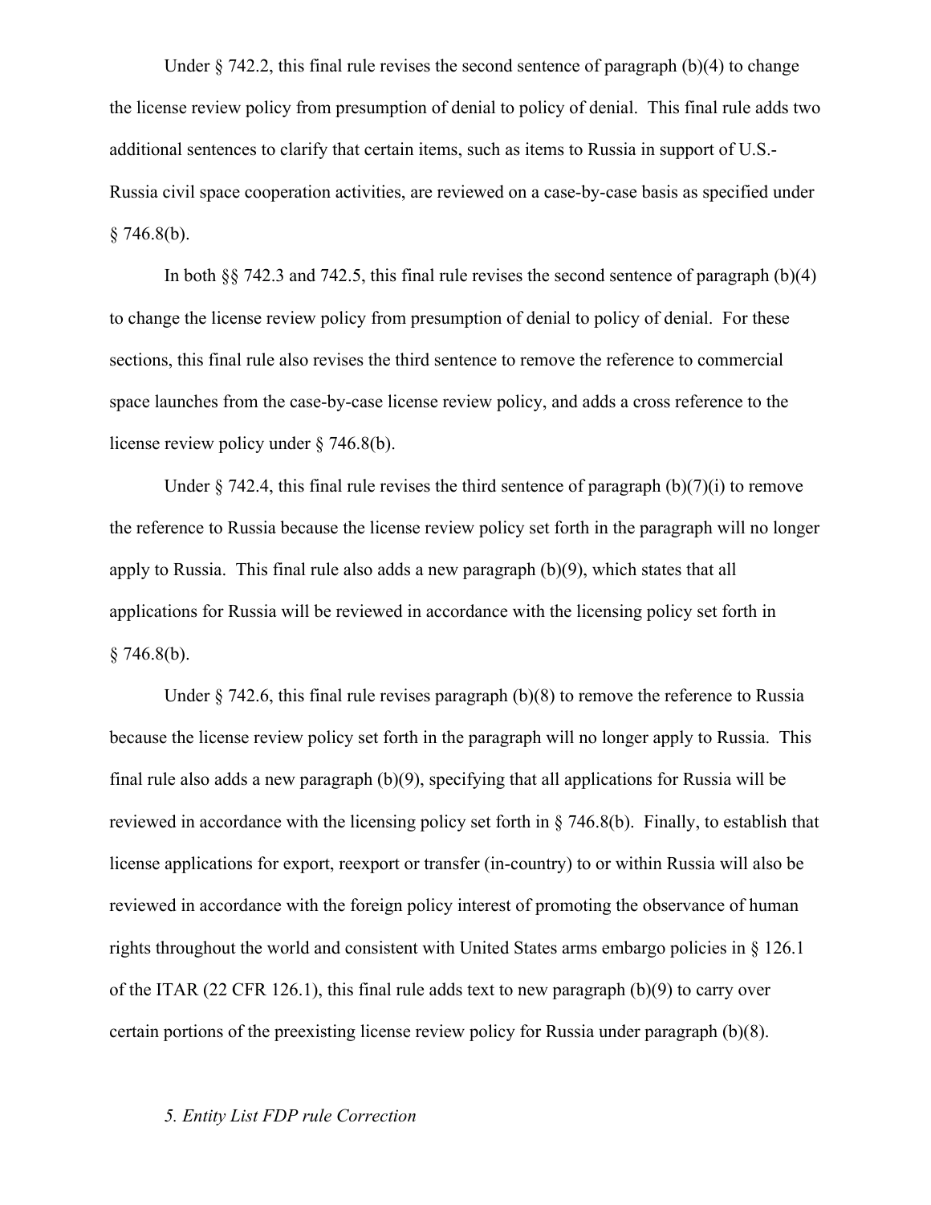Under § 742.2, this final rule revises the second sentence of paragraph (b)(4) to change the license review policy from presumption of denial to policy of denial. This final rule adds two additional sentences to clarify that certain items, such as items to Russia in support of U.S.-Russia civil space cooperation activities, are reviewed on a case-by-case basis as specified under § 746.8(b).

In both §§ 742.3 and 742.5, this final rule revises the second sentence of paragraph (b)(4) to change the license review policy from presumption of denial to policy of denial. For these sections, this final rule also revises the third sentence to remove the reference to commercial space launches from the case-by-case license review policy, and adds a cross reference to the license review policy under § 746.8(b).

Under § 742.4, this final rule revises the third sentence of paragraph (b)(7)(i) to remove the reference to Russia because the license review policy set forth in the paragraph will no longer apply to Russia. This final rule also adds a new paragraph (b)(9), which states that all applications for Russia will be reviewed in accordance with the licensing policy set forth in § 746.8(b).

Under § 742.6, this final rule revises paragraph (b)(8) to remove the reference to Russia because the license review policy set forth in the paragraph will no longer apply to Russia. This final rule also adds a new paragraph (b)(9), specifying that all applications for Russia will be reviewed in accordance with the licensing policy set forth in § 746.8(b). Finally, to establish that license applications for export, reexport or transfer (in-country) to or within Russia will also be reviewed in accordance with the foreign policy interest of promoting the observance of human rights throughout the world and consistent with United States arms embargo policies in § 126.1 of the ITAR (22 CFR 126.1), this final rule adds text to new paragraph (b)(9) to carry over certain portions of the preexisting license review policy for Russia under paragraph (b)(8).

*5. Entity List FDP rule Correction*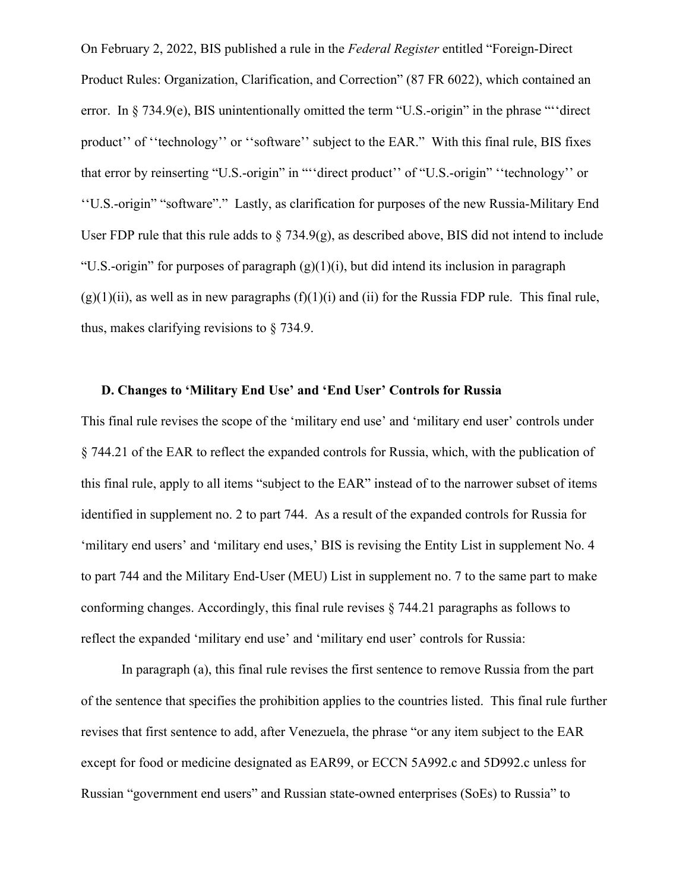On February 2, 2022, BIS published a rule in the *Federal Register* entitled "Foreign-Direct Product Rules: Organization, Clarification, and Correction" (87 FR 6022), which contained an error. In § 734.9(e), BIS unintentionally omitted the term "U.S.-origin" in the phrase "''direct product'' of ''technology'' or ''software'' subject to the EAR." With this final rule, BIS fixes that error by reinserting "U.S.-origin" in "''direct product'' of "U.S.-origin" ''technology'' or ''U.S.-origin" "software"." Lastly, as clarification for purposes of the new Russia-Military End User FDP rule that this rule adds to § 734.9(g), as described above, BIS did not intend to include "U.S.-origin" for purposes of paragraph (g)(1)(i), but did intend its inclusion in paragraph (g)(1)(ii), as well as in new paragraphs (f)(1)(i) and (ii) for the Russia FDP rule. This final rule, thus, makes clarifying revisions to § 734.9.

**D. Changes to 'Military End Use' and 'End User' Controls for Russia**

This final rule revises the scope of the 'military end use' and 'military end user' controls under § 744.21 of the EAR to reflect the expanded controls for Russia, which, with the publication of this final rule, apply to all items "subject to the EAR" instead of to the narrower subset of items identified in supplement no. 2 to part 744. As a result of the expanded controls for Russia for 'military end users' and 'military end uses,' BIS is revising the Entity List in supplement No. 4 to part 744 and the Military End-User (MEU) List in supplement no. 7 to the same part to make conforming changes. Accordingly, this final rule revises § 744.21 paragraphs as follows to reflect the expanded 'military end use' and 'military end user' controls for Russia:

In paragraph (a), this final rule revises the first sentence to remove Russia from the part of the sentence that specifies the prohibition applies to the countries listed. This final rule further revises that first sentence to add, after Venezuela, the phrase "or any item subject to the EAR except for food or medicine designated as EAR99, or ECCN 5A992.c and 5D992.c unless for Russian "government end users" and Russian state-owned enterprises (SoEs) to Russia" to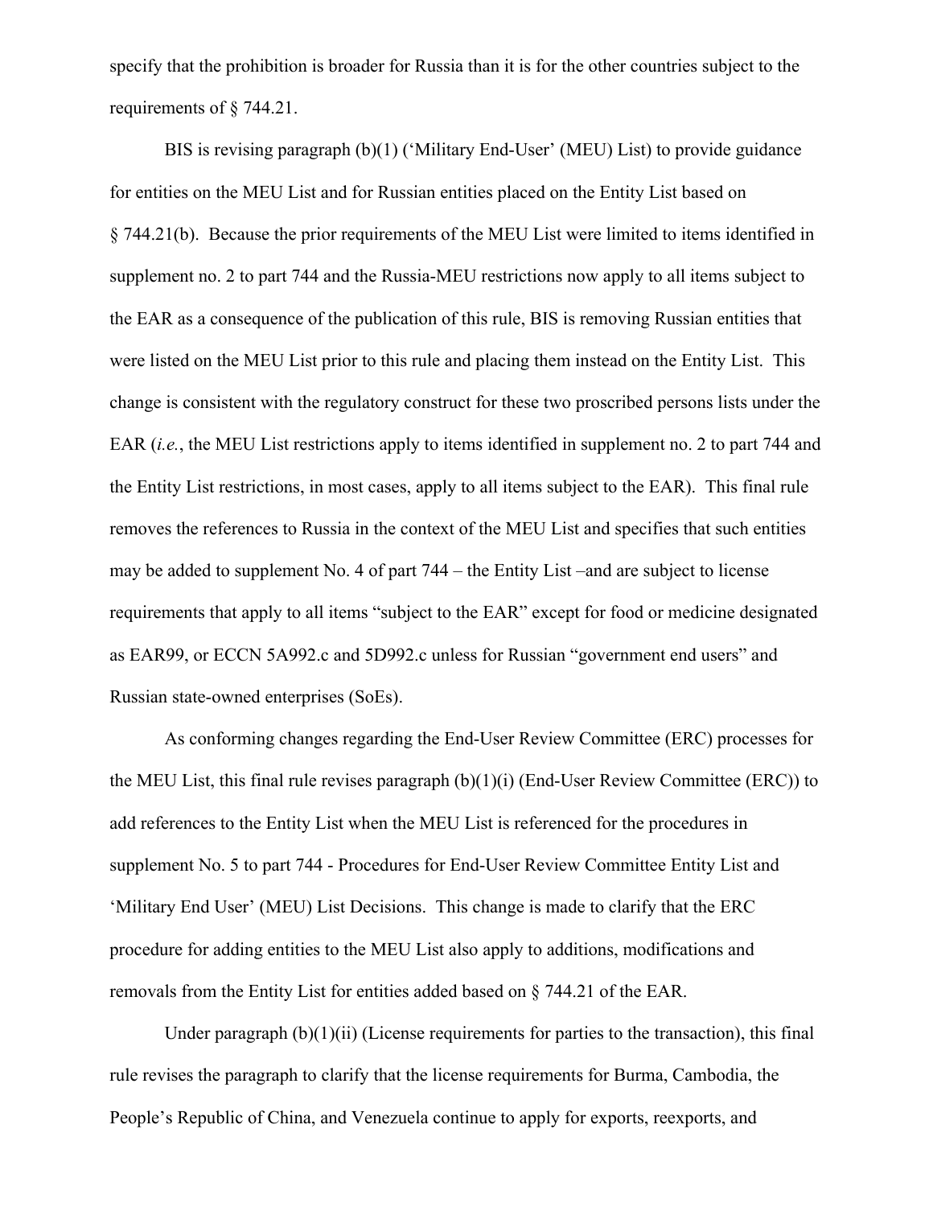specify that the prohibition is broader for Russia than it is for the other countries subject to the requirements of § 744.21.

BIS is revising paragraph (b)(1) ('Military End-User' (MEU) List) to provide guidance for entities on the MEU List and for Russian entities placed on the Entity List based on § 744.21(b). Because the prior requirements of the MEU List were limited to items identified in supplement no. 2 to part 744 and the Russia-MEU restrictions now apply to all items subject to the EAR as a consequence of the publication of this rule, BIS is removing Russian entities that were listed on the MEU List prior to this rule and placing them instead on the Entity List. This change is consistent with the regulatory construct for these two proscribed persons lists under the EAR (*i.e.*, the MEU List restrictions apply to items identified in supplement no. 2 to part 744 and the Entity List restrictions, in most cases, apply to all items subject to the EAR). This final rule removes the references to Russia in the context of the MEU List and specifies that such entities may be added to supplement No. 4 of part 744 – the Entity List –and are subject to license requirements that apply to all items "subject to the EAR" except for food or medicine designated as EAR99, or ECCN 5A992.c and 5D992.c unless for Russian "government end users" and Russian state-owned enterprises (SoEs).

As conforming changes regarding the End-User Review Committee (ERC) processes for the MEU List, this final rule revises paragraph (b)(1)(i) (End-User Review Committee (ERC)) to add references to the Entity List when the MEU List is referenced for the procedures in supplement No. 5 to part 744 - Procedures for End-User Review Committee Entity List and 'Military End User' (MEU) List Decisions. This change is made to clarify that the ERC procedure for adding entities to the MEU List also apply to additions, modifications and removals from the Entity List for entities added based on § 744.21 of the EAR.

Under paragraph (b)(1)(ii) (License requirements for parties to the transaction), this final rule revises the paragraph to clarify that the license requirements for Burma, Cambodia, the People's Republic of China, and Venezuela continue to apply for exports, reexports, and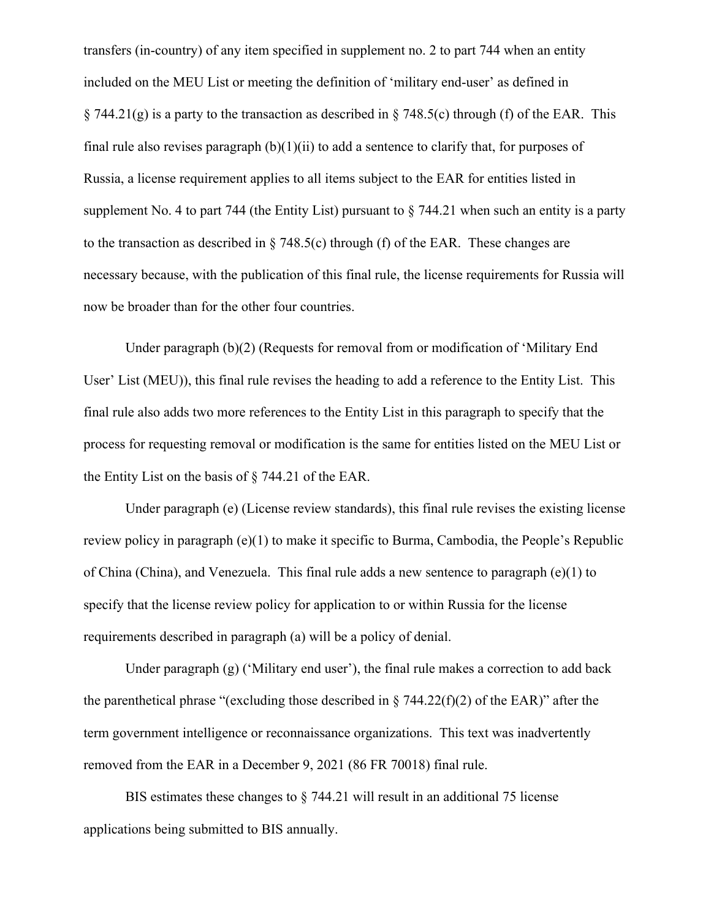transfers (in-country) of any item specified in supplement no. 2 to part 744 when an entity included on the MEU List or meeting the definition of 'military end-user' as defined in § 744.21(g) is a party to the transaction as described in § 748.5(c) through (f) of the EAR. This final rule also revises paragraph (b)(1)(ii) to add a sentence to clarify that, for purposes of Russia, a license requirement applies to all items subject to the EAR for entities listed in supplement No. 4 to part 744 (the Entity List) pursuant to § 744.21 when such an entity is a party to the transaction as described in § 748.5(c) through (f) of the EAR. These changes are necessary because, with the publication of this final rule, the license requirements for Russia will now be broader than for the other four countries.

Under paragraph (b)(2) (Requests for removal from or modification of 'Military End User' List (MEU)), this final rule revises the heading to add a reference to the Entity List. This final rule also adds two more references to the Entity List in this paragraph to specify that the process for requesting removal or modification is the same for entities listed on the MEU List or the Entity List on the basis of § 744.21 of the EAR.

Under paragraph (e) (License review standards), this final rule revises the existing license review policy in paragraph (e)(1) to make it specific to Burma, Cambodia, the People's Republic of China (China), and Venezuela. This final rule adds a new sentence to paragraph (e)(1) to specify that the license review policy for application to or within Russia for the license requirements described in paragraph (a) will be a policy of denial.

Under paragraph (g) ('Military end user'), the final rule makes a correction to add back the parenthetical phrase "(excluding those described in § 744.22(f)(2) of the EAR)" after the term government intelligence or reconnaissance organizations. This text was inadvertently removed from the EAR in a December 9, 2021 (86 FR 70018) final rule.

BIS estimates these changes to § 744.21 will result in an additional 75 license applications being submitted to BIS annually.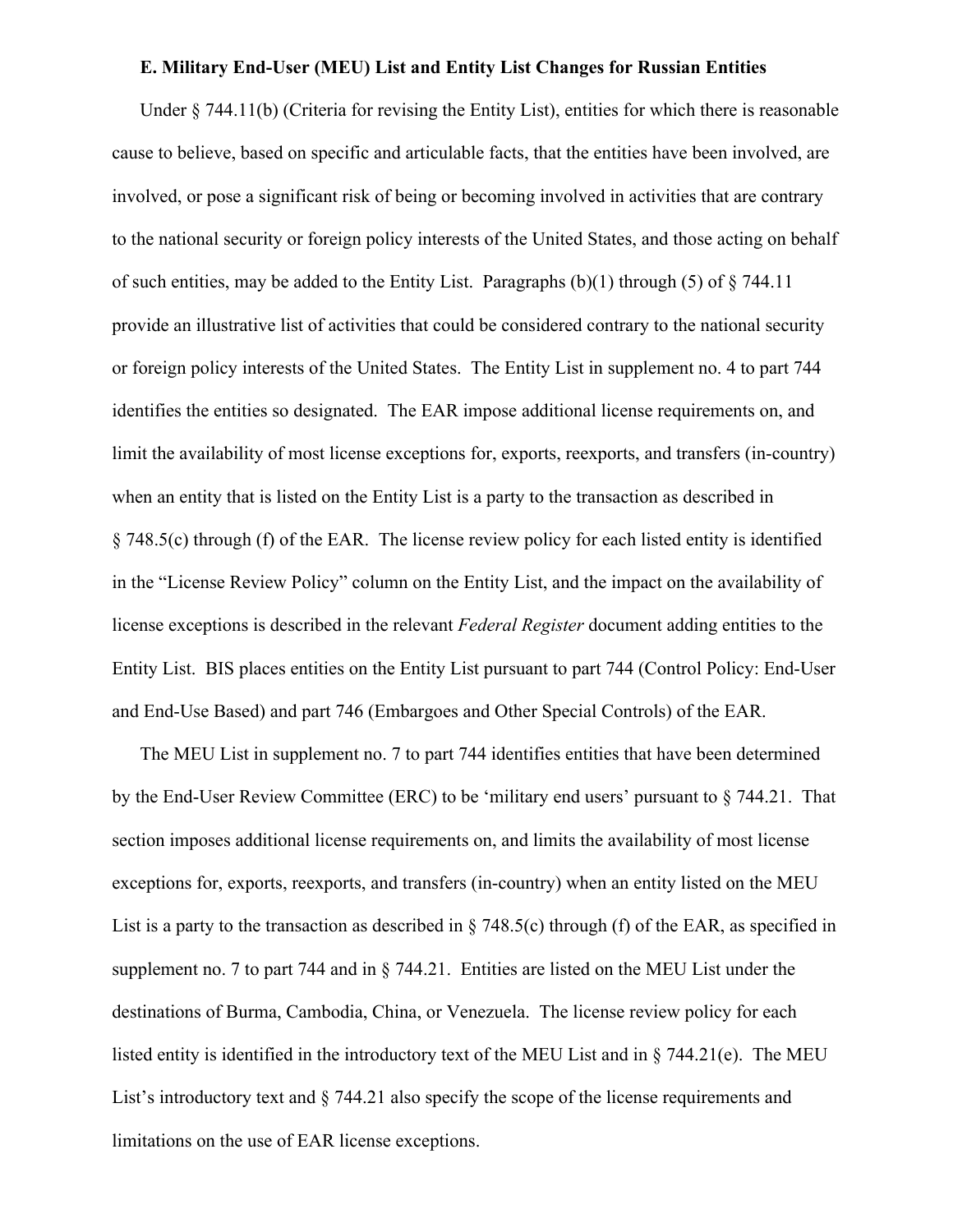**E. Military End-User (MEU) List and Entity List Changes for Russian Entities**

Under § 744.11(b) (Criteria for revising the Entity List), entities for which there is reasonable cause to believe, based on specific and articulable facts, that the entities have been involved, are involved, or pose a significant risk of being or becoming involved in activities that are contrary to the national security or foreign policy interests of the United States, and those acting on behalf of such entities, may be added to the Entity List. Paragraphs (b)(1) through (5) of § 744.11 provide an illustrative list of activities that could be considered contrary to the national security or foreign policy interests of the United States. The Entity List in supplement no. 4 to part 744 identifies the entities so designated. The EAR impose additional license requirements on, and limit the availability of most license exceptions for, exports, reexports, and transfers (in-country) when an entity that is listed on the Entity List is a party to the transaction as described in § 748.5(c) through (f) of the EAR. The license review policy for each listed entity is identified in the "License Review Policy" column on the Entity List, and the impact on the availability of license exceptions is described in the relevant *Federal Register* document adding entities to the Entity List. BIS places entities on the Entity List pursuant to part 744 (Control Policy: End-User and End-Use Based) and part 746 (Embargoes and Other Special Controls) of the EAR.

The MEU List in supplement no. 7 to part 744 identifies entities that have been determined by the End-User Review Committee (ERC) to be 'military end users' pursuant to § 744.21. That section imposes additional license requirements on, and limits the availability of most license exceptions for, exports, reexports, and transfers (in-country) when an entity listed on the MEU List is a party to the transaction as described in § 748.5(c) through (f) of the EAR, as specified in supplement no. 7 to part 744 and in § 744.21. Entities are listed on the MEU List under the destinations of Burma, Cambodia, China, or Venezuela. The license review policy for each listed entity is identified in the introductory text of the MEU List and in § 744.21(e). The MEU List's introductory text and § 744.21 also specify the scope of the license requirements and limitations on the use of EAR license exceptions.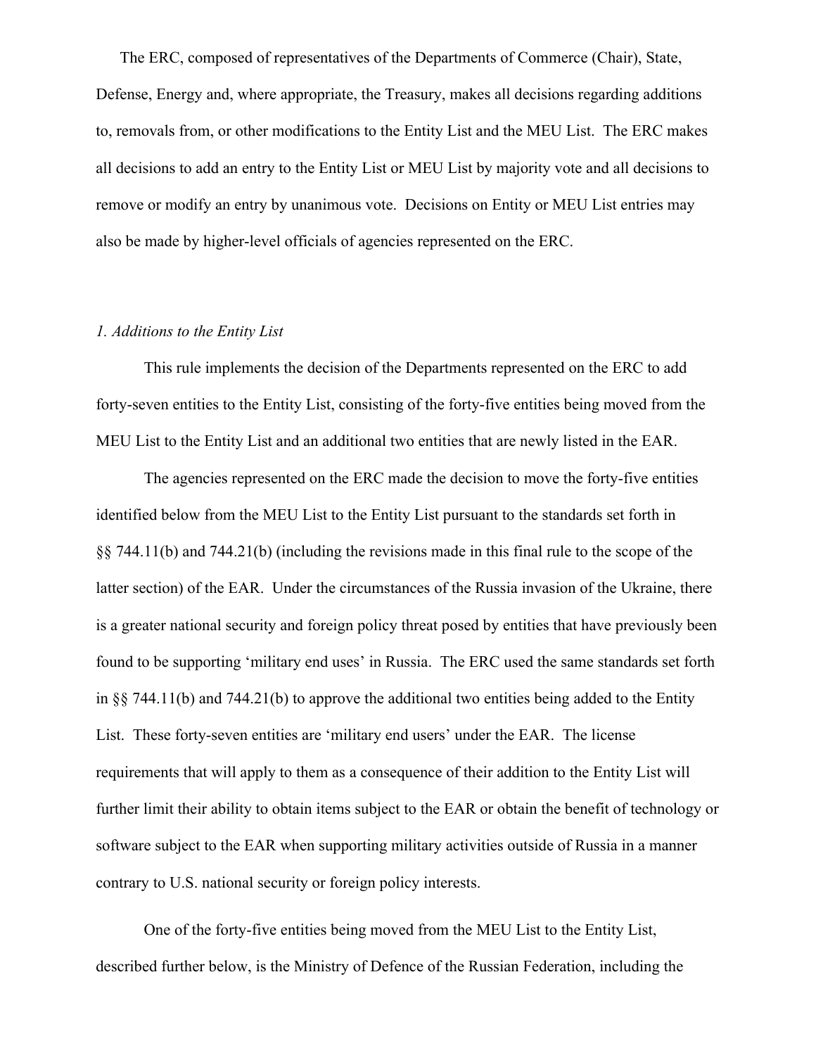The ERC, composed of representatives of the Departments of Commerce (Chair), State, Defense, Energy and, where appropriate, the Treasury, makes all decisions regarding additions to, removals from, or other modifications to the Entity List and the MEU List. The ERC makes all decisions to add an entry to the Entity List or MEU List by majority vote and all decisions to remove or modify an entry by unanimous vote. Decisions on Entity or MEU List entries may also be made by higher-level officials of agencies represented on the ERC.

*1. Additions to the Entity List*

This rule implements the decision of the Departments represented on the ERC to add forty-seven entities to the Entity List, consisting of the forty-five entities being moved from the MEU List to the Entity List and an additional two entities that are newly listed in the EAR.

The agencies represented on the ERC made the decision to move the forty-five entities identified below from the MEU List to the Entity List pursuant to the standards set forth in §§ 744.11(b) and 744.21(b) (including the revisions made in this final rule to the scope of the latter section) of the EAR. Under the circumstances of the Russia invasion of the Ukraine, there is a greater national security and foreign policy threat posed by entities that have previously been found to be supporting 'military end uses' in Russia. The ERC used the same standards set forth in §§ 744.11(b) and 744.21(b) to approve the additional two entities being added to the Entity List. These forty-seven entities are 'military end users' under the EAR. The license requirements that will apply to them as a consequence of their addition to the Entity List will further limit their ability to obtain items subject to the EAR or obtain the benefit of technology or software subject to the EAR when supporting military activities outside of Russia in a manner contrary to U.S. national security or foreign policy interests.

One of the forty-five entities being moved from the MEU List to the Entity List, described further below, is the Ministry of Defence of the Russian Federation, including the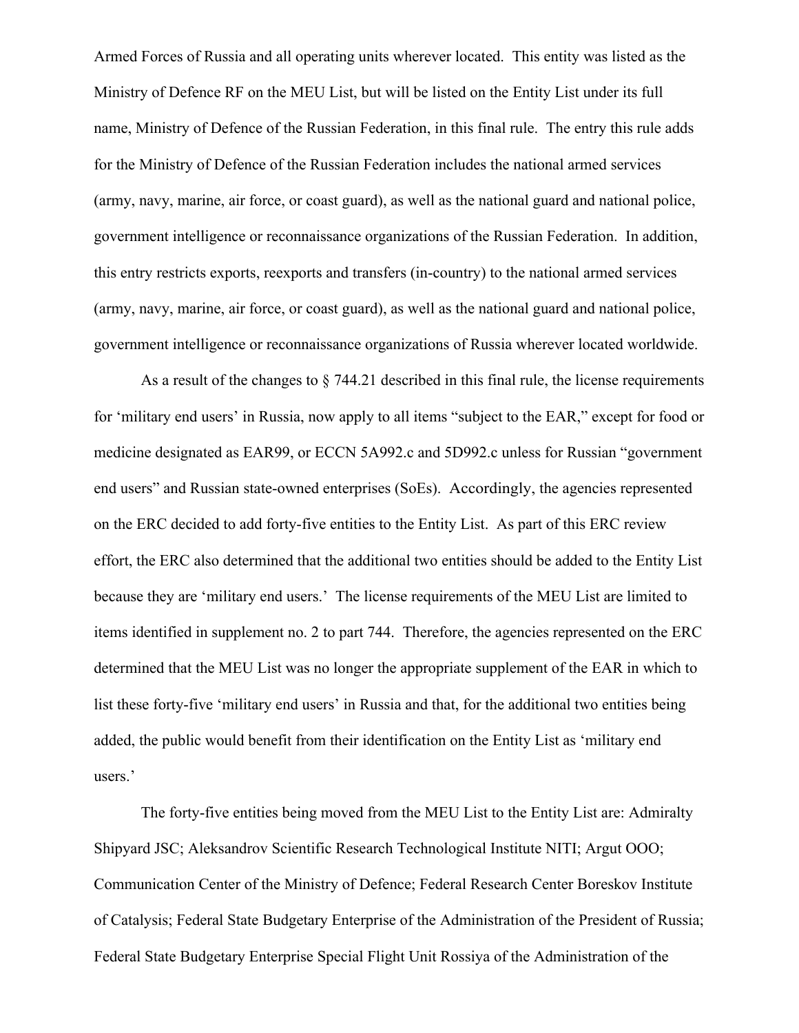Armed Forces of Russia and all operating units wherever located. This entity was listed as the Ministry of Defence RF on the MEU List, but will be listed on the Entity List under its full name, Ministry of Defence of the Russian Federation, in this final rule. The entry this rule adds for the Ministry of Defence of the Russian Federation includes the national armed services (army, navy, marine, air force, or coast guard), as well as the national guard and national police, government intelligence or reconnaissance organizations of the Russian Federation. In addition, this entry restricts exports, reexports and transfers (in-country) to the national armed services (army, navy, marine, air force, or coast guard), as well as the national guard and national police, government intelligence or reconnaissance organizations of Russia wherever located worldwide.

As a result of the changes to § 744.21 described in this final rule, the license requirements for 'military end users' in Russia, now apply to all items "subject to the EAR," except for food or medicine designated as EAR99, or ECCN 5A992.c and 5D992.c unless for Russian "government end users" and Russian state-owned enterprises (SoEs). Accordingly, the agencies represented on the ERC decided to add forty-five entities to the Entity List. As part of this ERC review effort, the ERC also determined that the additional two entities should be added to the Entity List because they are 'military end users.' The license requirements of the MEU List are limited to items identified in supplement no. 2 to part 744. Therefore, the agencies represented on the ERC determined that the MEU List was no longer the appropriate supplement of the EAR in which to list these forty-five 'military end users' in Russia and that, for the additional two entities being added, the public would benefit from their identification on the Entity List as 'military end users.'

The forty-five entities being moved from the MEU List to the Entity List are: Admiralty Shipyard JSC; Aleksandrov Scientific Research Technological Institute NITI; Argut OOO; Communication Center of the Ministry of Defence; Federal Research Center Boreskov Institute of Catalysis; Federal State Budgetary Enterprise of the Administration of the President of Russia; Federal State Budgetary Enterprise Special Flight Unit Rossiya of the Administration of the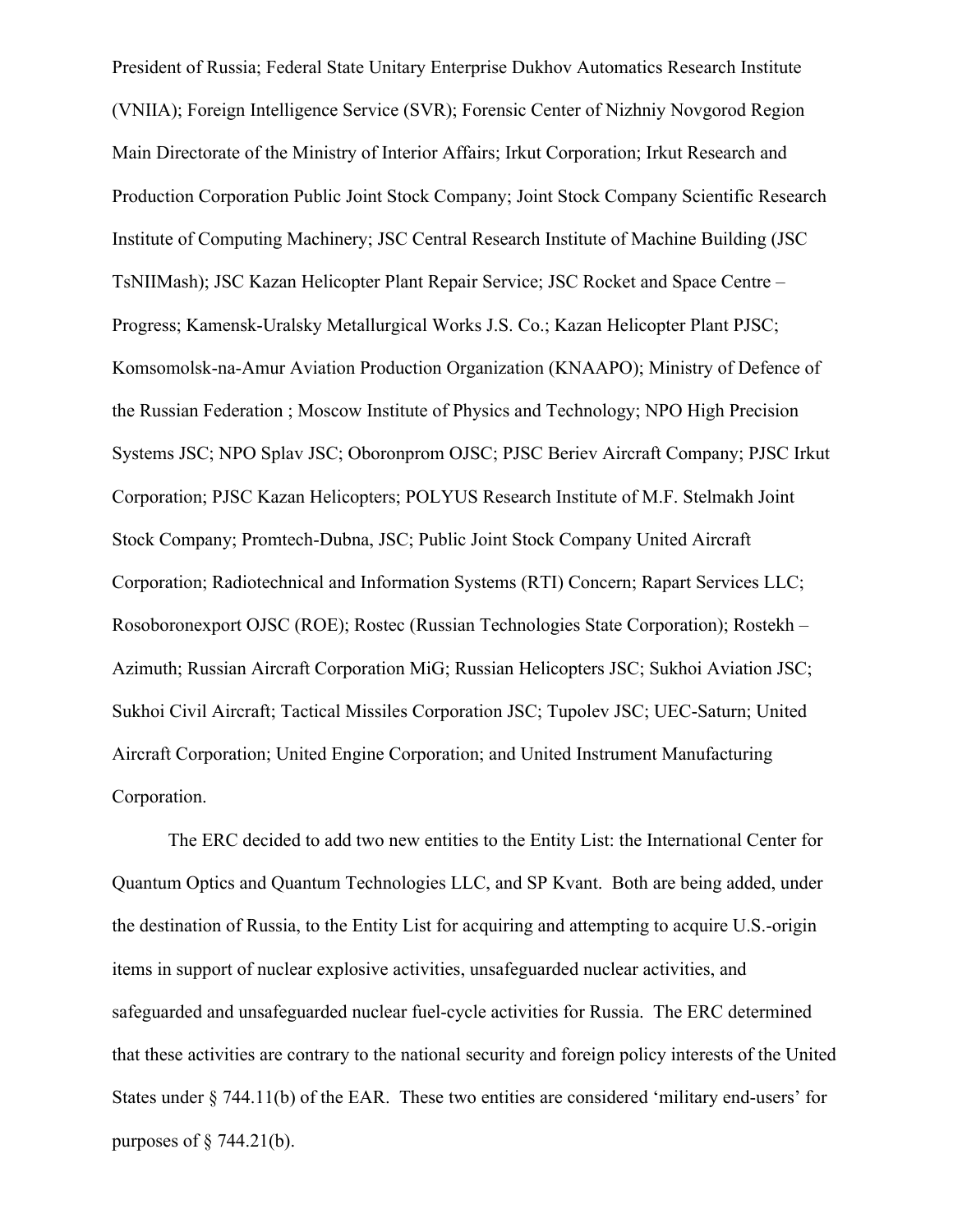President of Russia; Federal State Unitary Enterprise Dukhov Automatics Research Institute (VNIIA); Foreign Intelligence Service (SVR); Forensic Center of Nizhniy Novgorod Region Main Directorate of the Ministry of Interior Affairs; Irkut Corporation; Irkut Research and Production Corporation Public Joint Stock Company; Joint Stock Company Scientific Research Institute of Computing Machinery; JSC Central Research Institute of Machine Building (JSC TsNIIMash); JSC Kazan Helicopter Plant Repair Service; JSC Rocket and Space Centre – Progress; Kamensk-Uralsky Metallurgical Works J.S. Co.; Kazan Helicopter Plant PJSC; Komsomolsk-na-Amur Aviation Production Organization (KNAAPO); Ministry of Defence of the Russian Federation ; Moscow Institute of Physics and Technology; NPO High Precision Systems JSC; NPO Splav JSC; Oboronprom OJSC; PJSC Beriev Aircraft Company; PJSC Irkut Corporation; PJSC Kazan Helicopters; POLYUS Research Institute of M.F. Stelmakh Joint Stock Company; Promtech-Dubna, JSC; Public Joint Stock Company United Aircraft Corporation; Radiotechnical and Information Systems (RTI) Concern; Rapart Services LLC; Rosoboronexport OJSC (ROE); Rostec (Russian Technologies State Corporation); Rostekh – Azimuth; Russian Aircraft Corporation MiG; Russian Helicopters JSC; Sukhoi Aviation JSC; Sukhoi Civil Aircraft; Tactical Missiles Corporation JSC; Tupolev JSC; UEC-Saturn; United Aircraft Corporation; United Engine Corporation; and United Instrument Manufacturing Corporation.

The ERC decided to add two new entities to the Entity List: the International Center for Quantum Optics and Quantum Technologies LLC, and SP Kvant. Both are being added, under the destination of Russia, to the Entity List for acquiring and attempting to acquire U.S.-origin items in support of nuclear explosive activities, unsafeguarded nuclear activities, and safeguarded and unsafeguarded nuclear fuel-cycle activities for Russia. The ERC determined that these activities are contrary to the national security and foreign policy interests of the United States under § 744.11(b) of the EAR. These two entities are considered 'military end-users' for purposes of § 744.21(b).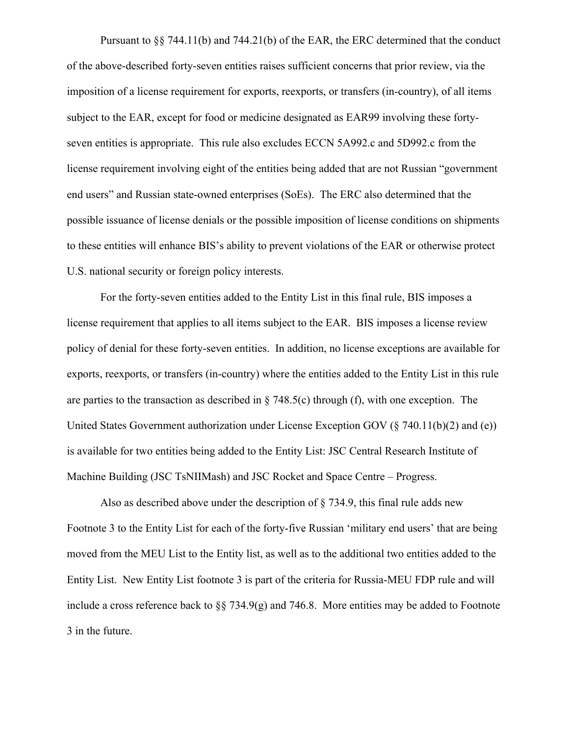Pursuant to §§ 744.11(b) and 744.21(b) of the EAR, the ERC determined that the conduct of the above-described forty-seven entities raises sufficient concerns that prior review, via the imposition of a license requirement for exports, reexports, or transfers (in-country), of all items subject to the EAR, except for food or medicine designated as EAR99 involving these forty-seven entities is appropriate. This rule also excludes ECCN 5A992.c and 5D992.c from the license requirement involving eight of the entities being added that are not Russian "government end users" and Russian state-owned enterprises (SoEs). The ERC also determined that the possible issuance of license denials or the possible imposition of license conditions on shipments to these entities will enhance BIS's ability to prevent violations of the EAR or otherwise protect U.S. national security or foreign policy interests.

For the forty-seven entities added to the Entity List in this final rule, BIS imposes a license requirement that applies to all items subject to the EAR. BIS imposes a license review policy of denial for these forty-seven entities. In addition, no license exceptions are available for exports, reexports, or transfers (in-country) where the entities added to the Entity List in this rule are parties to the transaction as described in § 748.5(c) through (f), with one exception. The United States Government authorization under License Exception GOV (§ 740.11(b)(2) and (e)) is available for two entities being added to the Entity List: JSC Central Research Institute of Machine Building (JSC TsNIIMash) and JSC Rocket and Space Centre – Progress.

Also as described above under the description of § 734.9, this final rule adds new Footnote 3 to the Entity List for each of the forty-five Russian 'military end users' that are being moved from the MEU List to the Entity list, as well as to the additional two entities added to the Entity List. New Entity List footnote 3 is part of the criteria for Russia-MEU FDP rule and will include a cross reference back to §§ 734.9(g) and 746.8. More entities may be added to Footnote 3 in the future.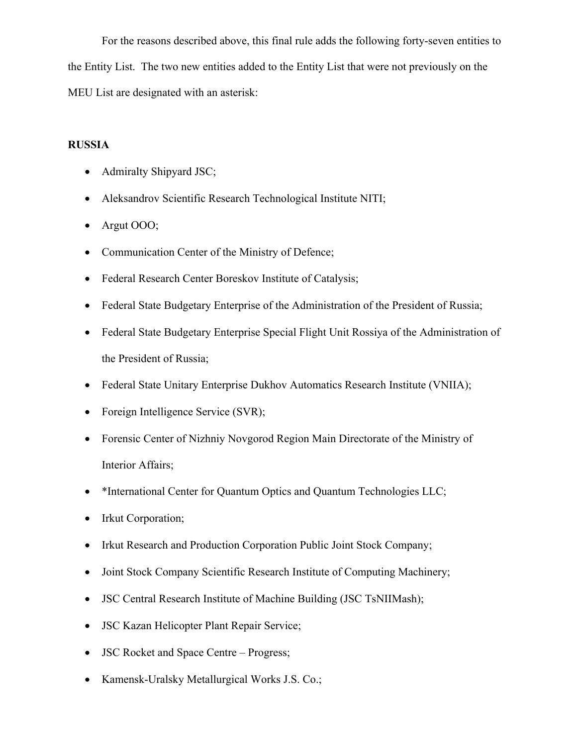For the reasons described above, this final rule adds the following forty-seven entities to the Entity List. The two new entities added to the Entity List that were not previously on the MEU List are designated with an asterisk:

**RUSSIA**

- Admiralty Shipyard JSC;
- Aleksandrov Scientific Research Technological Institute NITI;
- Argut OOO;
- Communication Center of the Ministry of Defence;
- Federal Research Center Boreskov Institute of Catalysis;
- Federal State Budgetary Enterprise of the Administration of the President of Russia;
- Federal State Budgetary Enterprise Special Flight Unit Rossiya of the Administration of the President of Russia;
- Federal State Unitary Enterprise Dukhov Automatics Research Institute (VNIIA);
- Foreign Intelligence Service (SVR);
- Forensic Center of Nizhniy Novgorod Region Main Directorate of the Ministry of Interior Affairs;
- *International Center for Quantum Optics and Quantum Technologies LLC;
- Irkut Corporation;
- Irkut Research and Production Corporation Public Joint Stock Company;
- Joint Stock Company Scientific Research Institute of Computing Machinery;
- JSC Central Research Institute of Machine Building (JSC TsNIIMash);
- JSC Kazan Helicopter Plant Repair Service;
- JSC Rocket and Space Centre – Progress;
- Kamensk-Uralsky Metallurgical Works J.S. Co.;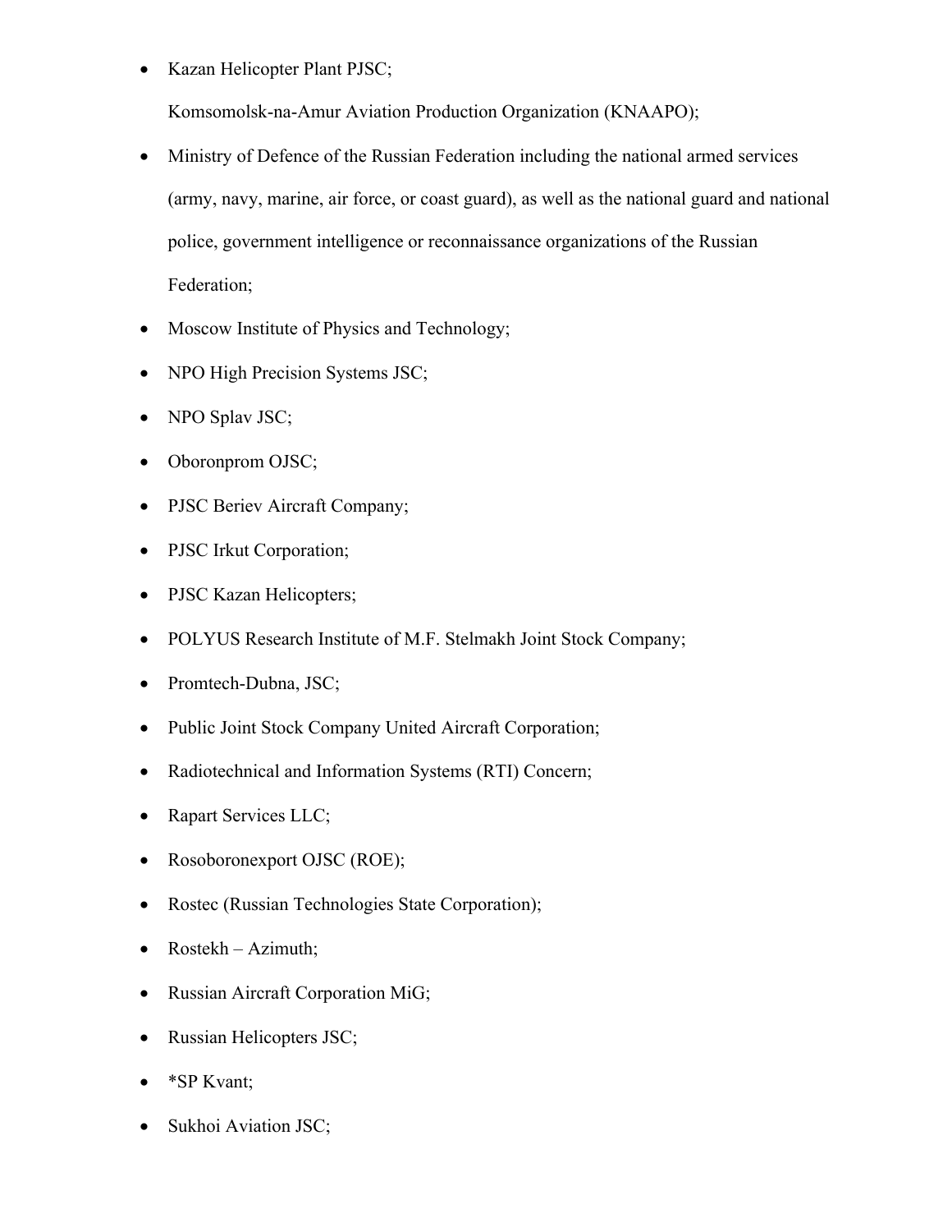- Kazan Helicopter Plant PJSC;

  Komsomolsk-na-Amur Aviation Production Organization (KNAAPO);
- Ministry of Defence of the Russian Federation including the national armed services (army, navy, marine, air force, or coast guard), as well as the national guard and national police, government intelligence or reconnaissance organizations of the Russian Federation;
- Moscow Institute of Physics and Technology;
- NPO High Precision Systems JSC;
- NPO Splav JSC;
- Oboronprom OJSC;
- PJSC Beriev Aircraft Company;
- PJSC Irkut Corporation;
- PJSC Kazan Helicopters;
- POLYUS Research Institute of M.F. Stelmakh Joint Stock Company;
- Promtech-Dubna, JSC;
- Public Joint Stock Company United Aircraft Corporation;
- Radiotechnical and Information Systems (RTI) Concern;
- Rapart Services LLC;
- Rosoboronexport OJSC (ROE);
- Rostec (Russian Technologies State Corporation);
- Rostekh – Azimuth;
- Russian Aircraft Corporation MiG;
- Russian Helicopters JSC;
- *SP Kvant;
- Sukhoi Aviation JSC;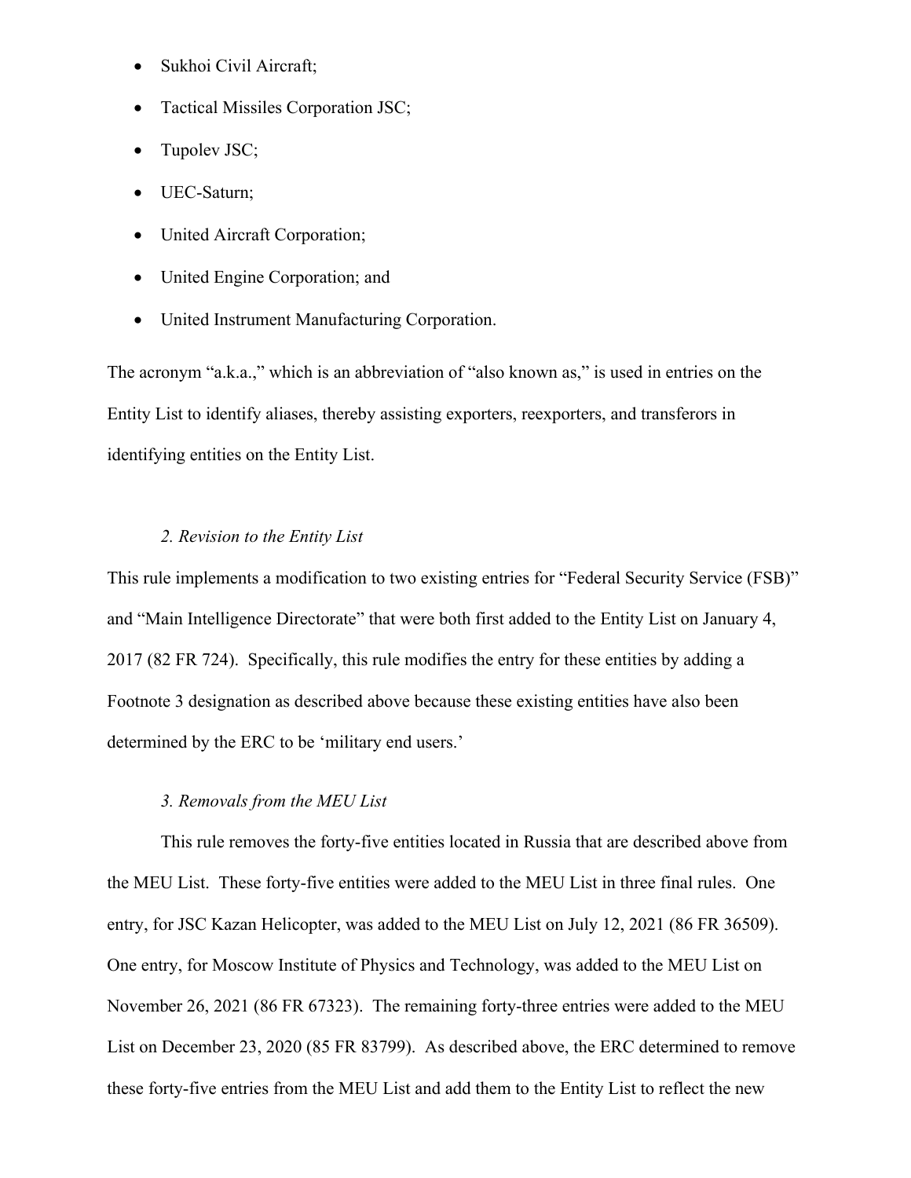- Sukhoi Civil Aircraft;
- Tactical Missiles Corporation JSC;
- Tupolev JSC;
- UEC-Saturn;
- United Aircraft Corporation;
- United Engine Corporation; and
- United Instrument Manufacturing Corporation.

The acronym "a.k.a.," which is an abbreviation of "also known as," is used in entries on the Entity List to identify aliases, thereby assisting exporters, reexporters, and transferors in identifying entities on the Entity List.

*2. Revision to the Entity List*

This rule implements a modification to two existing entries for "Federal Security Service (FSB)" and "Main Intelligence Directorate" that were both first added to the Entity List on January 4, 2017 (82 FR 724). Specifically, this rule modifies the entry for these entities by adding a Footnote 3 designation as described above because these existing entities have also been determined by the ERC to be 'military end users.'

*3. Removals from the MEU List*

This rule removes the forty-five entities located in Russia that are described above from the MEU List. These forty-five entities were added to the MEU List in three final rules. One entry, for JSC Kazan Helicopter, was added to the MEU List on July 12, 2021 (86 FR 36509). One entry, for Moscow Institute of Physics and Technology, was added to the MEU List on November 26, 2021 (86 FR 67323). The remaining forty-three entries were added to the MEU List on December 23, 2020 (85 FR 83799). As described above, the ERC determined to remove these forty-five entries from the MEU List and add them to the Entity List to reflect the new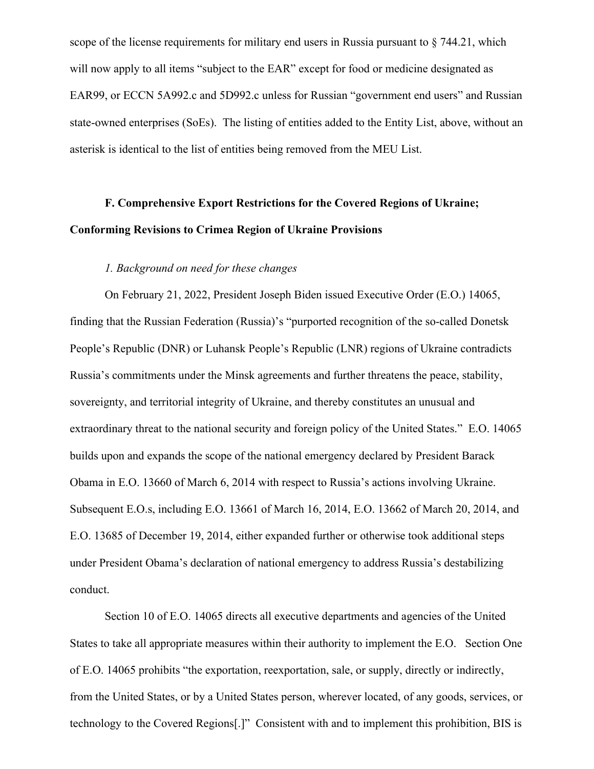scope of the license requirements for military end users in Russia pursuant to § 744.21, which will now apply to all items "subject to the EAR" except for food or medicine designated as EAR99, or ECCN 5A992.c and 5D992.c unless for Russian "government end users" and Russian state-owned enterprises (SoEs). The listing of entities added to the Entity List, above, without an asterisk is identical to the list of entities being removed from the MEU List.

**F. Comprehensive Export Restrictions for the Covered Regions of Ukraine; Conforming Revisions to Crimea Region of Ukraine Provisions**

*1. Background on need for these changes*

On February 21, 2022, President Joseph Biden issued Executive Order (E.O.) 14065, finding that the Russian Federation (Russia)'s "purported recognition of the so-called Donetsk People's Republic (DNR) or Luhansk People's Republic (LNR) regions of Ukraine contradicts Russia's commitments under the Minsk agreements and further threatens the peace, stability, sovereignty, and territorial integrity of Ukraine, and thereby constitutes an unusual and extraordinary threat to the national security and foreign policy of the United States." E.O. 14065 builds upon and expands the scope of the national emergency declared by President Barack Obama in E.O. 13660 of March 6, 2014 with respect to Russia's actions involving Ukraine. Subsequent E.O.s, including E.O. 13661 of March 16, 2014, E.O. 13662 of March 20, 2014, and E.O. 13685 of December 19, 2014, either expanded further or otherwise took additional steps under President Obama's declaration of national emergency to address Russia's destabilizing conduct.

Section 10 of E.O. 14065 directs all executive departments and agencies of the United States to take all appropriate measures within their authority to implement the E.O. Section One of E.O. 14065 prohibits "the exportation, reexportation, sale, or supply, directly or indirectly, from the United States, or by a United States person, wherever located, of any goods, services, or technology to the Covered Regions[.]" Consistent with and to implement this prohibition, BIS is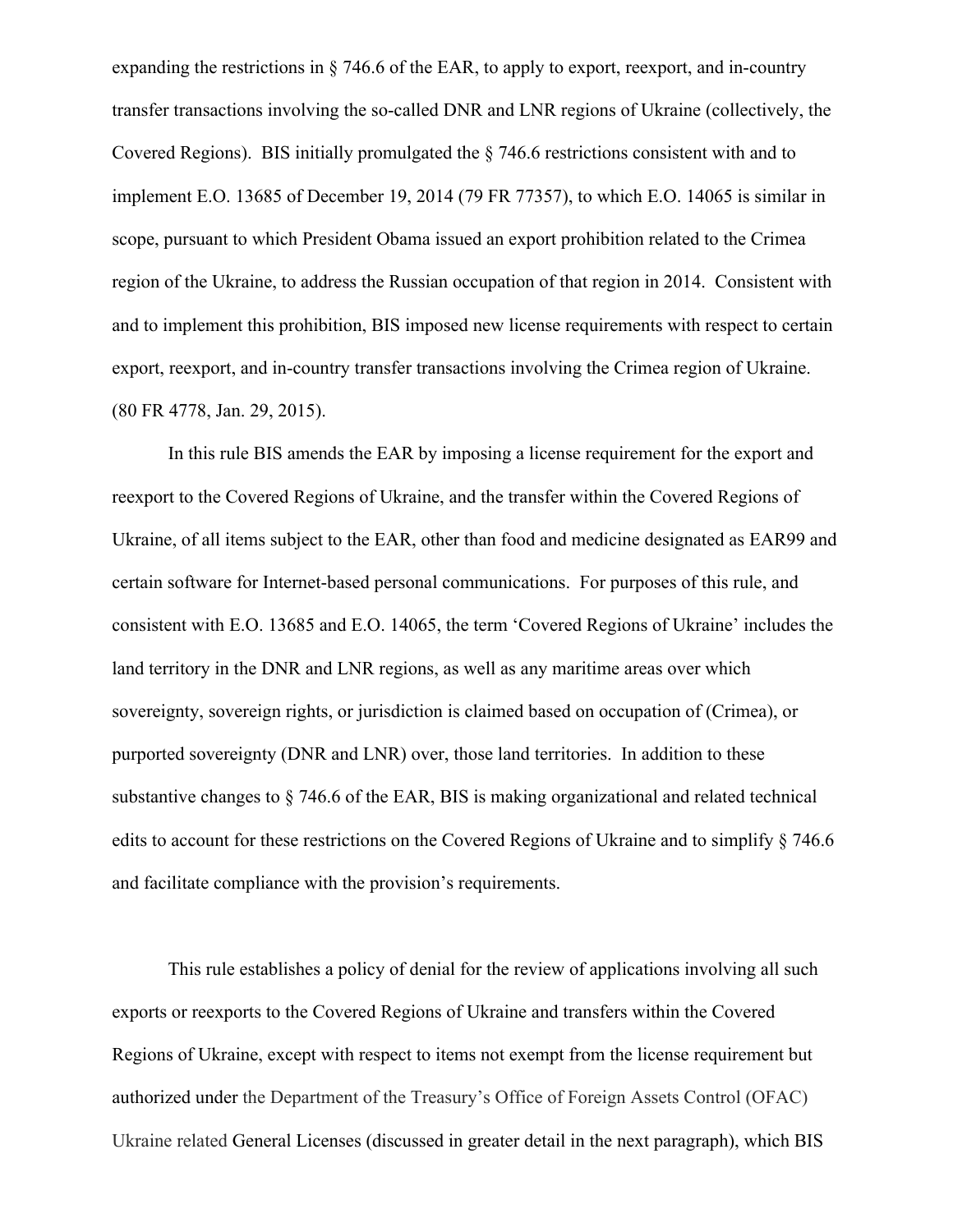expanding the restrictions in § 746.6 of the EAR, to apply to export, reexport, and in-country transfer transactions involving the so-called DNR and LNR regions of Ukraine (collectively, the Covered Regions). BIS initially promulgated the § 746.6 restrictions consistent with and to implement E.O. 13685 of December 19, 2014 (79 FR 77357), to which E.O. 14065 is similar in scope, pursuant to which President Obama issued an export prohibition related to the Crimea region of the Ukraine, to address the Russian occupation of that region in 2014. Consistent with and to implement this prohibition, BIS imposed new license requirements with respect to certain export, reexport, and in-country transfer transactions involving the Crimea region of Ukraine. (80 FR 4778, Jan. 29, 2015).

In this rule BIS amends the EAR by imposing a license requirement for the export and reexport to the Covered Regions of Ukraine, and the transfer within the Covered Regions of Ukraine, of all items subject to the EAR, other than food and medicine designated as EAR99 and certain software for Internet-based personal communications. For purposes of this rule, and consistent with E.O. 13685 and E.O. 14065, the term 'Covered Regions of Ukraine' includes the land territory in the DNR and LNR regions, as well as any maritime areas over which sovereignty, sovereign rights, or jurisdiction is claimed based on occupation of (Crimea), or purported sovereignty (DNR and LNR) over, those land territories. In addition to these substantive changes to § 746.6 of the EAR, BIS is making organizational and related technical edits to account for these restrictions on the Covered Regions of Ukraine and to simplify § 746.6 and facilitate compliance with the provision's requirements.

This rule establishes a policy of denial for the review of applications involving all such exports or reexports to the Covered Regions of Ukraine and transfers within the Covered Regions of Ukraine, except with respect to items not exempt from the license requirement but authorized under the Department of the Treasury's Office of Foreign Assets Control (OFAC) Ukraine related General Licenses (discussed in greater detail in the next paragraph), which BIS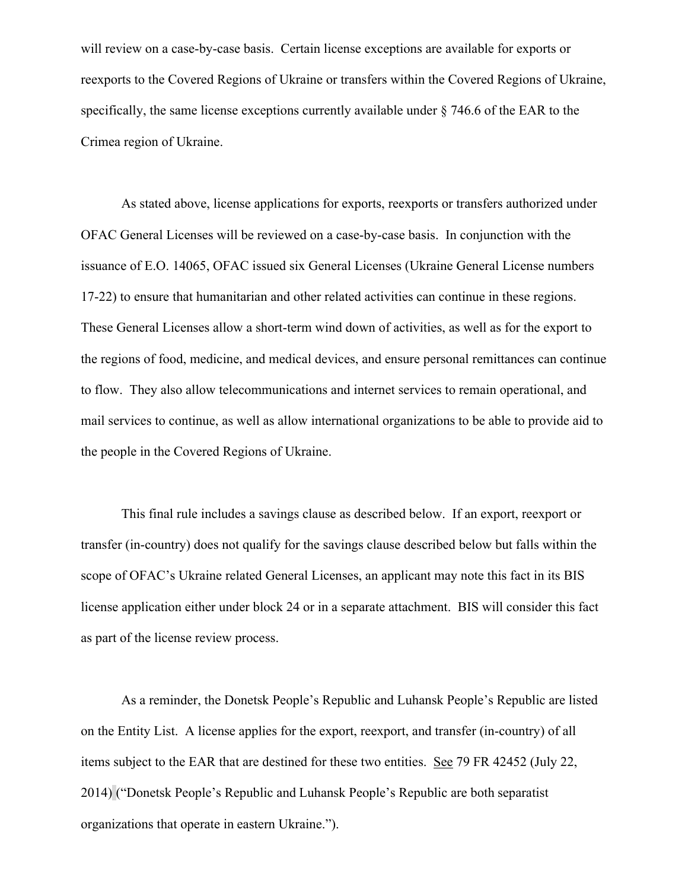will review on a case-by-case basis. Certain license exceptions are available for exports or reexports to the Covered Regions of Ukraine or transfers within the Covered Regions of Ukraine, specifically, the same license exceptions currently available under § 746.6 of the EAR to the Crimea region of Ukraine.

As stated above, license applications for exports, reexports or transfers authorized under OFAC General Licenses will be reviewed on a case-by-case basis. In conjunction with the issuance of E.O. 14065, OFAC issued six General Licenses (Ukraine General License numbers 17-22) to ensure that humanitarian and other related activities can continue in these regions. These General Licenses allow a short-term wind down of activities, as well as for the export to the regions of food, medicine, and medical devices, and ensure personal remittances can continue to flow. They also allow telecommunications and internet services to remain operational, and mail services to continue, as well as allow international organizations to be able to provide aid to the people in the Covered Regions of Ukraine.

This final rule includes a savings clause as described below. If an export, reexport or transfer (in-country) does not qualify for the savings clause described below but falls within the scope of OFAC's Ukraine related General Licenses, an applicant may note this fact in its BIS license application either under block 24 or in a separate attachment. BIS will consider this fact as part of the license review process.

As a reminder, the Donetsk People's Republic and Luhansk People's Republic are listed on the Entity List. A license applies for the export, reexport, and transfer (in-country) of all items subject to the EAR that are destined for these two entities. See 79 FR 42452 (July 22, 2014) ("Donetsk People's Republic and Luhansk People's Republic are both separatist organizations that operate in eastern Ukraine.").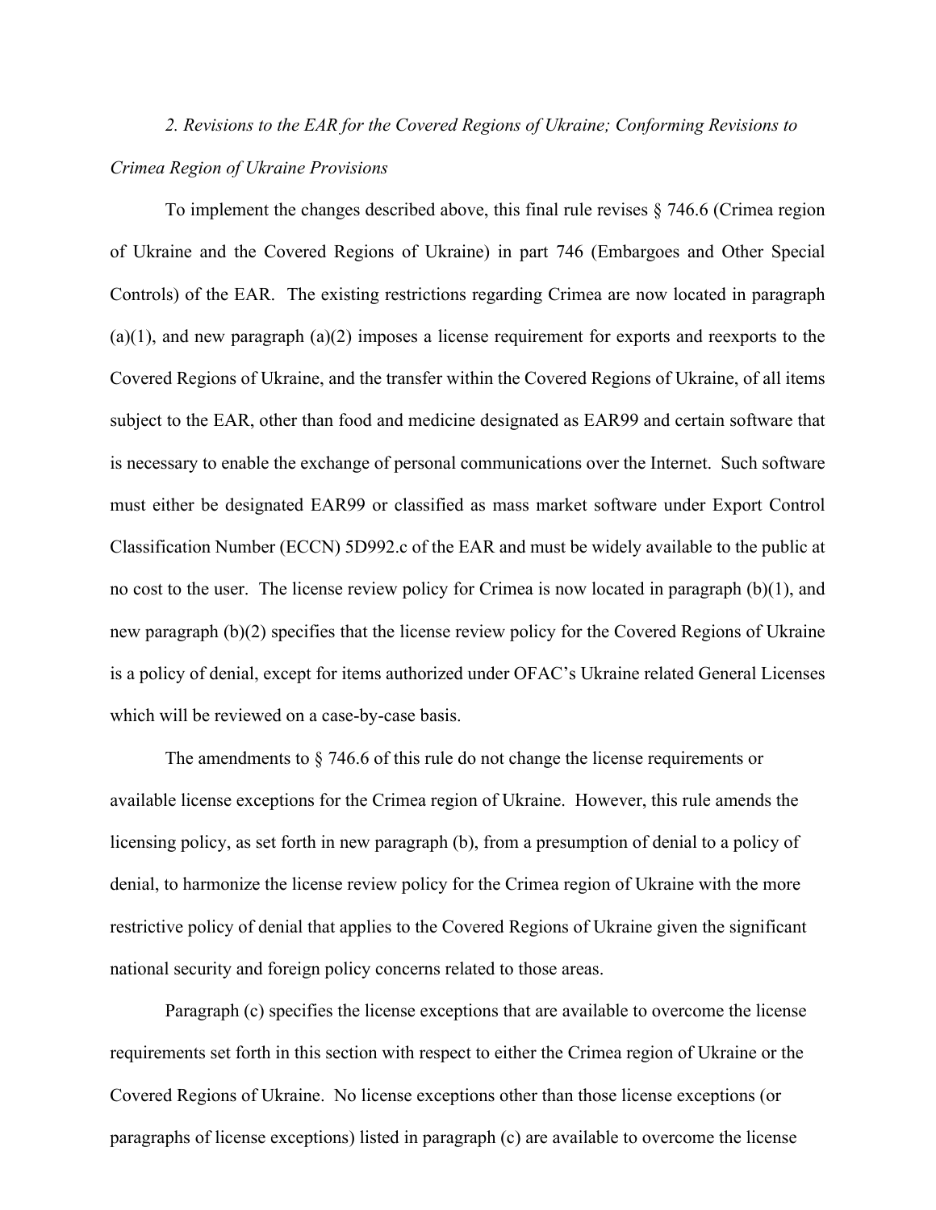*2. Revisions to the EAR for the Covered Regions of Ukraine; Conforming Revisions to Crimea Region of Ukraine Provisions*

To implement the changes described above, this final rule revises § 746.6 (Crimea region of Ukraine and the Covered Regions of Ukraine) in part 746 (Embargoes and Other Special Controls) of the EAR. The existing restrictions regarding Crimea are now located in paragraph (a)(1), and new paragraph (a)(2) imposes a license requirement for exports and reexports to the Covered Regions of Ukraine, and the transfer within the Covered Regions of Ukraine, of all items subject to the EAR, other than food and medicine designated as EAR99 and certain software that is necessary to enable the exchange of personal communications over the Internet. Such software must either be designated EAR99 or classified as mass market software under Export Control Classification Number (ECCN) 5D992.c of the EAR and must be widely available to the public at no cost to the user. The license review policy for Crimea is now located in paragraph (b)(1), and new paragraph (b)(2) specifies that the license review policy for the Covered Regions of Ukraine is a policy of denial, except for items authorized under OFAC's Ukraine related General Licenses which will be reviewed on a case-by-case basis.

The amendments to § 746.6 of this rule do not change the license requirements or available license exceptions for the Crimea region of Ukraine. However, this rule amends the licensing policy, as set forth in new paragraph (b), from a presumption of denial to a policy of denial, to harmonize the license review policy for the Crimea region of Ukraine with the more restrictive policy of denial that applies to the Covered Regions of Ukraine given the significant national security and foreign policy concerns related to those areas.

Paragraph (c) specifies the license exceptions that are available to overcome the license requirements set forth in this section with respect to either the Crimea region of Ukraine or the Covered Regions of Ukraine. No license exceptions other than those license exceptions (or paragraphs of license exceptions) listed in paragraph (c) are available to overcome the license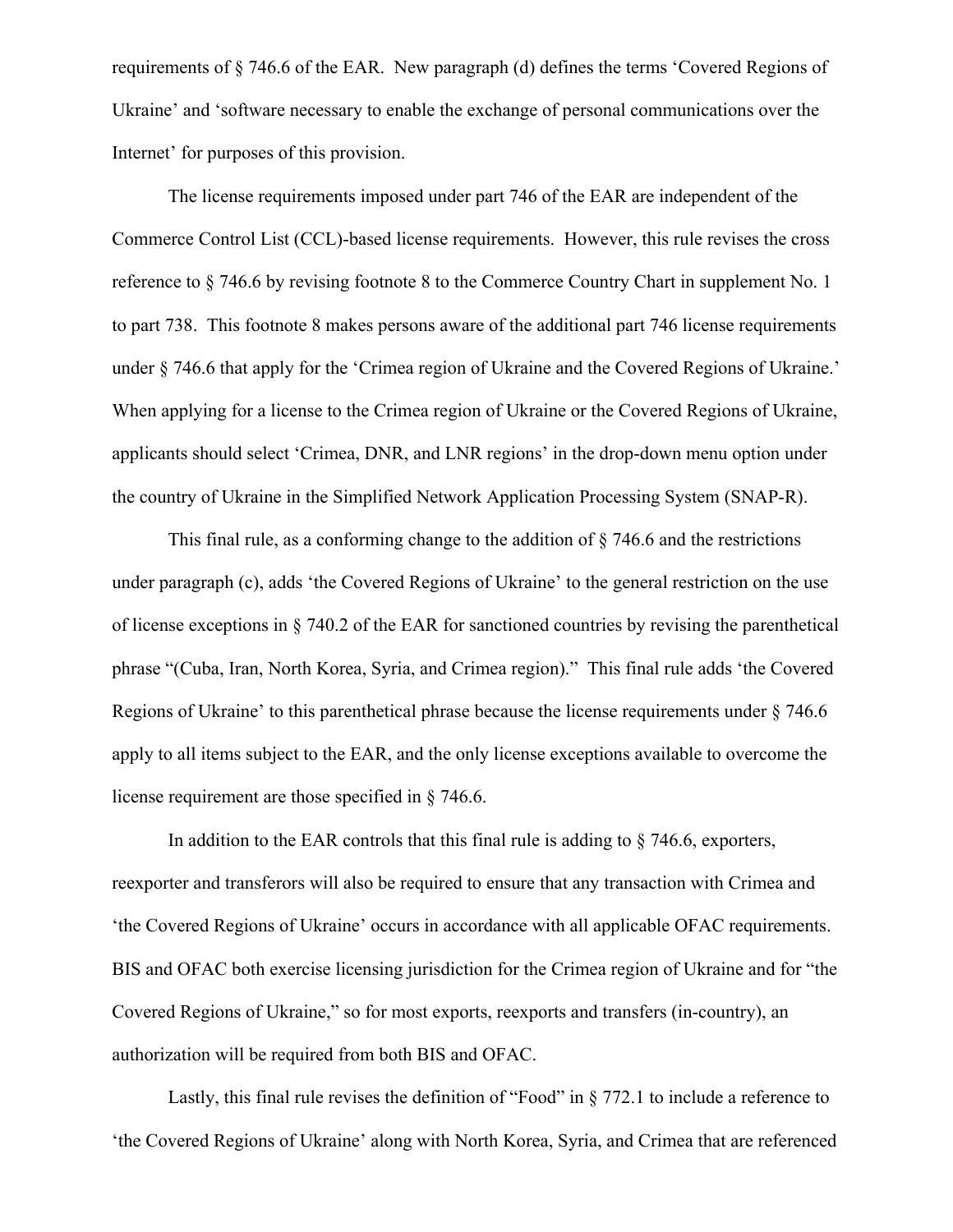requirements of § 746.6 of the EAR. New paragraph (d) defines the terms 'Covered Regions of Ukraine' and 'software necessary to enable the exchange of personal communications over the Internet' for purposes of this provision.

The license requirements imposed under part 746 of the EAR are independent of the Commerce Control List (CCL)-based license requirements. However, this rule revises the cross reference to § 746.6 by revising footnote 8 to the Commerce Country Chart in supplement No. 1 to part 738. This footnote 8 makes persons aware of the additional part 746 license requirements under § 746.6 that apply for the 'Crimea region of Ukraine and the Covered Regions of Ukraine.' When applying for a license to the Crimea region of Ukraine or the Covered Regions of Ukraine, applicants should select 'Crimea, DNR, and LNR regions' in the drop-down menu option under the country of Ukraine in the Simplified Network Application Processing System (SNAP-R).

This final rule, as a conforming change to the addition of § 746.6 and the restrictions under paragraph (c), adds 'the Covered Regions of Ukraine' to the general restriction on the use of license exceptions in § 740.2 of the EAR for sanctioned countries by revising the parenthetical phrase "(Cuba, Iran, North Korea, Syria, and Crimea region)." This final rule adds 'the Covered Regions of Ukraine' to this parenthetical phrase because the license requirements under § 746.6 apply to all items subject to the EAR, and the only license exceptions available to overcome the license requirement are those specified in § 746.6.

In addition to the EAR controls that this final rule is adding to § 746.6, exporters, reexporter and transferors will also be required to ensure that any transaction with Crimea and 'the Covered Regions of Ukraine' occurs in accordance with all applicable OFAC requirements. BIS and OFAC both exercise licensing jurisdiction for the Crimea region of Ukraine and for "the Covered Regions of Ukraine," so for most exports, reexports and transfers (in-country), an authorization will be required from both BIS and OFAC.

Lastly, this final rule revises the definition of "Food" in § 772.1 to include a reference to 'the Covered Regions of Ukraine' along with North Korea, Syria, and Crimea that are referenced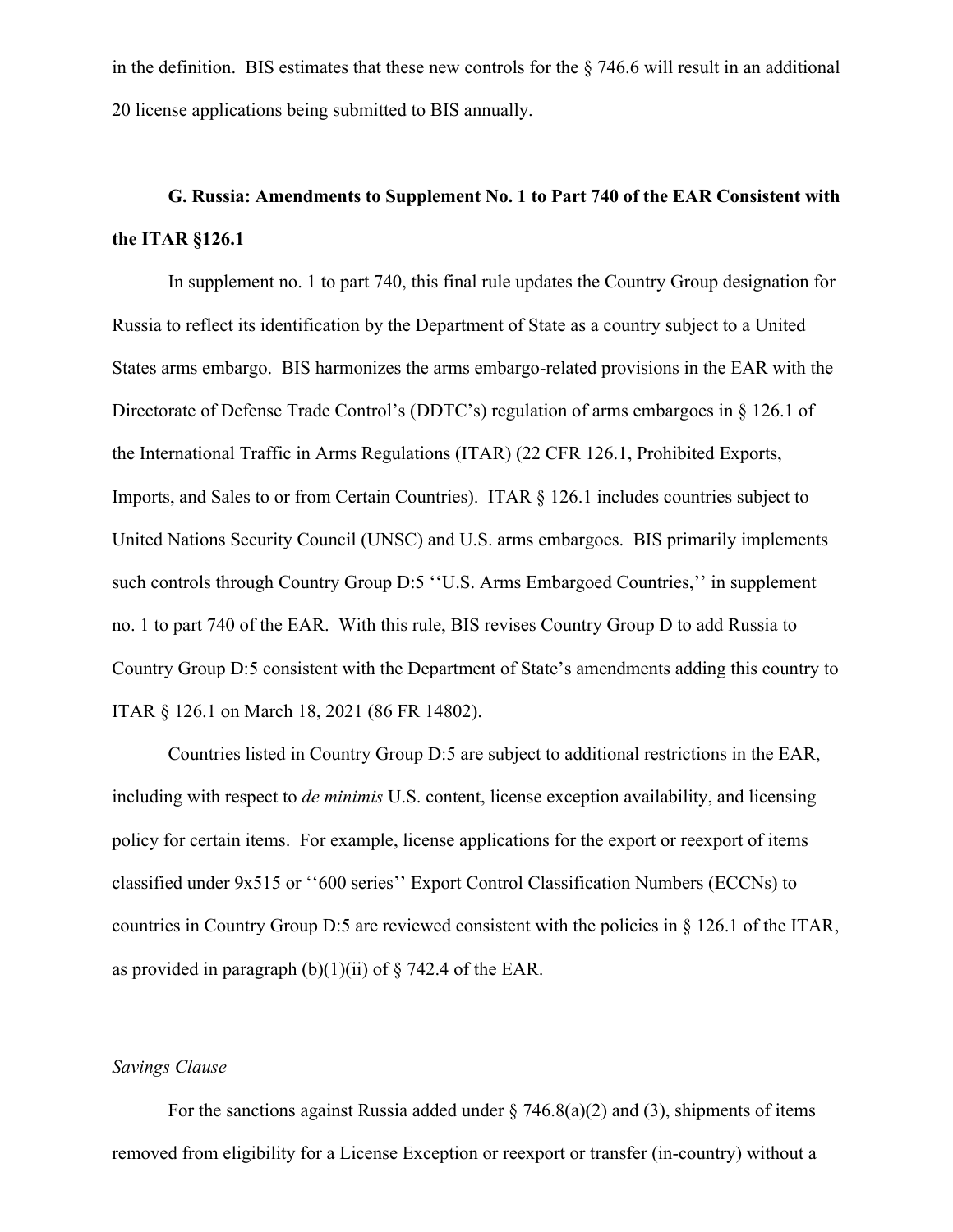in the definition. BIS estimates that these new controls for the § 746.6 will result in an additional 20 license applications being submitted to BIS annually.

### G. Russia: Amendments to Supplement No. 1 to Part 740 of the EAR Consistent with the ITAR §126.1

In supplement no. 1 to part 740, this final rule updates the Country Group designation for Russia to reflect its identification by the Department of State as a country subject to a United States arms embargo. BIS harmonizes the arms embargo-related provisions in the EAR with the Directorate of Defense Trade Control's (DDTC's) regulation of arms embargoes in § 126.1 of the International Traffic in Arms Regulations (ITAR) (22 CFR 126.1, Prohibited Exports, Imports, and Sales to or from Certain Countries). ITAR § 126.1 includes countries subject to United Nations Security Council (UNSC) and U.S. arms embargoes. BIS primarily implements such controls through Country Group D:5 ''U.S. Arms Embargoed Countries,'' in supplement no. 1 to part 740 of the EAR. With this rule, BIS revises Country Group D to add Russia to Country Group D:5 consistent with the Department of State's amendments adding this country to ITAR § 126.1 on March 18, 2021 (86 FR 14802).

Countries listed in Country Group D:5 are subject to additional restrictions in the EAR, including with respect to *de minimis* U.S. content, license exception availability, and licensing policy for certain items. For example, license applications for the export or reexport of items classified under 9x515 or ''600 series'' Export Control Classification Numbers (ECCNs) to countries in Country Group D:5 are reviewed consistent with the policies in § 126.1 of the ITAR, as provided in paragraph (b)(1)(ii) of § 742.4 of the EAR.

*Savings Clause*

For the sanctions against Russia added under § 746.8(a)(2) and (3), shipments of items removed from eligibility for a License Exception or reexport or transfer (in-country) without a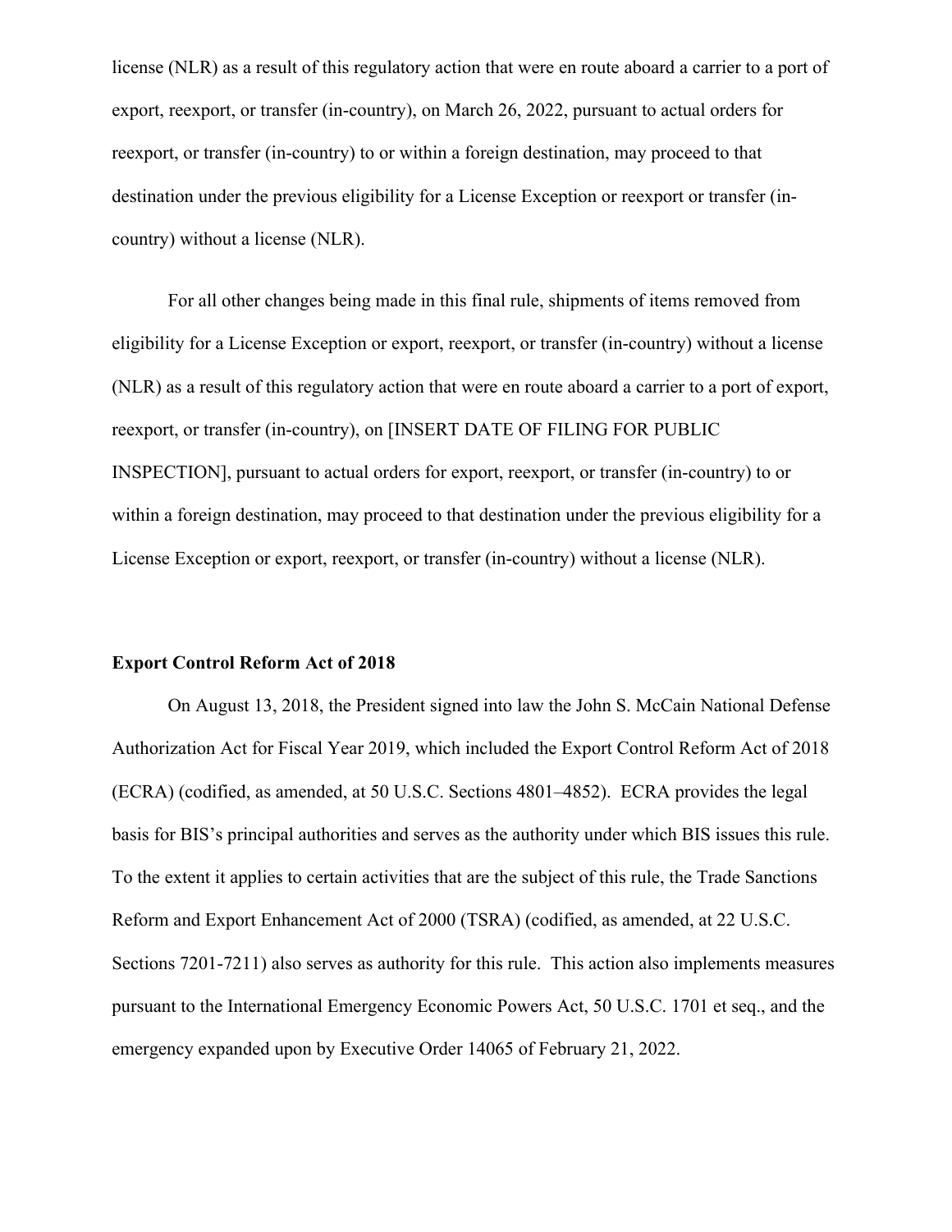license (NLR) as a result of this regulatory action that were en route aboard a carrier to a port of export, reexport, or transfer (in-country), on March 26, 2022, pursuant to actual orders for reexport, or transfer (in-country) to or within a foreign destination, may proceed to that destination under the previous eligibility for a License Exception or reexport or transfer (in-country) without a license (NLR).

For all other changes being made in this final rule, shipments of items removed from eligibility for a License Exception or export, reexport, or transfer (in-country) without a license (NLR) as a result of this regulatory action that were en route aboard a carrier to a port of export, reexport, or transfer (in-country), on [INSERT DATE OF FILING FOR PUBLIC INSPECTION], pursuant to actual orders for export, reexport, or transfer (in-country) to or within a foreign destination, may proceed to that destination under the previous eligibility for a License Exception or export, reexport, or transfer (in-country) without a license (NLR).

**Export Control Reform Act of 2018**

On August 13, 2018, the President signed into law the John S. McCain National Defense Authorization Act for Fiscal Year 2019, which included the Export Control Reform Act of 2018 (ECRA) (codified, as amended, at 50 U.S.C. Sections 4801–4852). ECRA provides the legal basis for BIS's principal authorities and serves as the authority under which BIS issues this rule. To the extent it applies to certain activities that are the subject of this rule, the Trade Sanctions Reform and Export Enhancement Act of 2000 (TSRA) (codified, as amended, at 22 U.S.C. Sections 7201-7211) also serves as authority for this rule. This action also implements measures pursuant to the International Emergency Economic Powers Act, 50 U.S.C. 1701 et seq., and the emergency expanded upon by Executive Order 14065 of February 21, 2022.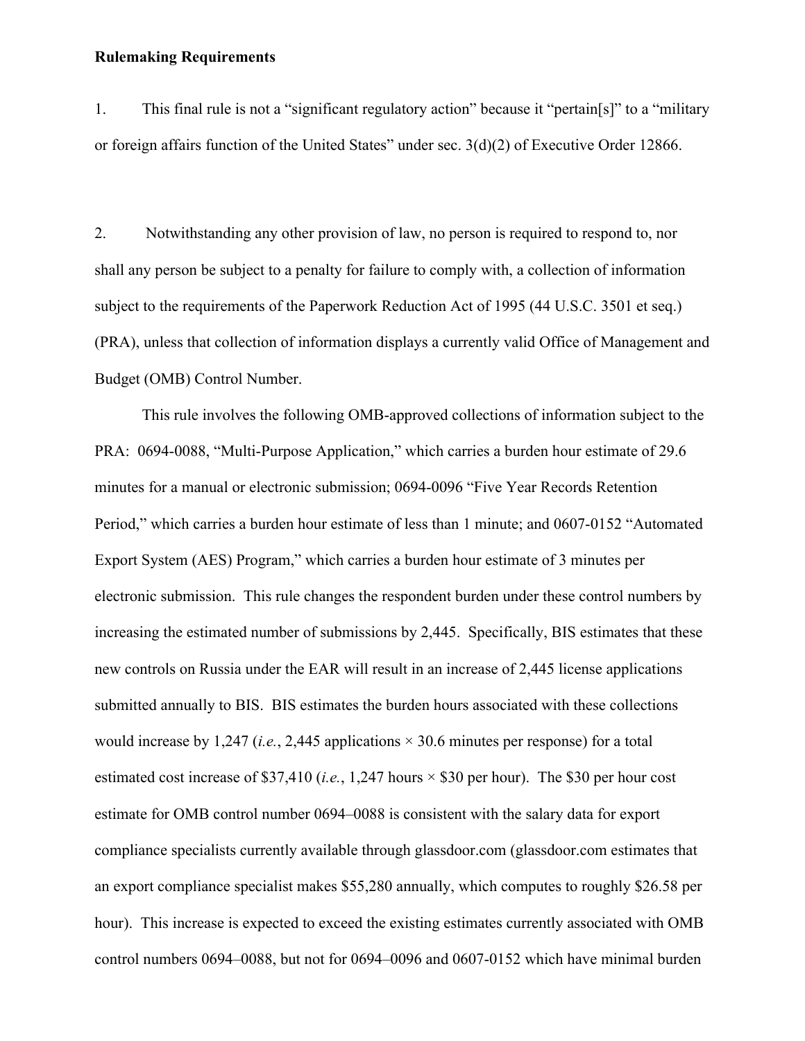**Rulemaking Requirements**

1. This final rule is not a "significant regulatory action" because it "pertain[s]" to a "military or foreign affairs function of the United States" under sec. 3(d)(2) of Executive Order 12866.

2. Notwithstanding any other provision of law, no person is required to respond to, nor shall any person be subject to a penalty for failure to comply with, a collection of information subject to the requirements of the Paperwork Reduction Act of 1995 (44 U.S.C. 3501 et seq.) (PRA), unless that collection of information displays a currently valid Office of Management and Budget (OMB) Control Number.

This rule involves the following OMB-approved collections of information subject to the PRA: 0694-0088, "Multi-Purpose Application," which carries a burden hour estimate of 29.6 minutes for a manual or electronic submission; 0694-0096 "Five Year Records Retention Period," which carries a burden hour estimate of less than 1 minute; and 0607-0152 "Automated Export System (AES) Program," which carries a burden hour estimate of 3 minutes per electronic submission. This rule changes the respondent burden under these control numbers by increasing the estimated number of submissions by 2,445. Specifically, BIS estimates that these new controls on Russia under the EAR will result in an increase of 2,445 license applications submitted annually to BIS. BIS estimates the burden hours associated with these collections would increase by 1,247 (*i.e.*, 2,445 applications × 30.6 minutes per response) for a total estimated cost increase of $37,410 (*i.e.*, 1,247 hours × $30 per hour). The $30 per hour cost estimate for OMB control number 0694–0088 is consistent with the salary data for export compliance specialists currently available through glassdoor.com (glassdoor.com estimates that an export compliance specialist makes $55,280 annually, which computes to roughly $26.58 per hour). This increase is expected to exceed the existing estimates currently associated with OMB control numbers 0694–0088, but not for 0694–0096 and 0607-0152 which have minimal burden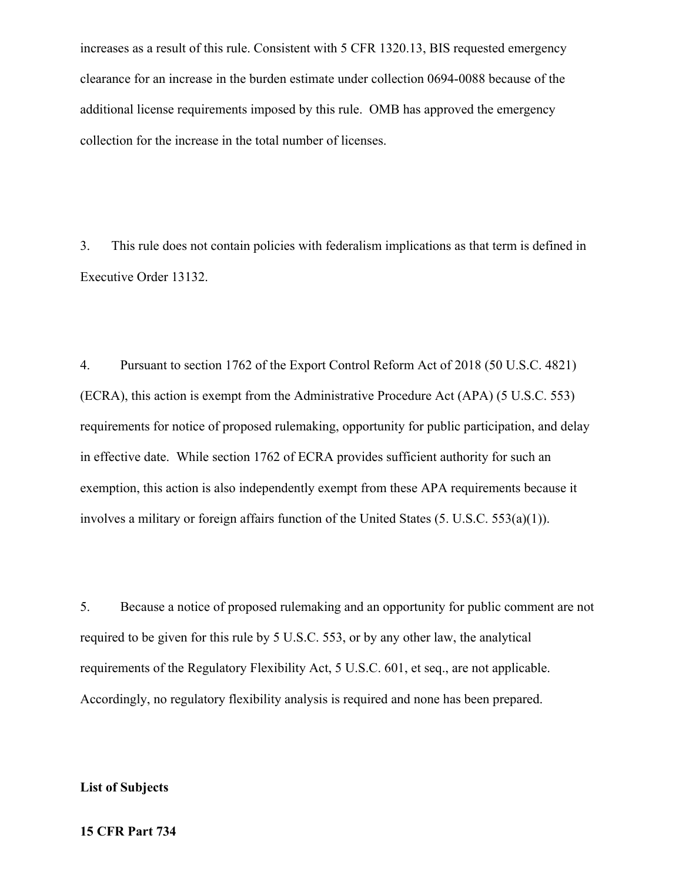increases as a result of this rule. Consistent with 5 CFR 1320.13, BIS requested emergency clearance for an increase in the burden estimate under collection 0694-0088 because of the additional license requirements imposed by this rule. OMB has approved the emergency collection for the increase in the total number of licenses.

3. This rule does not contain policies with federalism implications as that term is defined in Executive Order 13132.

4. Pursuant to section 1762 of the Export Control Reform Act of 2018 (50 U.S.C. 4821) (ECRA), this action is exempt from the Administrative Procedure Act (APA) (5 U.S.C. 553) requirements for notice of proposed rulemaking, opportunity for public participation, and delay in effective date. While section 1762 of ECRA provides sufficient authority for such an exemption, this action is also independently exempt from these APA requirements because it involves a military or foreign affairs function of the United States (5. U.S.C. 553(a)(1)).

5. Because a notice of proposed rulemaking and an opportunity for public comment are not required to be given for this rule by 5 U.S.C. 553, or by any other law, the analytical requirements of the Regulatory Flexibility Act, 5 U.S.C. 601, et seq., are not applicable. Accordingly, no regulatory flexibility analysis is required and none has been prepared.

**List of Subjects**

**15 CFR Part 734**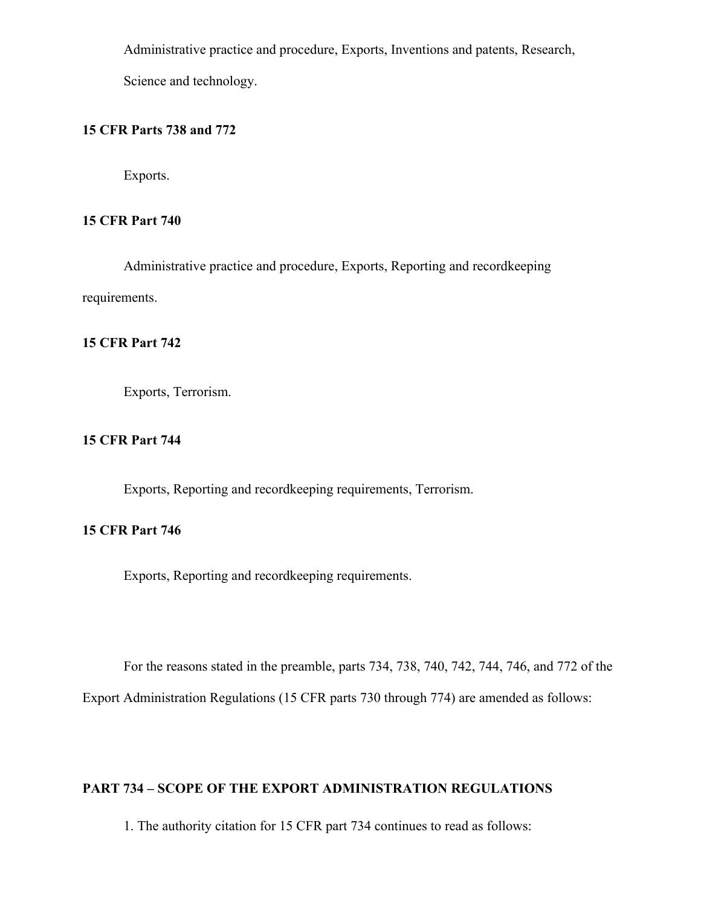Administrative practice and procedure, Exports, Inventions and patents, Research, Science and technology.

**15 CFR Parts 738 and 772**

Exports.

**15 CFR Part 740**

Administrative practice and procedure, Exports, Reporting and recordkeeping requirements.

**15 CFR Part 742**

Exports, Terrorism.

**15 CFR Part 744**

Exports, Reporting and recordkeeping requirements, Terrorism.

**15 CFR Part 746**

Exports, Reporting and recordkeeping requirements.

For the reasons stated in the preamble, parts 734, 738, 740, 742, 744, 746, and 772 of the Export Administration Regulations (15 CFR parts 730 through 774) are amended as follows:

**PART 734 – SCOPE OF THE EXPORT ADMINISTRATION REGULATIONS**

1. The authority citation for 15 CFR part 734 continues to read as follows: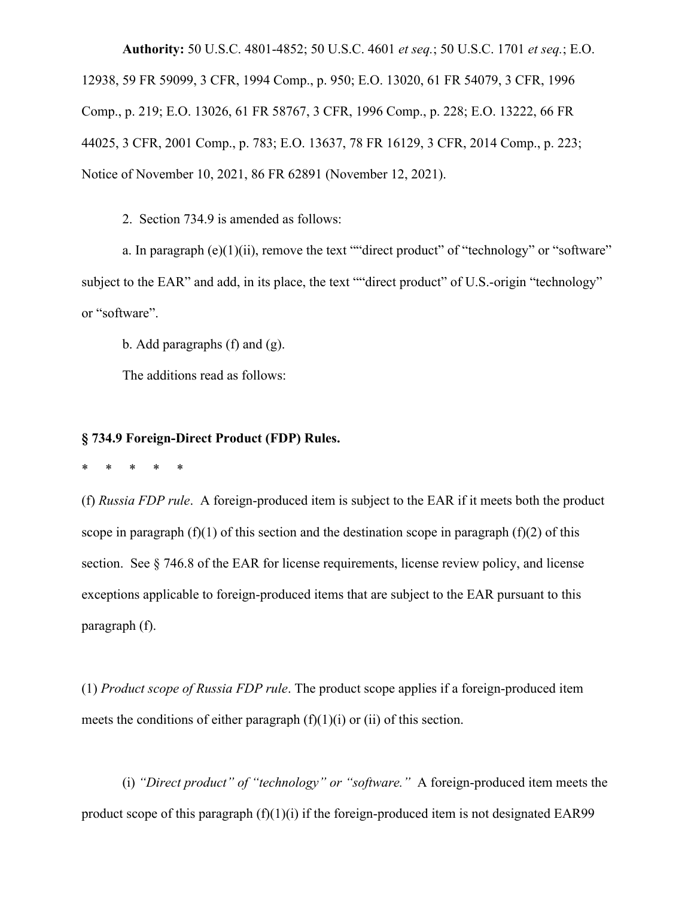**Authority:** 50 U.S.C. 4801-4852; 50 U.S.C. 4601 *et seq.*; 50 U.S.C. 1701 *et seq.*; E.O. 12938, 59 FR 59099, 3 CFR, 1994 Comp., p. 950; E.O. 13020, 61 FR 54079, 3 CFR, 1996 Comp., p. 219; E.O. 13026, 61 FR 58767, 3 CFR, 1996 Comp., p. 228; E.O. 13222, 66 FR 44025, 3 CFR, 2001 Comp., p. 783; E.O. 13637, 78 FR 16129, 3 CFR, 2014 Comp., p. 223; Notice of November 10, 2021, 86 FR 62891 (November 12, 2021).

2. Section 734.9 is amended as follows:

a. In paragraph (e)(1)(ii), remove the text ""direct product" of "technology" or "software" subject to the EAR" and add, in its place, the text ""direct product" of U.S.-origin "technology" or "software".

b. Add paragraphs (f) and (g).

The additions read as follows:

**§ 734.9 Foreign-Direct Product (FDP) Rules.**

\* \* \* \* \*

(f) *Russia FDP rule*. A foreign-produced item is subject to the EAR if it meets both the product scope in paragraph (f)(1) of this section and the destination scope in paragraph (f)(2) of this section. See § 746.8 of the EAR for license requirements, license review policy, and license exceptions applicable to foreign-produced items that are subject to the EAR pursuant to this paragraph (f).

(1) *Product scope of Russia FDP rule*. The product scope applies if a foreign-produced item meets the conditions of either paragraph (f)(1)(i) or (ii) of this section.

(i) *"Direct product" of "technology" or "software."* A foreign-produced item meets the product scope of this paragraph (f)(1)(i) if the foreign-produced item is not designated EAR99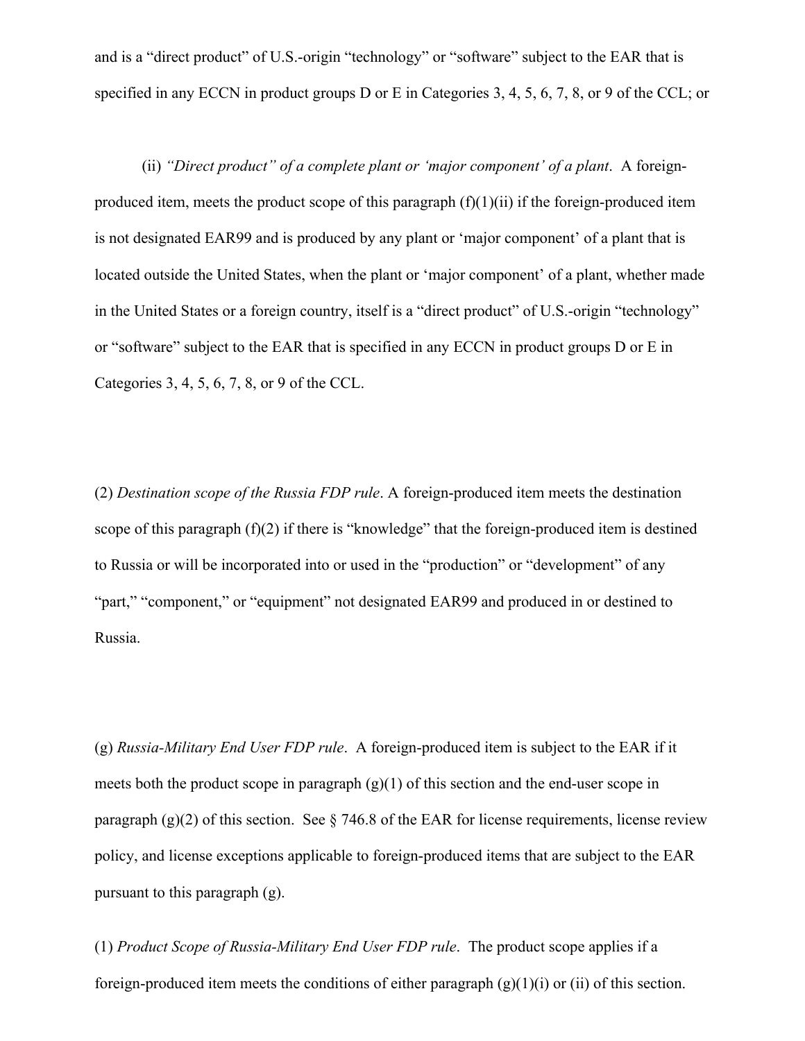and is a "direct product" of U.S.-origin "technology" or "software" subject to the EAR that is specified in any ECCN in product groups D or E in Categories 3, 4, 5, 6, 7, 8, or 9 of the CCL; or

(ii) *"Direct product" of a complete plant or 'major component' of a plant*. A foreign-produced item, meets the product scope of this paragraph (f)(1)(ii) if the foreign-produced item is not designated EAR99 and is produced by any plant or 'major component' of a plant that is located outside the United States, when the plant or 'major component' of a plant, whether made in the United States or a foreign country, itself is a "direct product" of U.S.-origin "technology" or "software" subject to the EAR that is specified in any ECCN in product groups D or E in Categories 3, 4, 5, 6, 7, 8, or 9 of the CCL.

(2) *Destination scope of the Russia FDP rule*. A foreign-produced item meets the destination scope of this paragraph (f)(2) if there is "knowledge" that the foreign-produced item is destined to Russia or will be incorporated into or used in the "production" or "development" of any "part," "component," or "equipment" not designated EAR99 and produced in or destined to Russia.

(g) *Russia-Military End User FDP rule*. A foreign-produced item is subject to the EAR if it meets both the product scope in paragraph (g)(1) of this section and the end-user scope in paragraph (g)(2) of this section. See § 746.8 of the EAR for license requirements, license review policy, and license exceptions applicable to foreign-produced items that are subject to the EAR pursuant to this paragraph (g).

(1) *Product Scope of Russia-Military End User FDP rule*. The product scope applies if a foreign-produced item meets the conditions of either paragraph (g)(1)(i) or (ii) of this section.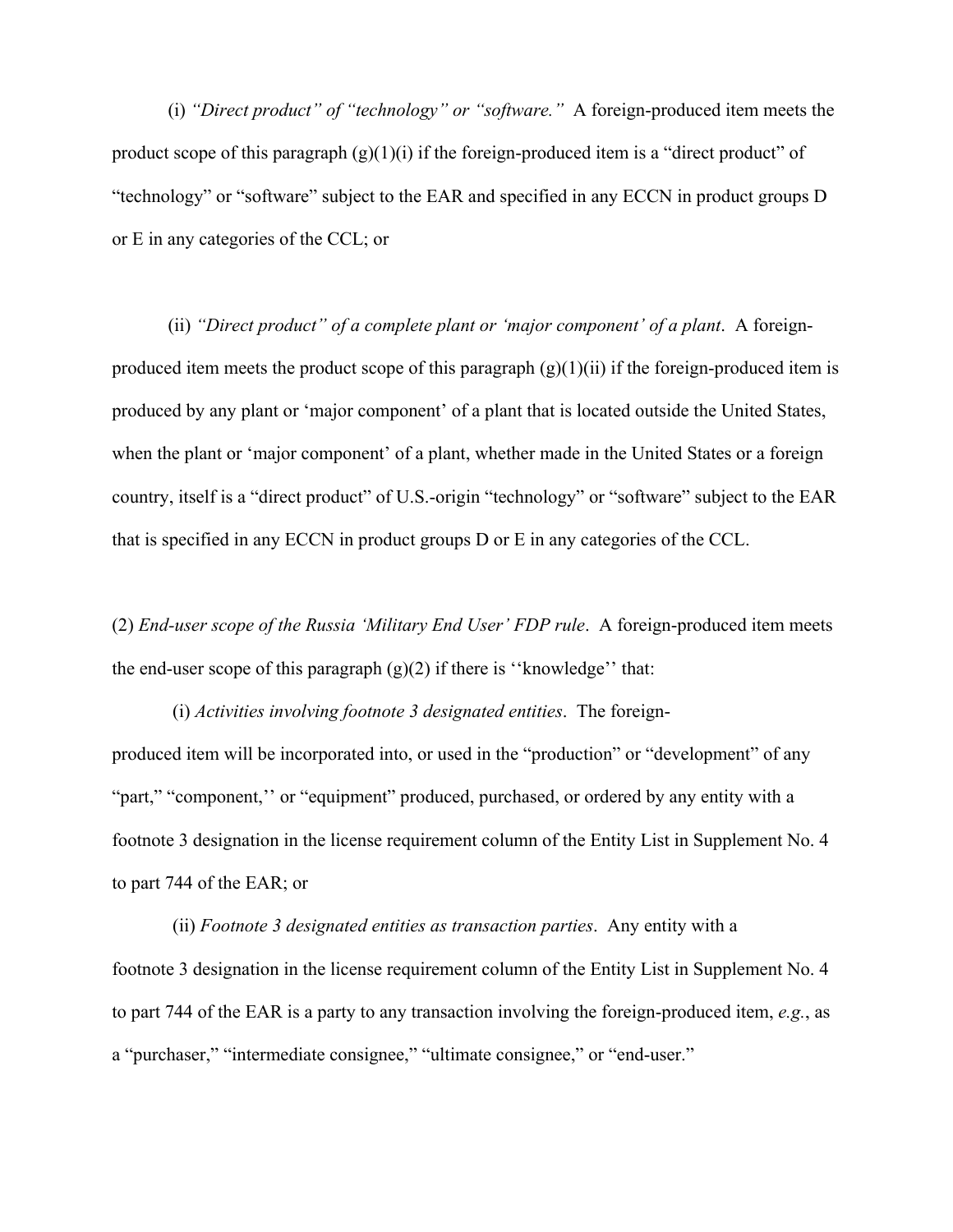(i) *"Direct product" of "technology" or "software."* A foreign-produced item meets the product scope of this paragraph (g)(1)(i) if the foreign-produced item is a "direct product" of "technology" or "software" subject to the EAR and specified in any ECCN in product groups D or E in any categories of the CCL; or

(ii) *"Direct product" of a complete plant or 'major component' of a plant*. A foreign-produced item meets the product scope of this paragraph (g)(1)(ii) if the foreign-produced item is produced by any plant or 'major component' of a plant that is located outside the United States, when the plant or 'major component' of a plant, whether made in the United States or a foreign country, itself is a "direct product" of U.S.-origin "technology" or "software" subject to the EAR that is specified in any ECCN in product groups D or E in any categories of the CCL.

(2) *End-user scope of the Russia 'Military End User' FDP rule*. A foreign-produced item meets the end-user scope of this paragraph (g)(2) if there is ''knowledge'' that:

(i) *Activities involving footnote 3 designated entities*. The foreign-produced item will be incorporated into, or used in the "production" or "development" of any "part," "component,'' or "equipment" produced, purchased, or ordered by any entity with a footnote 3 designation in the license requirement column of the Entity List in Supplement No. 4 to part 744 of the EAR; or

(ii) *Footnote 3 designated entities as transaction parties*. Any entity with a footnote 3 designation in the license requirement column of the Entity List in Supplement No. 4 to part 744 of the EAR is a party to any transaction involving the foreign-produced item, *e.g.*, as a "purchaser," "intermediate consignee," "ultimate consignee," or "end-user."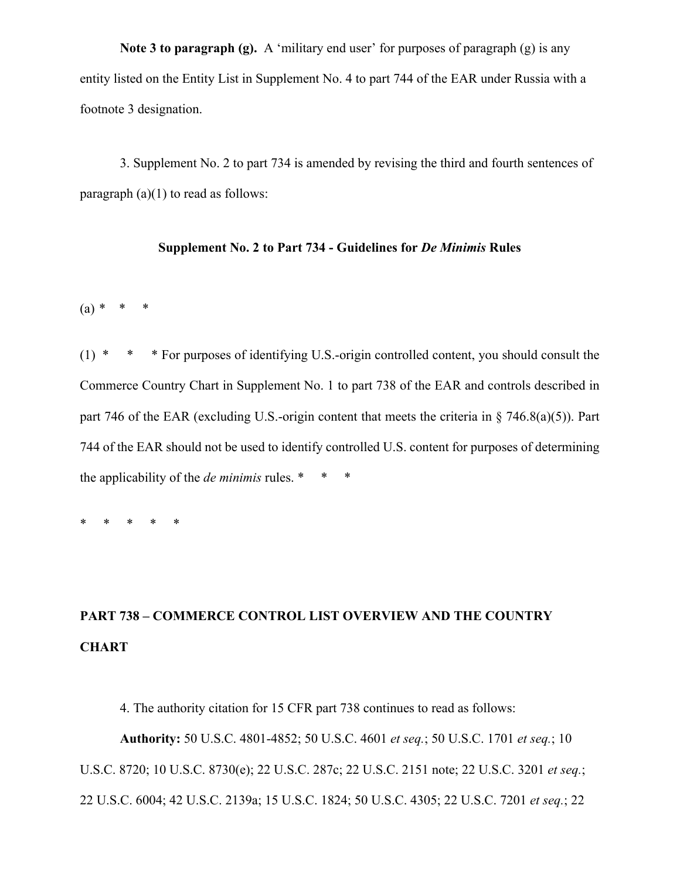**Note 3 to paragraph (g).** A 'military end user' for purposes of paragraph (g) is any entity listed on the Entity List in Supplement No. 4 to part 744 of the EAR under Russia with a footnote 3 designation.

3. Supplement No. 2 to part 734 is amended by revising the third and fourth sentences of paragraph (a)(1) to read as follows:

**Supplement No. 2 to Part 734 - Guidelines for *De Minimis* Rules**

(a) * * *

(1) * * * For purposes of identifying U.S.-origin controlled content, you should consult the Commerce Country Chart in Supplement No. 1 to part 738 of the EAR and controls described in part 746 of the EAR (excluding U.S.-origin content that meets the criteria in § 746.8(a)(5)). Part 744 of the EAR should not be used to identify controlled U.S. content for purposes of determining the applicability of the *de minimis* rules. * * *

\* * * * *

**PART 738 – COMMERCE CONTROL LIST OVERVIEW AND THE COUNTRY CHART**

4. The authority citation for 15 CFR part 738 continues to read as follows:

**Authority:** 50 U.S.C. 4801-4852; 50 U.S.C. 4601 *et seq.*; 50 U.S.C. 1701 *et seq.*; 10 U.S.C. 8720; 10 U.S.C. 8730(e); 22 U.S.C. 287c; 22 U.S.C. 2151 note; 22 U.S.C. 3201 *et seq.*; 22 U.S.C. 6004; 42 U.S.C. 2139a; 15 U.S.C. 1824; 50 U.S.C. 4305; 22 U.S.C. 7201 *et seq.*; 22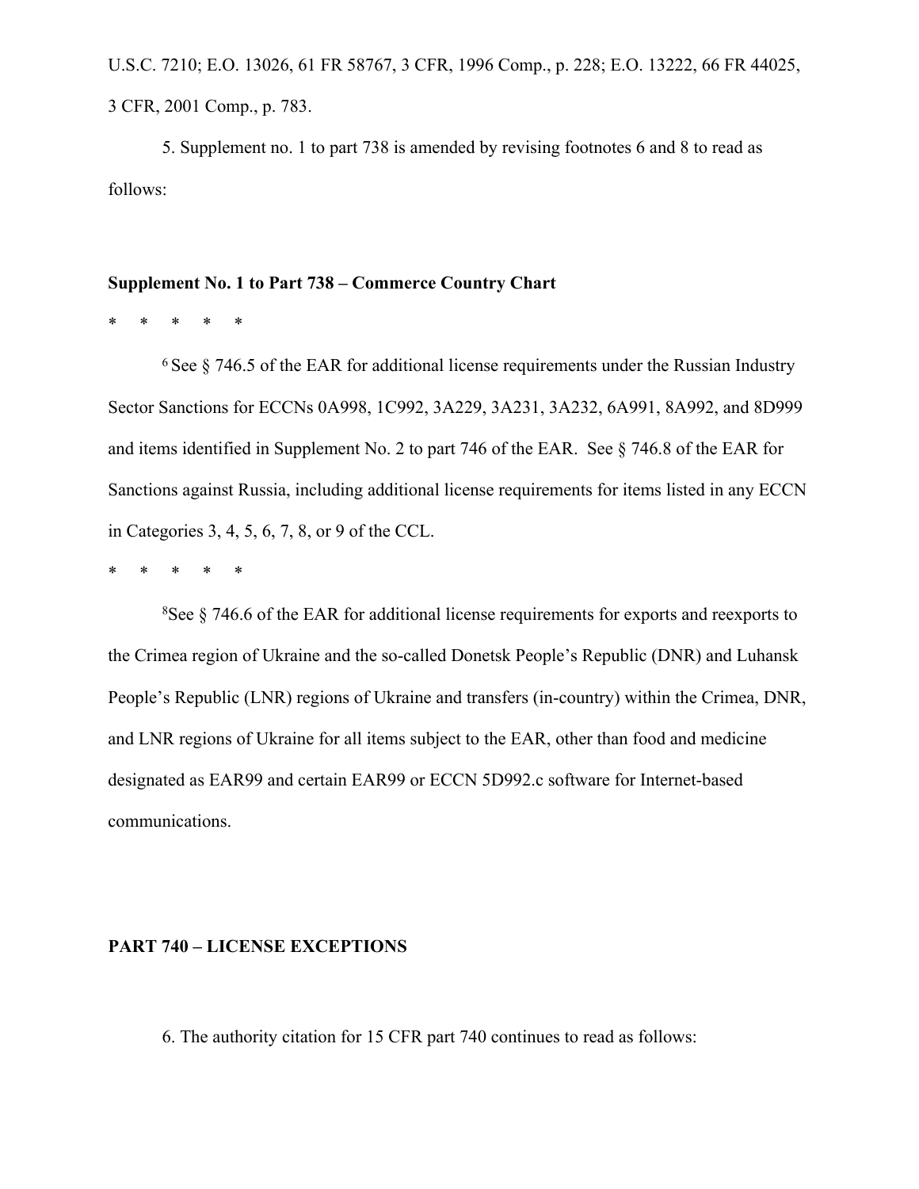U.S.C. 7210; E.O. 13026, 61 FR 58767, 3 CFR, 1996 Comp., p. 228; E.O. 13222, 66 FR 44025, 3 CFR, 2001 Comp., p. 783.

5. Supplement no. 1 to part 738 is amended by revising footnotes 6 and 8 to read as follows:

**Supplement No. 1 to Part 738 – Commerce Country Chart**

* * * * *

[6] See § 746.5 of the EAR for additional license requirements under the Russian Industry Sector Sanctions for ECCNs 0A998, 1C992, 3A229, 3A231, 3A232, 6A991, 8A992, and 8D999 and items identified in Supplement No. 2 to part 746 of the EAR. See § 746.8 of the EAR for Sanctions against Russia, including additional license requirements for items listed in any ECCN in Categories 3, 4, 5, 6, 7, 8, or 9 of the CCL.

* * * * *

[8]See § 746.6 of the EAR for additional license requirements for exports and reexports to the Crimea region of Ukraine and the so-called Donetsk People's Republic (DNR) and Luhansk People's Republic (LNR) regions of Ukraine and transfers (in-country) within the Crimea, DNR, and LNR regions of Ukraine for all items subject to the EAR, other than food and medicine designated as EAR99 and certain EAR99 or ECCN 5D992.c software for Internet-based communications.

**PART 740 – LICENSE EXCEPTIONS**

6. The authority citation for 15 CFR part 740 continues to read as follows: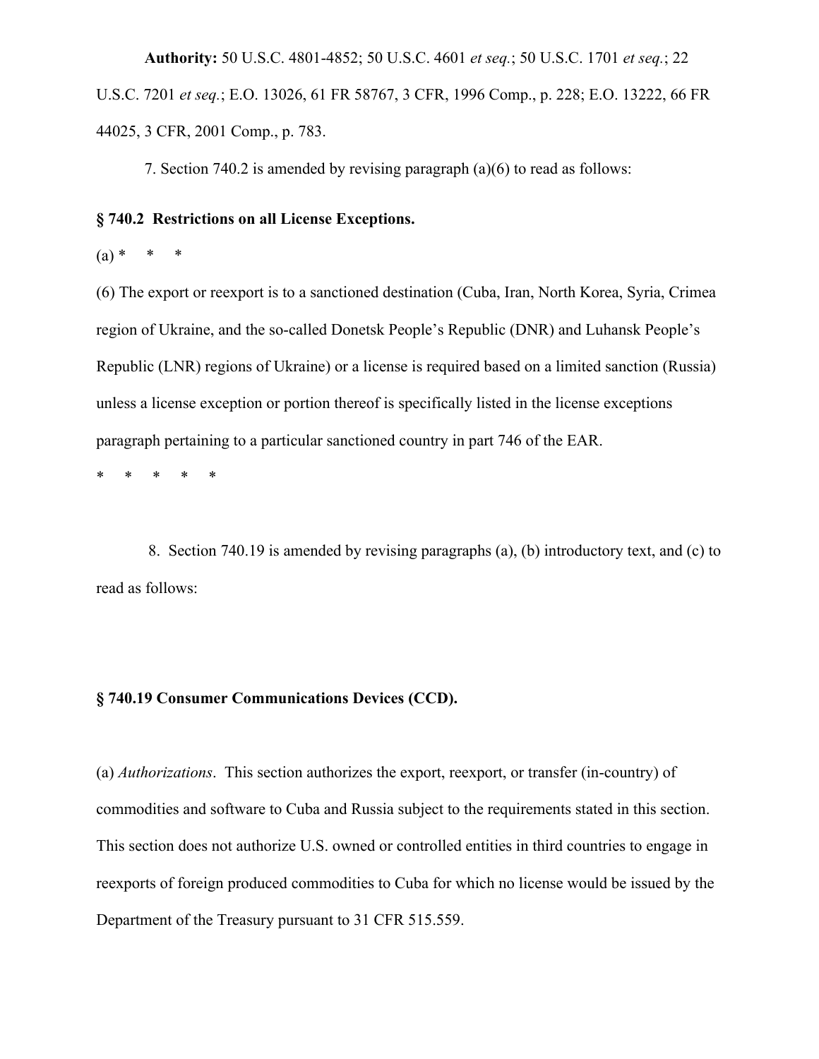**Authority:** 50 U.S.C. 4801-4852; 50 U.S.C. 4601 *et seq.*; 50 U.S.C. 1701 *et seq.*; 22 U.S.C. 7201 *et seq.*; E.O. 13026, 61 FR 58767, 3 CFR, 1996 Comp., p. 228; E.O. 13222, 66 FR 44025, 3 CFR, 2001 Comp., p. 783.

7. Section 740.2 is amended by revising paragraph (a)(6) to read as follows:

**§ 740.2 Restrictions on all License Exceptions.**

(a) * * *

(6) The export or reexport is to a sanctioned destination (Cuba, Iran, North Korea, Syria, Crimea region of Ukraine, and the so-called Donetsk People's Republic (DNR) and Luhansk People's Republic (LNR) regions of Ukraine) or a license is required based on a limited sanction (Russia) unless a license exception or portion thereof is specifically listed in the license exceptions paragraph pertaining to a particular sanctioned country in part 746 of the EAR.

\* * * * *

8. Section 740.19 is amended by revising paragraphs (a), (b) introductory text, and (c) to read as follows:

**§ 740.19 Consumer Communications Devices (CCD).**

(a) *Authorizations*. This section authorizes the export, reexport, or transfer (in-country) of commodities and software to Cuba and Russia subject to the requirements stated in this section. This section does not authorize U.S. owned or controlled entities in third countries to engage in reexports of foreign produced commodities to Cuba for which no license would be issued by the Department of the Treasury pursuant to 31 CFR 515.559.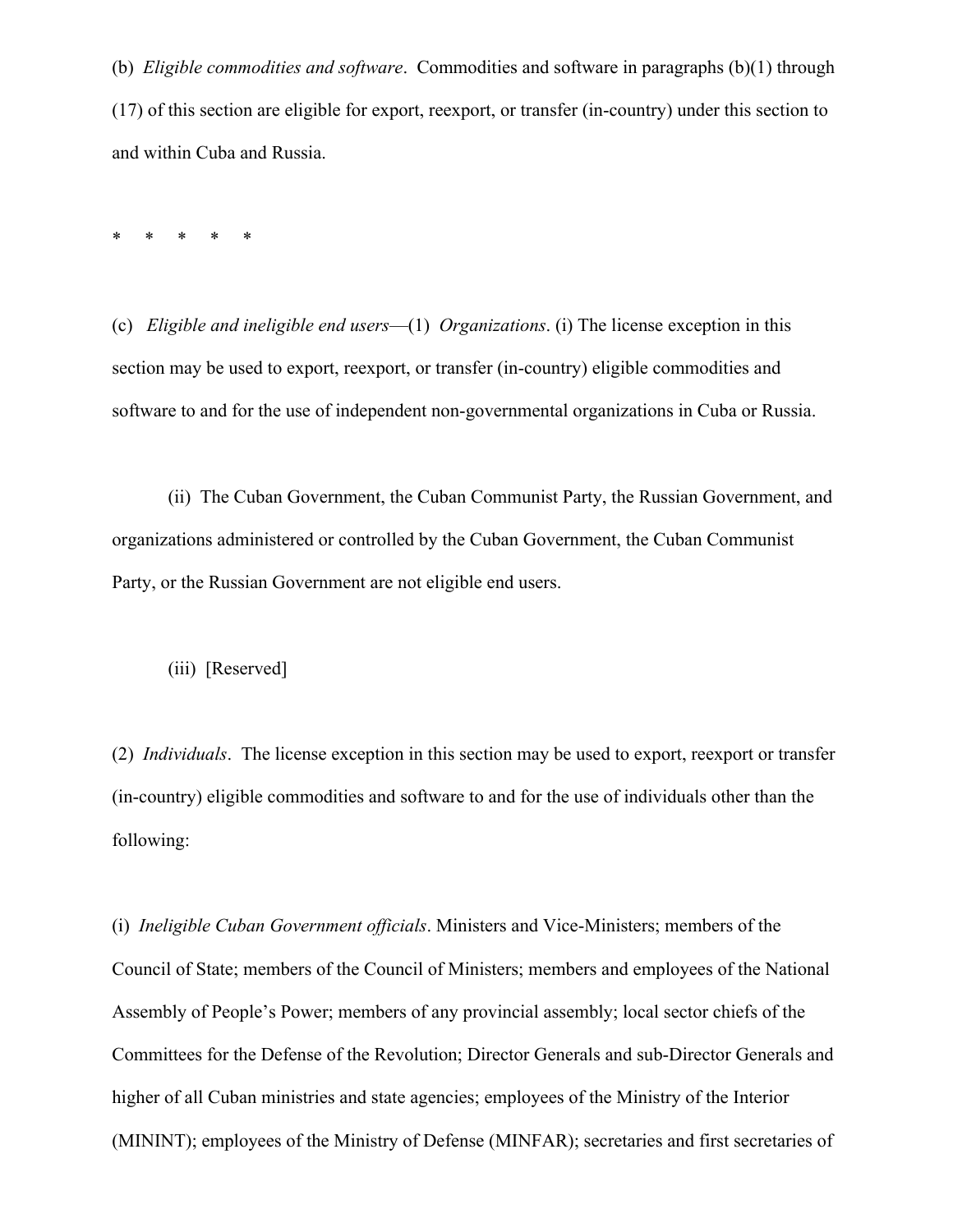(b) *Eligible commodities and software*. Commodities and software in paragraphs (b)(1) through (17) of this section are eligible for export, reexport, or transfer (in-country) under this section to and within Cuba and Russia.

\* \* \* \* \*

(c) *Eligible and ineligible end users*—(1) *Organizations*. (i) The license exception in this section may be used to export, reexport, or transfer (in-country) eligible commodities and software to and for the use of independent non-governmental organizations in Cuba or Russia.

(ii) The Cuban Government, the Cuban Communist Party, the Russian Government, and organizations administered or controlled by the Cuban Government, the Cuban Communist Party, or the Russian Government are not eligible end users.

(iii) [Reserved]

(2) *Individuals*. The license exception in this section may be used to export, reexport or transfer (in-country) eligible commodities and software to and for the use of individuals other than the following:

(i) *Ineligible Cuban Government officials*. Ministers and Vice-Ministers; members of the Council of State; members of the Council of Ministers; members and employees of the National Assembly of People's Power; members of any provincial assembly; local sector chiefs of the Committees for the Defense of the Revolution; Director Generals and sub-Director Generals and higher of all Cuban ministries and state agencies; employees of the Ministry of the Interior (MININT); employees of the Ministry of Defense (MINFAR); secretaries and first secretaries of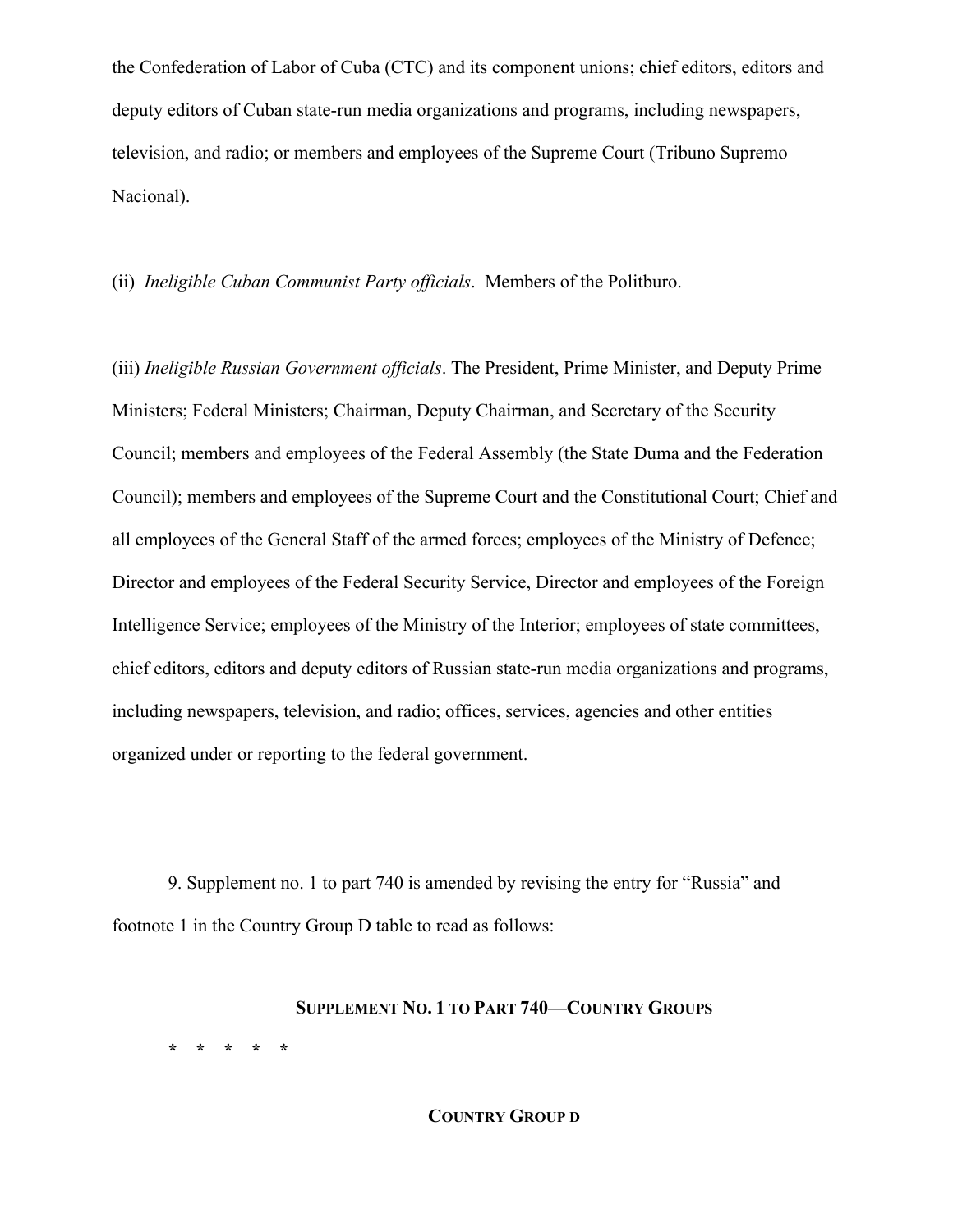the Confederation of Labor of Cuba (CTC) and its component unions; chief editors, editors and deputy editors of Cuban state-run media organizations and programs, including newspapers, television, and radio; or members and employees of the Supreme Court (Tribuno Supremo Nacional).

(ii) *Ineligible Cuban Communist Party officials*. Members of the Politburo.

(iii) *Ineligible Russian Government officials*. The President, Prime Minister, and Deputy Prime Ministers; Federal Ministers; Chairman, Deputy Chairman, and Secretary of the Security Council; members and employees of the Federal Assembly (the State Duma and the Federation Council); members and employees of the Supreme Court and the Constitutional Court; Chief and all employees of the General Staff of the armed forces; employees of the Ministry of Defence; Director and employees of the Federal Security Service, Director and employees of the Foreign Intelligence Service; employees of the Ministry of the Interior; employees of state committees, chief editors, editors and deputy editors of Russian state-run media organizations and programs, including newspapers, television, and radio; offices, services, agencies and other entities organized under or reporting to the federal government.

9. Supplement no. 1 to part 740 is amended by revising the entry for "Russia" and footnote 1 in the Country Group D table to read as follows:

**SUPPLEMENT NO. 1 TO PART 740—COUNTRY GROUPS**

\* \* \* \* \*

**COUNTRY GROUP D**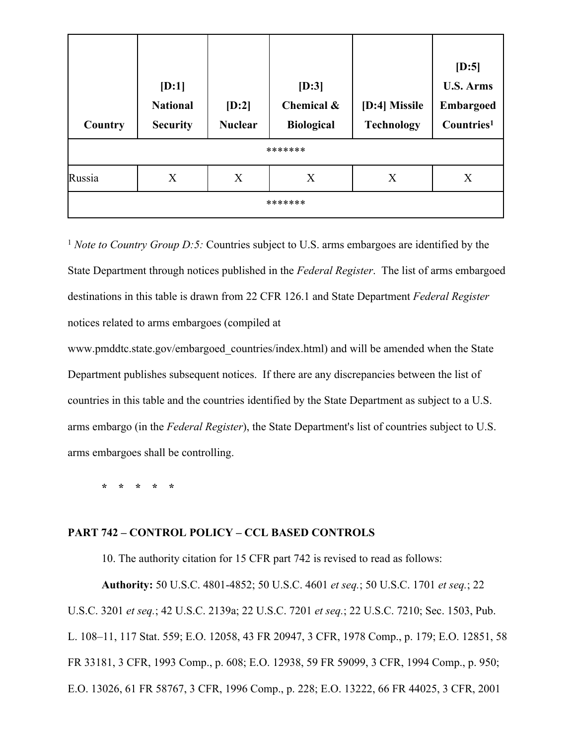| Country | [D:1] National Security | [D:2] Nuclear | [D:3] Chemical & Biological | [D:4] Missile Technology | [D:5] U.S. Arms Embargoed Countries[1] |
|---|---|---|---|---|---|
| ******* | | | | | |
| Russia | X | X | X | X | X |
| ******* | | | | | |

[1] *Note to Country Group D:5:* Countries subject to U.S. arms embargoes are identified by the State Department through notices published in the *Federal Register*. The list of arms embargoed destinations in this table is drawn from 22 CFR 126.1 and State Department *Federal Register* notices related to arms embargoes (compiled at www.pmddtc.state.gov/embargoed_countries/index.html) and will be amended when the State Department publishes subsequent notices. If there are any discrepancies between the list of countries in this table and the countries identified by the State Department as subject to a U.S. arms embargo (in the *Federal Register*), the State Department's list of countries subject to U.S. arms embargoes shall be controlling.

**\*   \*   \*   \*   \***

**PART 742 – CONTROL POLICY – CCL BASED CONTROLS**

10. The authority citation for 15 CFR part 742 is revised to read as follows:

**Authority:** 50 U.S.C. 4801-4852; 50 U.S.C. 4601 *et seq.*; 50 U.S.C. 1701 *et seq.*; 22 U.S.C. 3201 *et seq.*; 42 U.S.C. 2139a; 22 U.S.C. 7201 *et seq.*; 22 U.S.C. 7210; Sec. 1503, Pub. L. 108–11, 117 Stat. 559; E.O. 12058, 43 FR 20947, 3 CFR, 1978 Comp., p. 179; E.O. 12851, 58 FR 33181, 3 CFR, 1993 Comp., p. 608; E.O. 12938, 59 FR 59099, 3 CFR, 1994 Comp., p. 950; E.O. 13026, 61 FR 58767, 3 CFR, 1996 Comp., p. 228; E.O. 13222, 66 FR 44025, 3 CFR, 2001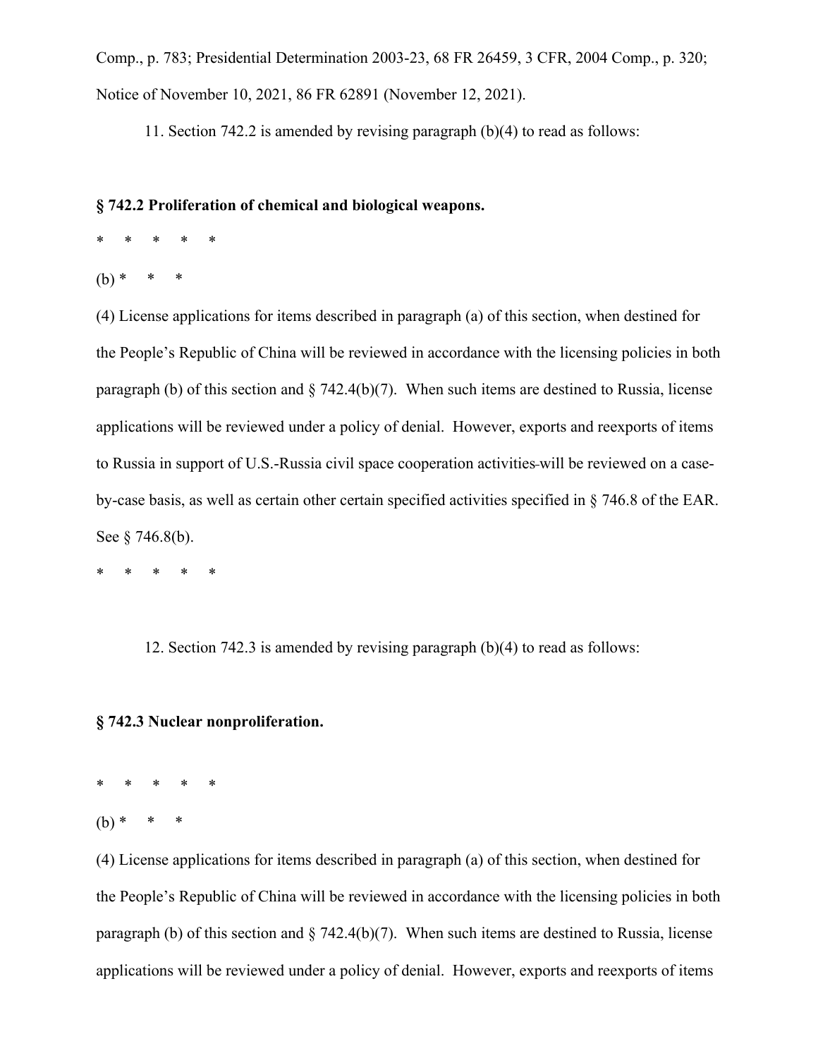Comp., p. 783; Presidential Determination 2003-23, 68 FR 26459, 3 CFR, 2004 Comp., p. 320; Notice of November 10, 2021, 86 FR 62891 (November 12, 2021).

11. Section 742.2 is amended by revising paragraph (b)(4) to read as follows:

**§ 742.2 Proliferation of chemical and biological weapons.**

\* \* \* \* \*

(b) \* \* \*

(4) License applications for items described in paragraph (a) of this section, when destined for the People's Republic of China will be reviewed in accordance with the licensing policies in both paragraph (b) of this section and § 742.4(b)(7). When such items are destined to Russia, license applications will be reviewed under a policy of denial. However, exports and reexports of items to Russia in support of U.S.-Russia civil space cooperation activities will be reviewed on a case-by-case basis, as well as certain other certain specified activities specified in § 746.8 of the EAR. See § 746.8(b).

\* \* \* \* \*

12. Section 742.3 is amended by revising paragraph (b)(4) to read as follows:

**§ 742.3 Nuclear nonproliferation.**

\* \* \* \* \*

(b) \* \* \*

(4) License applications for items described in paragraph (a) of this section, when destined for the People's Republic of China will be reviewed in accordance with the licensing policies in both paragraph (b) of this section and § 742.4(b)(7). When such items are destined to Russia, license applications will be reviewed under a policy of denial. However, exports and reexports of items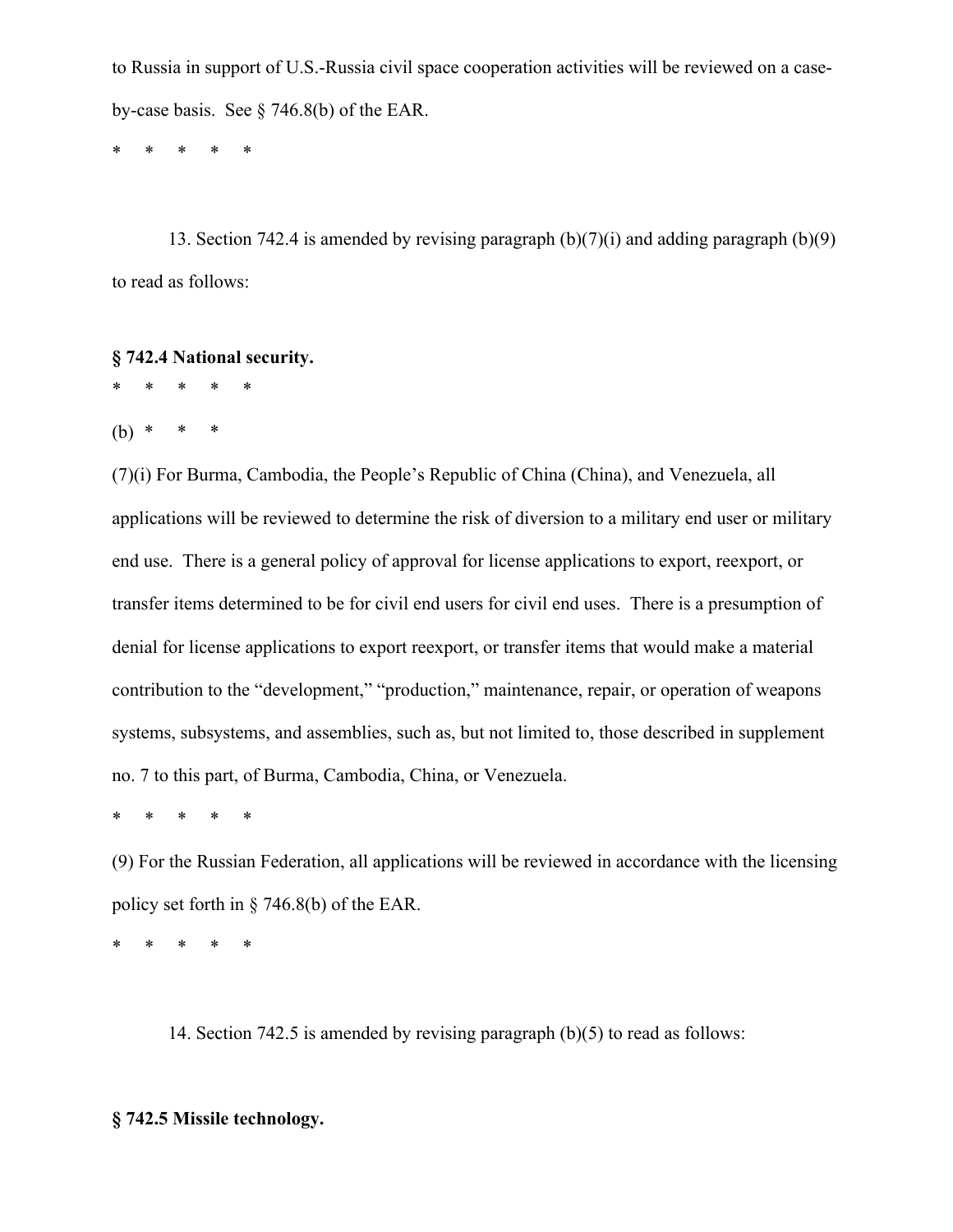to Russia in support of U.S.-Russia civil space cooperation activities will be reviewed on a case-by-case basis. See § 746.8(b) of the EAR.

\* \* \* \* \*

13. Section 742.4 is amended by revising paragraph (b)(7)(i) and adding paragraph (b)(9) to read as follows:

**§ 742.4 National security.**

\* \* \* \* \*

(b) \* \* \*

(7)(i) For Burma, Cambodia, the People's Republic of China (China), and Venezuela, all applications will be reviewed to determine the risk of diversion to a military end user or military end use. There is a general policy of approval for license applications to export, reexport, or transfer items determined to be for civil end users for civil end uses. There is a presumption of denial for license applications to export reexport, or transfer items that would make a material contribution to the "development," "production," maintenance, repair, or operation of weapons systems, subsystems, and assemblies, such as, but not limited to, those described in supplement no. 7 to this part, of Burma, Cambodia, China, or Venezuela.

\* \* \* \* \*

(9) For the Russian Federation, all applications will be reviewed in accordance with the licensing policy set forth in § 746.8(b) of the EAR.

\* \* \* \* \*

14. Section 742.5 is amended by revising paragraph (b)(5) to read as follows:

**§ 742.5 Missile technology.**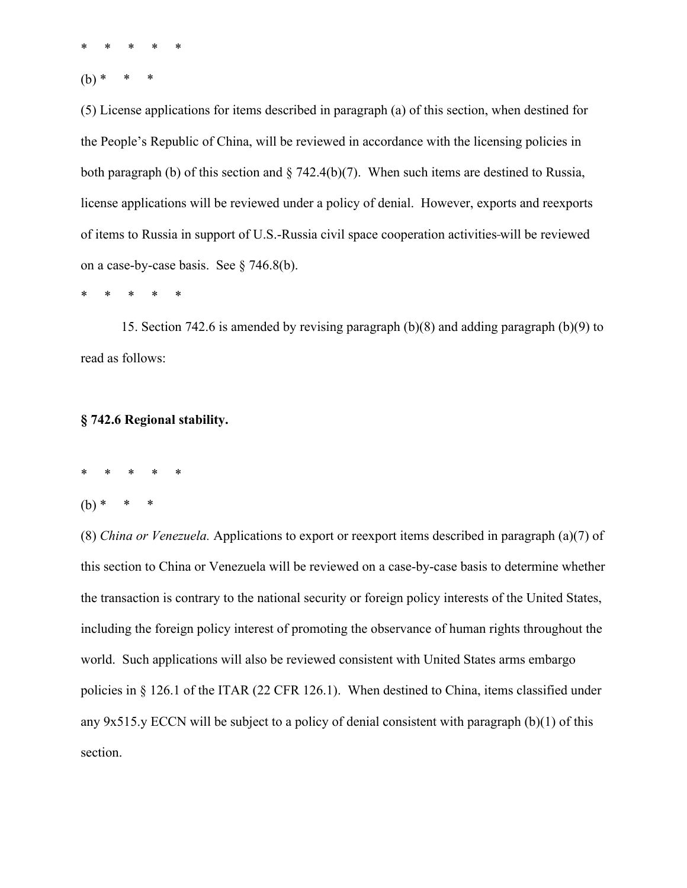* * * * *

(b) * * *

(5) License applications for items described in paragraph (a) of this section, when destined for the People's Republic of China, will be reviewed in accordance with the licensing policies in both paragraph (b) of this section and § 742.4(b)(7). When such items are destined to Russia, license applications will be reviewed under a policy of denial. However, exports and reexports of items to Russia in support of U.S.-Russia civil space cooperation activities will be reviewed on a case-by-case basis. See § 746.8(b).

* * * * *

15. Section 742.6 is amended by revising paragraph (b)(8) and adding paragraph (b)(9) to read as follows:

**§ 742.6 Regional stability.**

* * * * *

(b) * * *

(8) *China or Venezuela.* Applications to export or reexport items described in paragraph (a)(7) of this section to China or Venezuela will be reviewed on a case-by-case basis to determine whether the transaction is contrary to the national security or foreign policy interests of the United States, including the foreign policy interest of promoting the observance of human rights throughout the world. Such applications will also be reviewed consistent with United States arms embargo policies in § 126.1 of the ITAR (22 CFR 126.1). When destined to China, items classified under any 9x515.y ECCN will be subject to a policy of denial consistent with paragraph (b)(1) of this section.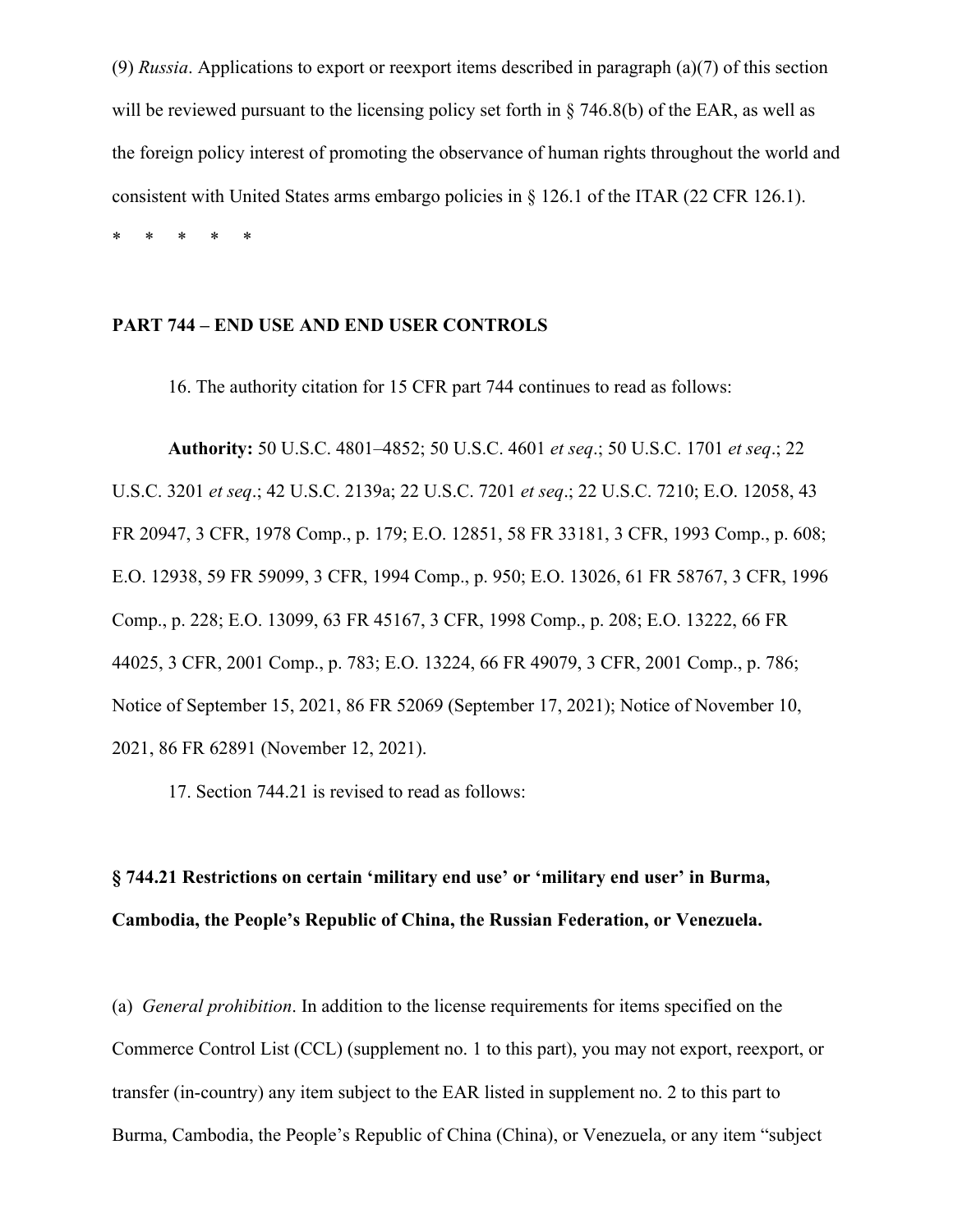(9) *Russia*. Applications to export or reexport items described in paragraph (a)(7) of this section will be reviewed pursuant to the licensing policy set forth in § 746.8(b) of the EAR, as well as the foreign policy interest of promoting the observance of human rights throughout the world and consistent with United States arms embargo policies in § 126.1 of the ITAR (22 CFR 126.1).

\* \* \* \* \*

**PART 744 – END USE AND END USER CONTROLS**

16. The authority citation for 15 CFR part 744 continues to read as follows:

**Authority:** 50 U.S.C. 4801–4852; 50 U.S.C. 4601 *et seq*.; 50 U.S.C. 1701 *et seq*.; 22 U.S.C. 3201 *et seq*.; 42 U.S.C. 2139a; 22 U.S.C. 7201 *et seq*.; 22 U.S.C. 7210; E.O. 12058, 43 FR 20947, 3 CFR, 1978 Comp., p. 179; E.O. 12851, 58 FR 33181, 3 CFR, 1993 Comp., p. 608; E.O. 12938, 59 FR 59099, 3 CFR, 1994 Comp., p. 950; E.O. 13026, 61 FR 58767, 3 CFR, 1996 Comp., p. 228; E.O. 13099, 63 FR 45167, 3 CFR, 1998 Comp., p. 208; E.O. 13222, 66 FR 44025, 3 CFR, 2001 Comp., p. 783; E.O. 13224, 66 FR 49079, 3 CFR, 2001 Comp., p. 786; Notice of September 15, 2021, 86 FR 52069 (September 17, 2021); Notice of November 10, 2021, 86 FR 62891 (November 12, 2021).

17. Section 744.21 is revised to read as follows:

**§ 744.21 Restrictions on certain 'military end use' or 'military end user' in Burma, Cambodia, the People's Republic of China, the Russian Federation, or Venezuela.**

(a) *General prohibition*. In addition to the license requirements for items specified on the Commerce Control List (CCL) (supplement no. 1 to this part), you may not export, reexport, or transfer (in-country) any item subject to the EAR listed in supplement no. 2 to this part to Burma, Cambodia, the People's Republic of China (China), or Venezuela, or any item "subject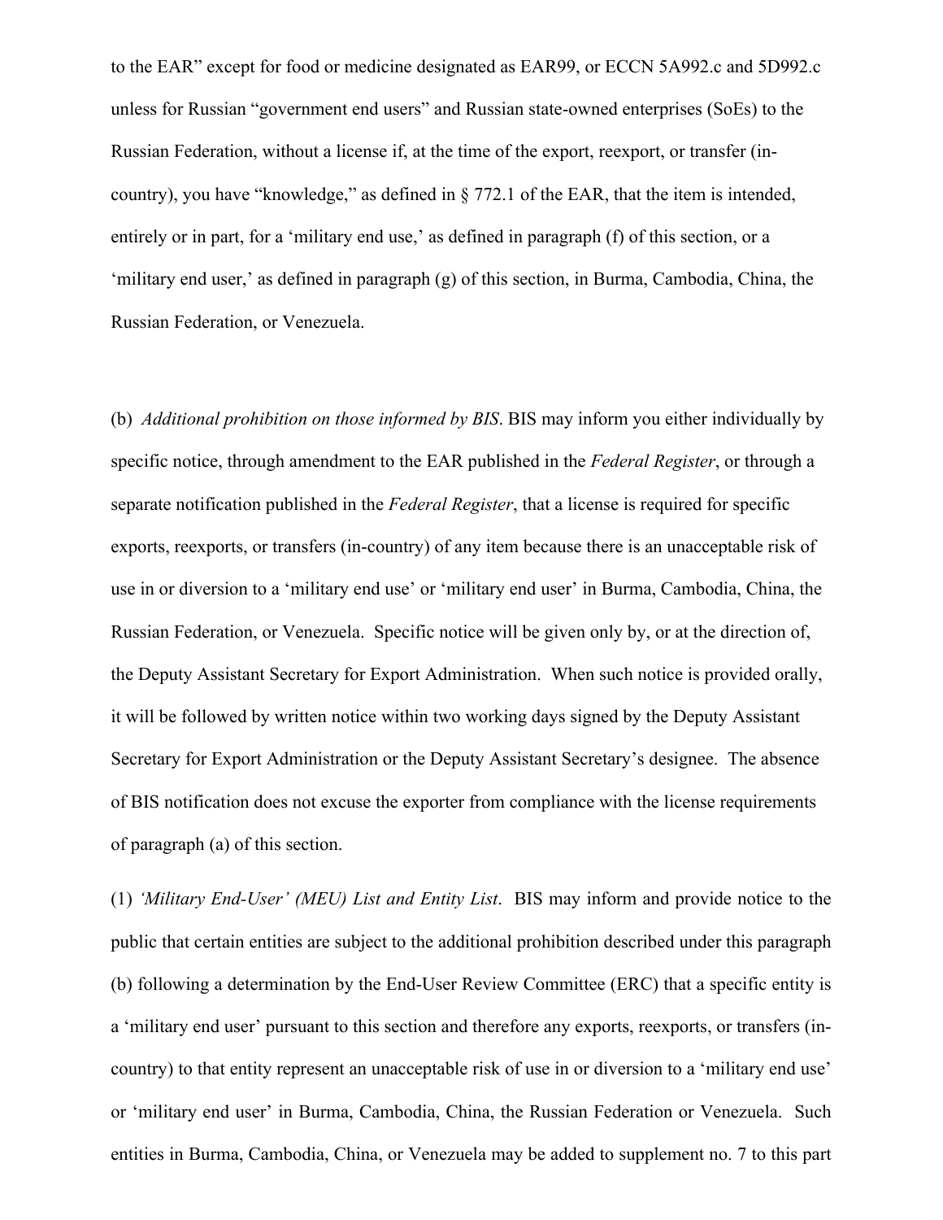to the EAR" except for food or medicine designated as EAR99, or ECCN 5A992.c and 5D992.c unless for Russian "government end users" and Russian state-owned enterprises (SoEs) to the Russian Federation, without a license if, at the time of the export, reexport, or transfer (in-country), you have "knowledge," as defined in § 772.1 of the EAR, that the item is intended, entirely or in part, for a 'military end use,' as defined in paragraph (f) of this section, or a 'military end user,' as defined in paragraph (g) of this section, in Burma, Cambodia, China, the Russian Federation, or Venezuela.

(b) *Additional prohibition on those informed by BIS*. BIS may inform you either individually by specific notice, through amendment to the EAR published in the *Federal Register*, or through a separate notification published in the *Federal Register*, that a license is required for specific exports, reexports, or transfers (in-country) of any item because there is an unacceptable risk of use in or diversion to a 'military end use' or 'military end user' in Burma, Cambodia, China, the Russian Federation, or Venezuela. Specific notice will be given only by, or at the direction of, the Deputy Assistant Secretary for Export Administration. When such notice is provided orally, it will be followed by written notice within two working days signed by the Deputy Assistant Secretary for Export Administration or the Deputy Assistant Secretary's designee. The absence of BIS notification does not excuse the exporter from compliance with the license requirements of paragraph (a) of this section.

(1) *'Military End-User' (MEU) List and Entity List*. BIS may inform and provide notice to the public that certain entities are subject to the additional prohibition described under this paragraph (b) following a determination by the End-User Review Committee (ERC) that a specific entity is a 'military end user' pursuant to this section and therefore any exports, reexports, or transfers (in-country) to that entity represent an unacceptable risk of use in or diversion to a 'military end use' or 'military end user' in Burma, Cambodia, China, the Russian Federation or Venezuela. Such entities in Burma, Cambodia, China, or Venezuela may be added to supplement no. 7 to this part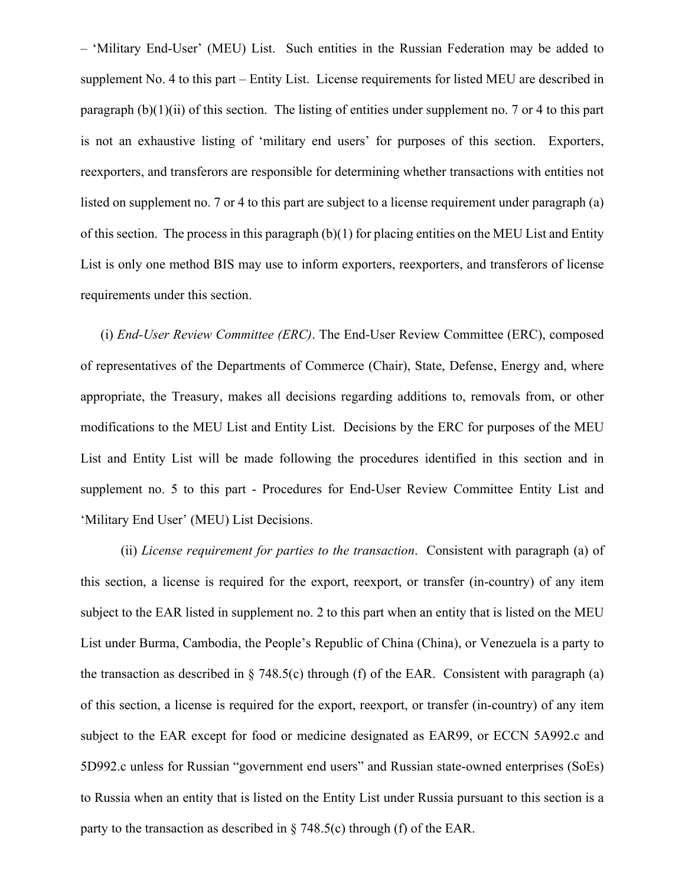– 'Military End-User' (MEU) List. Such entities in the Russian Federation may be added to supplement No. 4 to this part – Entity List. License requirements for listed MEU are described in paragraph (b)(1)(ii) of this section. The listing of entities under supplement no. 7 or 4 to this part is not an exhaustive listing of 'military end users' for purposes of this section. Exporters, reexporters, and transferors are responsible for determining whether transactions with entities not listed on supplement no. 7 or 4 to this part are subject to a license requirement under paragraph (a) of this section. The process in this paragraph (b)(1) for placing entities on the MEU List and Entity List is only one method BIS may use to inform exporters, reexporters, and transferors of license requirements under this section.

(i) *End-User Review Committee (ERC)*. The End-User Review Committee (ERC), composed of representatives of the Departments of Commerce (Chair), State, Defense, Energy and, where appropriate, the Treasury, makes all decisions regarding additions to, removals from, or other modifications to the MEU List and Entity List. Decisions by the ERC for purposes of the MEU List and Entity List will be made following the procedures identified in this section and in supplement no. 5 to this part - Procedures for End-User Review Committee Entity List and 'Military End User' (MEU) List Decisions.

(ii) *License requirement for parties to the transaction*. Consistent with paragraph (a) of this section, a license is required for the export, reexport, or transfer (in-country) of any item subject to the EAR listed in supplement no. 2 to this part when an entity that is listed on the MEU List under Burma, Cambodia, the People's Republic of China (China), or Venezuela is a party to the transaction as described in § 748.5(c) through (f) of the EAR. Consistent with paragraph (a) of this section, a license is required for the export, reexport, or transfer (in-country) of any item subject to the EAR except for food or medicine designated as EAR99, or ECCN 5A992.c and 5D992.c unless for Russian "government end users" and Russian state-owned enterprises (SoEs) to Russia when an entity that is listed on the Entity List under Russia pursuant to this section is a party to the transaction as described in § 748.5(c) through (f) of the EAR.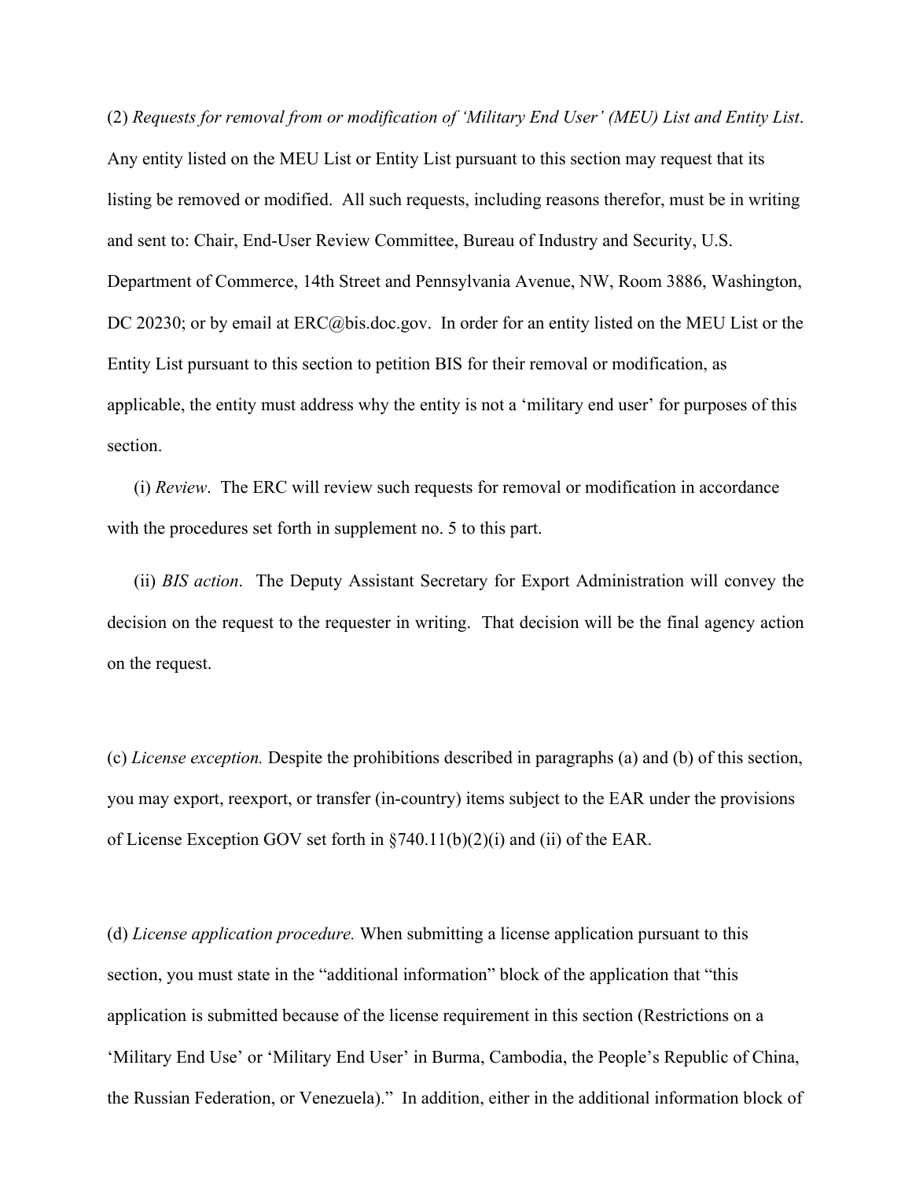(2) *Requests for removal from or modification of 'Military End User' (MEU) List and Entity List*. Any entity listed on the MEU List or Entity List pursuant to this section may request that its listing be removed or modified. All such requests, including reasons therefor, must be in writing and sent to: Chair, End-User Review Committee, Bureau of Industry and Security, U.S. Department of Commerce, 14th Street and Pennsylvania Avenue, NW, Room 3886, Washington, DC 20230; or by email at ERC@bis.doc.gov. In order for an entity listed on the MEU List or the Entity List pursuant to this section to petition BIS for their removal or modification, as applicable, the entity must address why the entity is not a 'military end user' for purposes of this section.

(i) *Review*. The ERC will review such requests for removal or modification in accordance with the procedures set forth in supplement no. 5 to this part.

(ii) *BIS action*. The Deputy Assistant Secretary for Export Administration will convey the decision on the request to the requester in writing. That decision will be the final agency action on the request.

(c) *License exception.* Despite the prohibitions described in paragraphs (a) and (b) of this section, you may export, reexport, or transfer (in-country) items subject to the EAR under the provisions of License Exception GOV set forth in §740.11(b)(2)(i) and (ii) of the EAR.

(d) *License application procedure.* When submitting a license application pursuant to this section, you must state in the "additional information" block of the application that "this application is submitted because of the license requirement in this section (Restrictions on a 'Military End Use' or 'Military End User' in Burma, Cambodia, the People's Republic of China, the Russian Federation, or Venezuela)." In addition, either in the additional information block of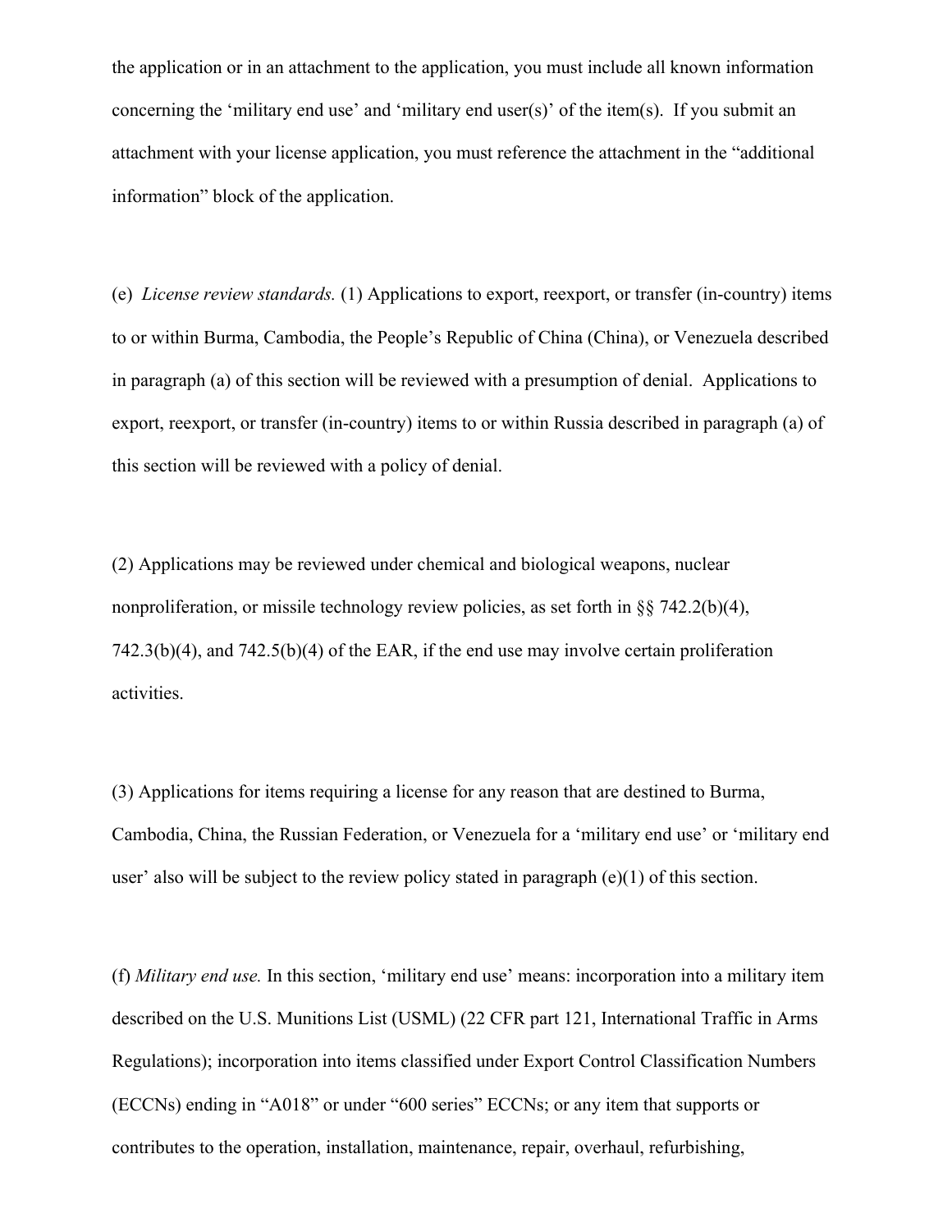the application or in an attachment to the application, you must include all known information concerning the 'military end use' and 'military end user(s)' of the item(s). If you submit an attachment with your license application, you must reference the attachment in the "additional information" block of the application.

(e) *License review standards.* (1) Applications to export, reexport, or transfer (in-country) items to or within Burma, Cambodia, the People's Republic of China (China), or Venezuela described in paragraph (a) of this section will be reviewed with a presumption of denial. Applications to export, reexport, or transfer (in-country) items to or within Russia described in paragraph (a) of this section will be reviewed with a policy of denial.

(2) Applications may be reviewed under chemical and biological weapons, nuclear nonproliferation, or missile technology review policies, as set forth in §§ 742.2(b)(4), 742.3(b)(4), and 742.5(b)(4) of the EAR, if the end use may involve certain proliferation activities.

(3) Applications for items requiring a license for any reason that are destined to Burma, Cambodia, China, the Russian Federation, or Venezuela for a 'military end use' or 'military end user' also will be subject to the review policy stated in paragraph (e)(1) of this section.

(f) *Military end use.* In this section, 'military end use' means: incorporation into a military item described on the U.S. Munitions List (USML) (22 CFR part 121, International Traffic in Arms Regulations); incorporation into items classified under Export Control Classification Numbers (ECCNs) ending in "A018" or under "600 series" ECCNs; or any item that supports or contributes to the operation, installation, maintenance, repair, overhaul, refurbishing,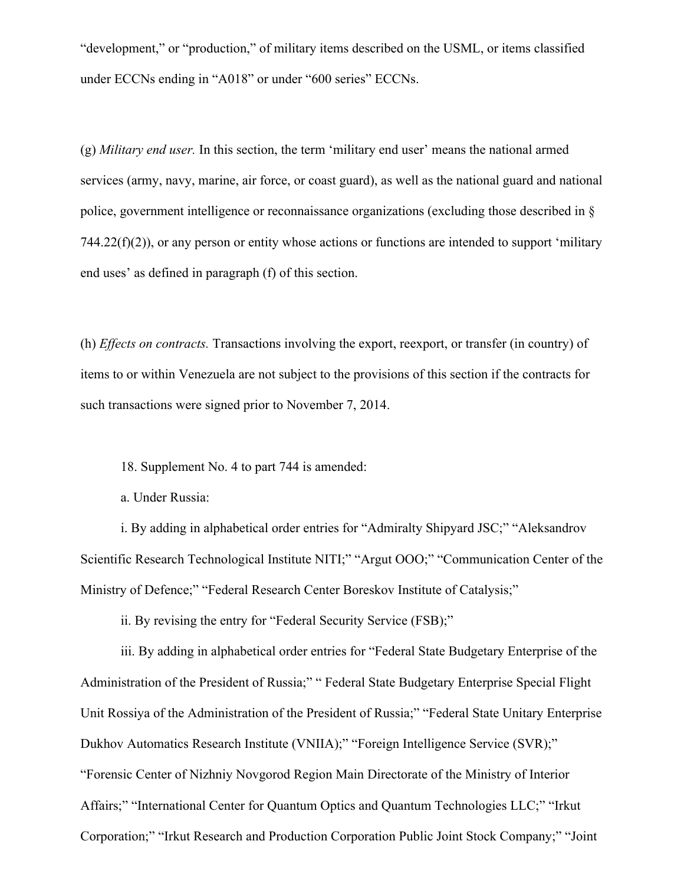"development," or "production," of military items described on the USML, or items classified under ECCNs ending in "A018" or under "600 series" ECCNs.

(g) *Military end user.* In this section, the term 'military end user' means the national armed services (army, navy, marine, air force, or coast guard), as well as the national guard and national police, government intelligence or reconnaissance organizations (excluding those described in § 744.22(f)(2)), or any person or entity whose actions or functions are intended to support 'military end uses' as defined in paragraph (f) of this section.

(h) *Effects on contracts.* Transactions involving the export, reexport, or transfer (in country) of items to or within Venezuela are not subject to the provisions of this section if the contracts for such transactions were signed prior to November 7, 2014.

18. Supplement No. 4 to part 744 is amended:

a. Under Russia:

i. By adding in alphabetical order entries for "Admiralty Shipyard JSC;" "Aleksandrov Scientific Research Technological Institute NITI;" "Argut OOO;" "Communication Center of the Ministry of Defence;" "Federal Research Center Boreskov Institute of Catalysis;"

ii. By revising the entry for "Federal Security Service (FSB);"

iii. By adding in alphabetical order entries for "Federal State Budgetary Enterprise of the Administration of the President of Russia;" " Federal State Budgetary Enterprise Special Flight Unit Rossiya of the Administration of the President of Russia;" "Federal State Unitary Enterprise Dukhov Automatics Research Institute (VNIIA);" "Foreign Intelligence Service (SVR);" "Forensic Center of Nizhniy Novgorod Region Main Directorate of the Ministry of Interior Affairs;" "International Center for Quantum Optics and Quantum Technologies LLC;" "Irkut Corporation;" "Irkut Research and Production Corporation Public Joint Stock Company;" "Joint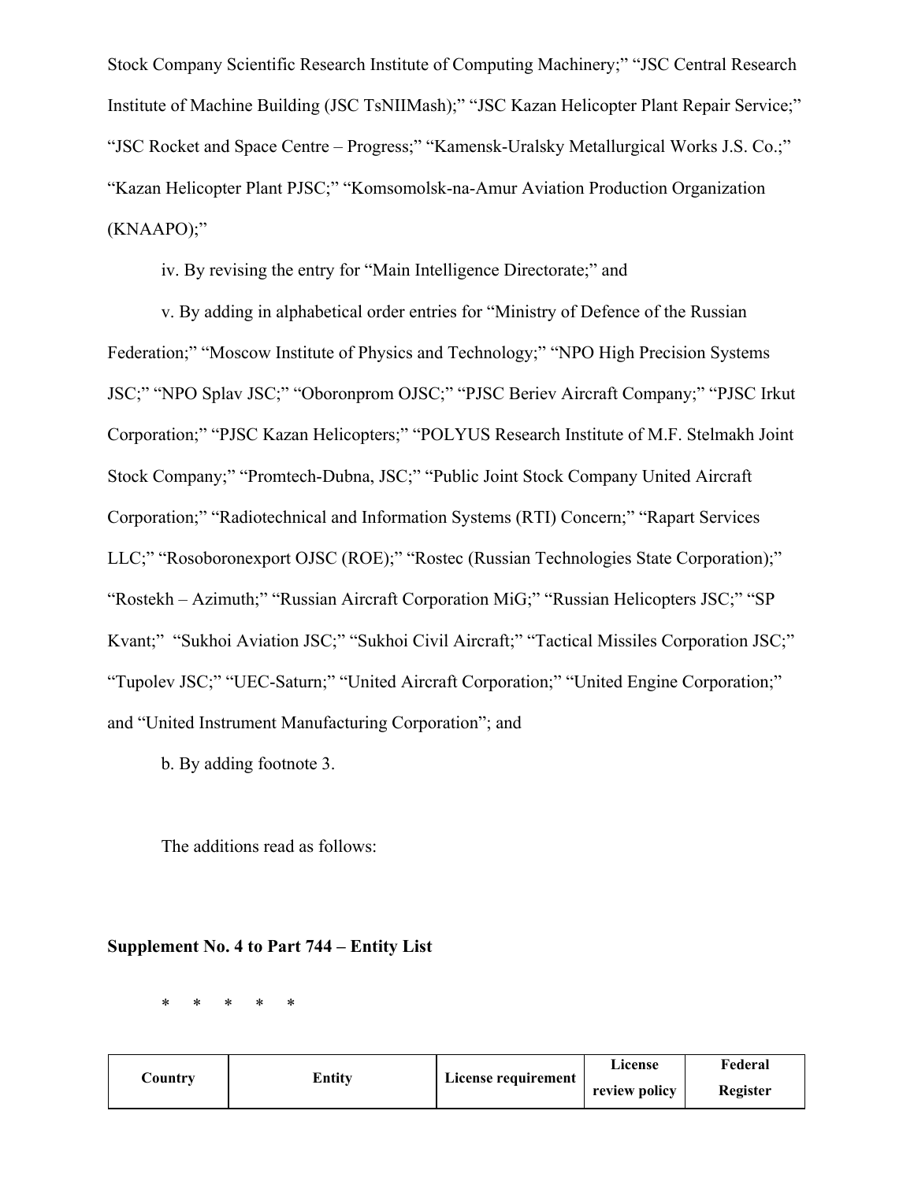Stock Company Scientific Research Institute of Computing Machinery;" "JSC Central Research Institute of Machine Building (JSC TsNIIMash);" "JSC Kazan Helicopter Plant Repair Service;" "JSC Rocket and Space Centre – Progress;" "Kamensk-Uralsky Metallurgical Works J.S. Co.;" "Kazan Helicopter Plant PJSC;" "Komsomolsk-na-Amur Aviation Production Organization (KNAAPO);"

iv. By revising the entry for "Main Intelligence Directorate;" and

v. By adding in alphabetical order entries for "Ministry of Defence of the Russian Federation;" "Moscow Institute of Physics and Technology;" "NPO High Precision Systems JSC;" "NPO Splav JSC;" "Oboronprom OJSC;" "PJSC Beriev Aircraft Company;" "PJSC Irkut Corporation;" "PJSC Kazan Helicopters;" "POLYUS Research Institute of M.F. Stelmakh Joint Stock Company;" "Promtech-Dubna, JSC;" "Public Joint Stock Company United Aircraft Corporation;" "Radiotechnical and Information Systems (RTI) Concern;" "Rapart Services LLC;" "Rosoboronexport OJSC (ROE);" "Rostec (Russian Technologies State Corporation);" "Rostekh – Azimuth;" "Russian Aircraft Corporation MiG;" "Russian Helicopters JSC;" "SP Kvant;" "Sukhoi Aviation JSC;" "Sukhoi Civil Aircraft;" "Tactical Missiles Corporation JSC;" "Tupolev JSC;" "UEC-Saturn;" "United Aircraft Corporation;" "United Engine Corporation;" and "United Instrument Manufacturing Corporation"; and

b. By adding footnote 3.

The additions read as follows:

**Supplement No. 4 to Part 744 – Entity List**

\* \* \* \* \*

| Country | Entity | License requirement | License review policy | Federal Register |
|---|---|---|---|---|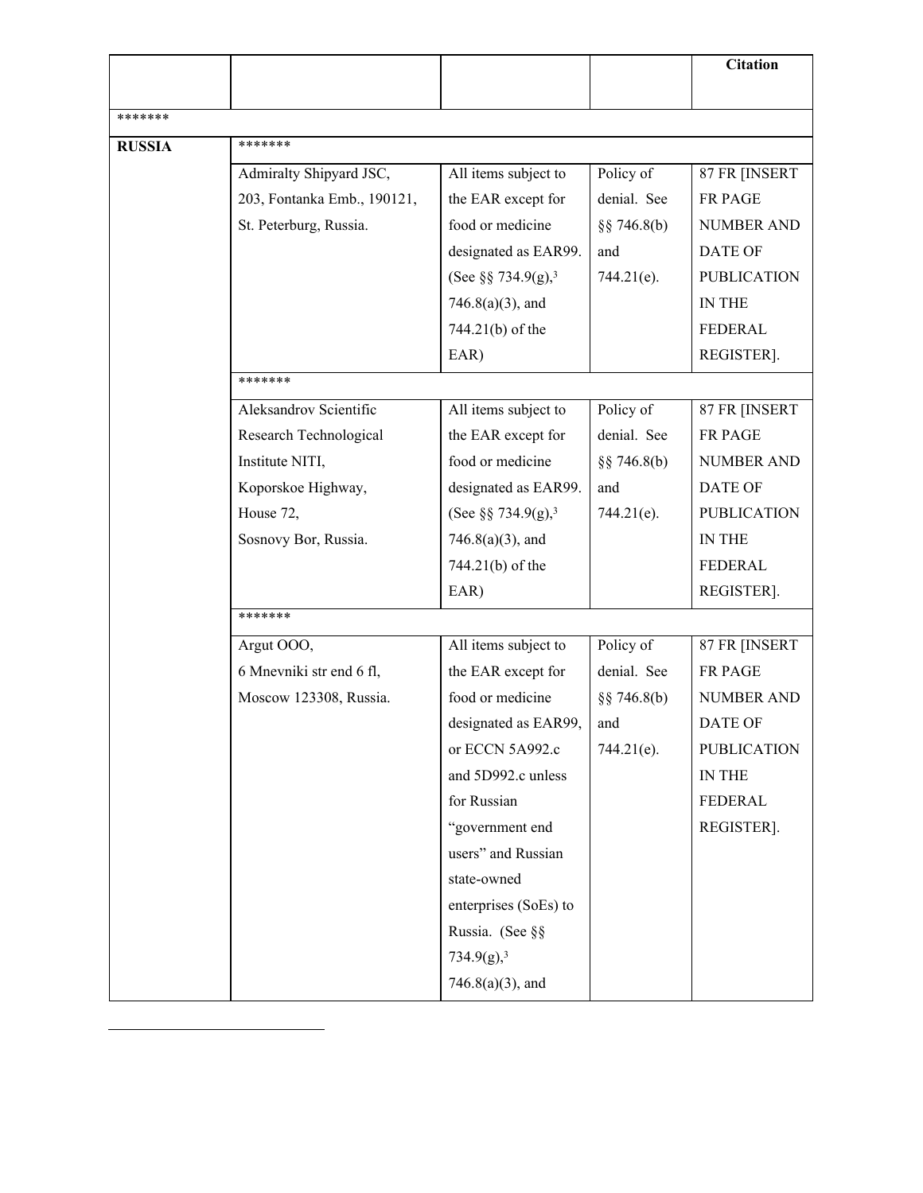| | | | | Citation |
|---|---|---|---|---|
| ******* | | | | |
| **RUSSIA** | ******* | | | |
| | Admiralty Shipyard JSC, 203, Fontanka Emb., 190121, St. Peterburg, Russia. | All items subject to the EAR except for food or medicine designated as EAR99. (See §§ 734.9(g),[3] 746.8(a)(3), and 744.21(b) of the EAR) | Policy of denial. See §§ 746.8(b) and 744.21(e). | 87 FR [INSERT FR PAGE NUMBER AND DATE OF PUBLICATION IN THE FEDERAL REGISTER]. |
| | ******* | | | |
| | Aleksandrov Scientific Research Technological Institute NITI, Koporskoe Highway, House 72, Sosnovy Bor, Russia. | All items subject to the EAR except for food or medicine designated as EAR99. (See §§ 734.9(g),[3] 746.8(a)(3), and 744.21(b) of the EAR) | Policy of denial. See §§ 746.8(b) and 744.21(e). | 87 FR [INSERT FR PAGE NUMBER AND DATE OF PUBLICATION IN THE FEDERAL REGISTER]. |
| | ******* | | | |
| | Argut OOO, 6 Mnevniki str end 6 fl, Moscow 123308, Russia. | All items subject to the EAR except for food or medicine designated as EAR99, or ECCN 5A992.c and 5D992.c unless for Russian "government end users" and Russian state-owned enterprises (SoEs) to Russia. (See §§ 734.9(g),[3] 746.8(a)(3), and | Policy of denial. See §§ 746.8(b) and 744.21(e). | 87 FR [INSERT FR PAGE NUMBER AND DATE OF PUBLICATION IN THE FEDERAL REGISTER]. |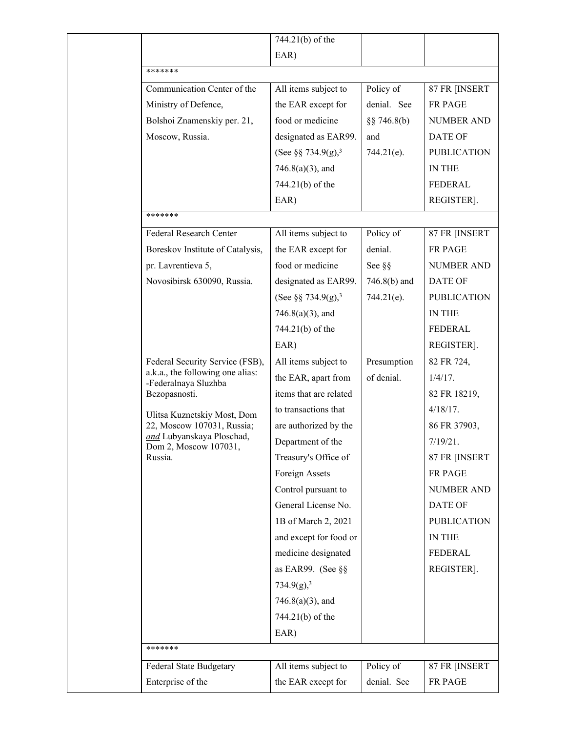| | | | | |
|---|---|---|---|---|
| | | 744.21(b) of the EAR) | | |
| | ******* | | | |
| | Communication Center of the Ministry of Defence, Bolshoi Znamenskiy per. 21, Moscow, Russia. | All items subject to the EAR except for food or medicine designated as EAR99. (See §§ 734.9(g),[3] 746.8(a)(3), and 744.21(b) of the EAR) | Policy of denial. See §§ 746.8(b) and 744.21(e). | 87 FR [INSERT FR PAGE NUMBER AND DATE OF PUBLICATION IN THE FEDERAL REGISTER]. |
| | ******* | | | |
| | Federal Research Center Boreskov Institute of Catalysis, pr. Lavrentieva 5, Novosibirsk 630090, Russia. | All items subject to the EAR except for food or medicine designated as EAR99. (See §§ 734.9(g),[3] 746.8(a)(3), and 744.21(b) of the EAR) | Policy of denial. See §§ 746.8(b) and 744.21(e). | 87 FR [INSERT FR PAGE NUMBER AND DATE OF PUBLICATION IN THE FEDERAL REGISTER]. |
| | Federal Security Service (FSB), a.k.a., the following one alias: -Federalnaya Sluzhba Bezopasnosti. Ulitsa Kuznetskiy Most, Dom 22, Moscow 107031, Russia; *and* Lubyanskaya Ploschad, Dom 2, Moscow 107031, Russia. | All items subject to the EAR, apart from items that are related to transactions that are authorized by the Department of the Treasury's Office of Foreign Assets Control pursuant to General License No. 1B of March 2, 2021 and except for food or medicine designated as EAR99. (See §§ 734.9(g),[3] 746.8(a)(3), and 744.21(b) of the EAR) | Presumption of denial. | 82 FR 724, 1/4/17. 82 FR 18219, 4/18/17. 86 FR 37903, 7/19/21. 87 FR [INSERT FR PAGE NUMBER AND DATE OF PUBLICATION IN THE FEDERAL REGISTER]. |
| | ******* | | | |
| | Federal State Budgetary Enterprise of the | All items subject to the EAR except for | Policy of denial. See | 87 FR [INSERT FR PAGE |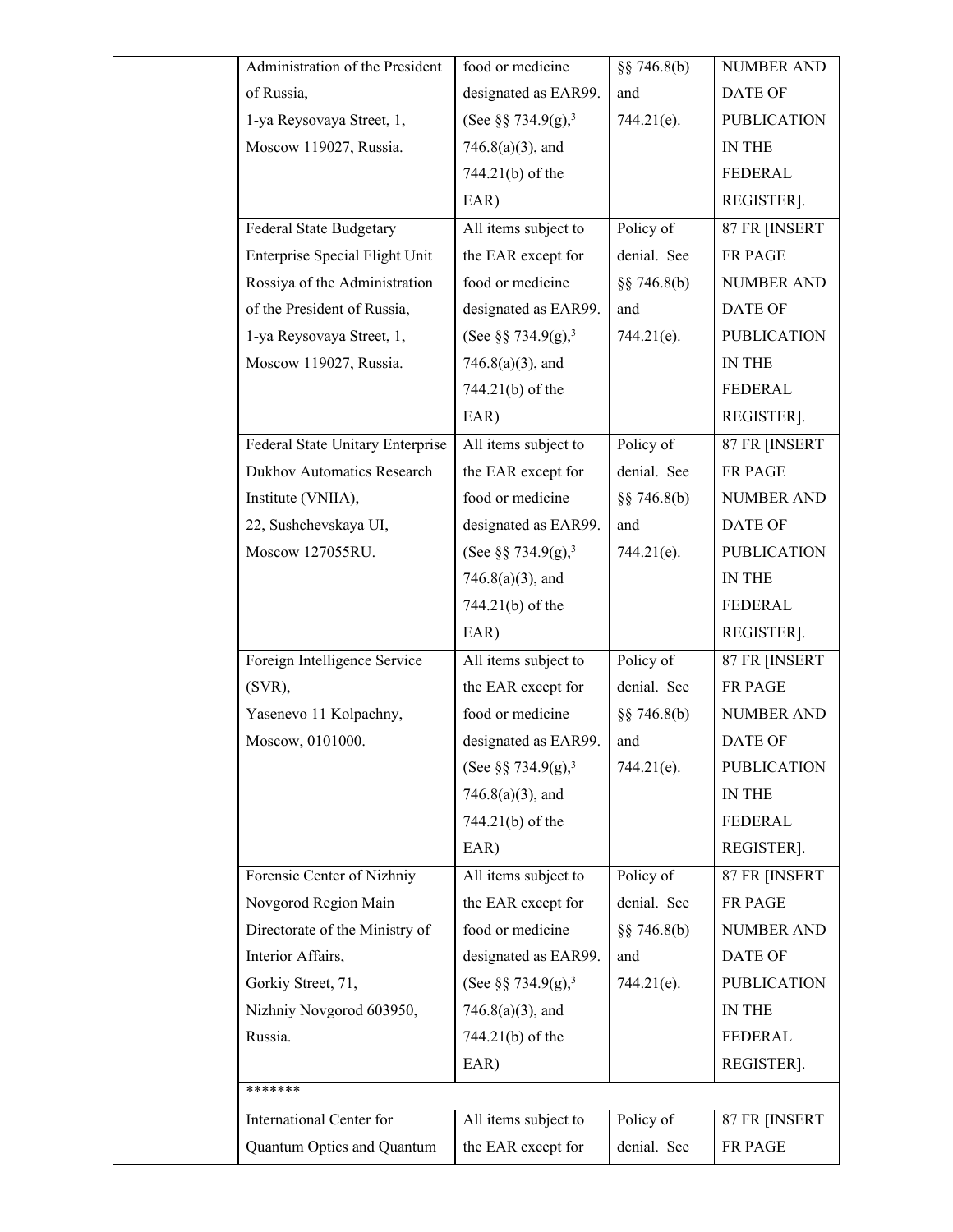| | | | | |
|---|---|---|---|---|
| | Administration of the President of Russia, 1-ya Reysovaya Street, 1, Moscow 119027, Russia. | food or medicine designated as EAR99. (See §§ 734.9(g),[3] 746.8(a)(3), and 744.21(b) of the EAR) | §§ 746.8(b) and 744.21(e). | NUMBER AND DATE OF PUBLICATION IN THE FEDERAL REGISTER]. |
| | Federal State Budgetary Enterprise Special Flight Unit Rossiya of the Administration of the President of Russia, 1-ya Reysovaya Street, 1, Moscow 119027, Russia. | All items subject to the EAR except for food or medicine designated as EAR99. (See §§ 734.9(g),[3] 746.8(a)(3), and 744.21(b) of the EAR) | Policy of denial. See §§ 746.8(b) and 744.21(e). | 87 FR [INSERT FR PAGE NUMBER AND DATE OF PUBLICATION IN THE FEDERAL REGISTER]. |
| | Federal State Unitary Enterprise Dukhov Automatics Research Institute (VNIIA), 22, Sushchevskaya Ul, Moscow 127055RU. | All items subject to the EAR except for food or medicine designated as EAR99. (See §§ 734.9(g),[3] 746.8(a)(3), and 744.21(b) of the EAR) | Policy of denial. See §§ 746.8(b) and 744.21(e). | 87 FR [INSERT FR PAGE NUMBER AND DATE OF PUBLICATION IN THE FEDERAL REGISTER]. |
| | Foreign Intelligence Service (SVR), Yasenevo 11 Kolpachny, Moscow, 0101000. | All items subject to the EAR except for food or medicine designated as EAR99. (See §§ 734.9(g),[3] 746.8(a)(3), and 744.21(b) of the EAR) | Policy of denial. See §§ 746.8(b) and 744.21(e). | 87 FR [INSERT FR PAGE NUMBER AND DATE OF PUBLICATION IN THE FEDERAL REGISTER]. |
| | Forensic Center of Nizhniy Novgorod Region Main Directorate of the Ministry of Interior Affairs, Gorkiy Street, 71, Nizhniy Novgorod 603950, Russia. | All items subject to the EAR except for food or medicine designated as EAR99. (See §§ 734.9(g),[3] 746.8(a)(3), and 744.21(b) of the EAR) | Policy of denial. See §§ 746.8(b) and 744.21(e). | 87 FR [INSERT FR PAGE NUMBER AND DATE OF PUBLICATION IN THE FEDERAL REGISTER]. |
| | ******* | | | |
| | International Center for Quantum Optics and Quantum | All items subject to the EAR except for | Policy of denial. See | 87 FR [INSERT FR PAGE |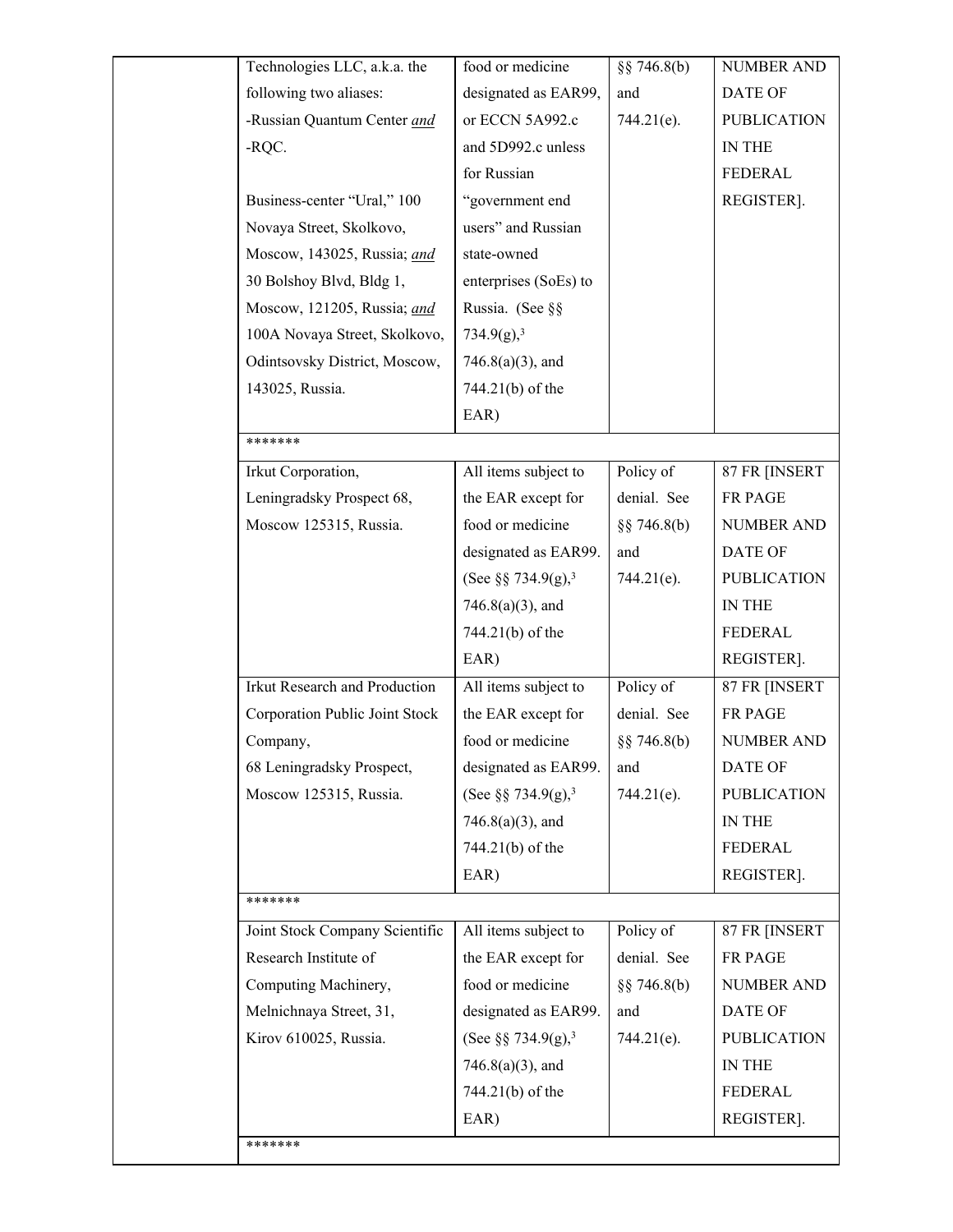| | | | | |
|---|---|---|---|---|
| | Technologies LLC, a.k.a. the following two aliases: -Russian Quantum Center *and* -RQC. Business-center "Ural," 100 Novaya Street, Skolkovo, Moscow, 143025, Russia; *and* 30 Bolshoy Blvd, Bldg 1, Moscow, 121205, Russia; *and* 100A Novaya Street, Skolkovo, Odintsovsky District, Moscow, 143025, Russia. | food or medicine designated as EAR99, or ECCN 5A992.c and 5D992.c unless for Russian "government end users" and Russian state-owned enterprises (SoEs) to Russia. (See §§ 734.9(g),[3] 746.8(a)(3), and 744.21(b) of the EAR) | §§ 746.8(b) and 744.21(e). | NUMBER AND DATE OF PUBLICATION IN THE FEDERAL REGISTER]. |
| | ******* | | | |
| | Irkut Corporation, Leningradsky Prospect 68, Moscow 125315, Russia. | All items subject to the EAR except for food or medicine designated as EAR99. (See §§ 734.9(g),[3] 746.8(a)(3), and 744.21(b) of the EAR) | Policy of denial. See §§ 746.8(b) and 744.21(e). | 87 FR [INSERT FR PAGE NUMBER AND DATE OF PUBLICATION IN THE FEDERAL REGISTER]. |
| | Irkut Research and Production Corporation Public Joint Stock Company, 68 Leningradsky Prospect, Moscow 125315, Russia. | All items subject to the EAR except for food or medicine designated as EAR99. (See §§ 734.9(g),[3] 746.8(a)(3), and 744.21(b) of the EAR) | Policy of denial. See §§ 746.8(b) and 744.21(e). | 87 FR [INSERT FR PAGE NUMBER AND DATE OF PUBLICATION IN THE FEDERAL REGISTER]. |
| | ******* | | | |
| | Joint Stock Company Scientific Research Institute of Computing Machinery, Melnichnaya Street, 31, Kirov 610025, Russia. | All items subject to the EAR except for food or medicine designated as EAR99. (See §§ 734.9(g),[3] 746.8(a)(3), and 744.21(b) of the EAR) | Policy of denial. See §§ 746.8(b) and 744.21(e). | 87 FR [INSERT FR PAGE NUMBER AND DATE OF PUBLICATION IN THE FEDERAL REGISTER]. |
| | ******* | | | |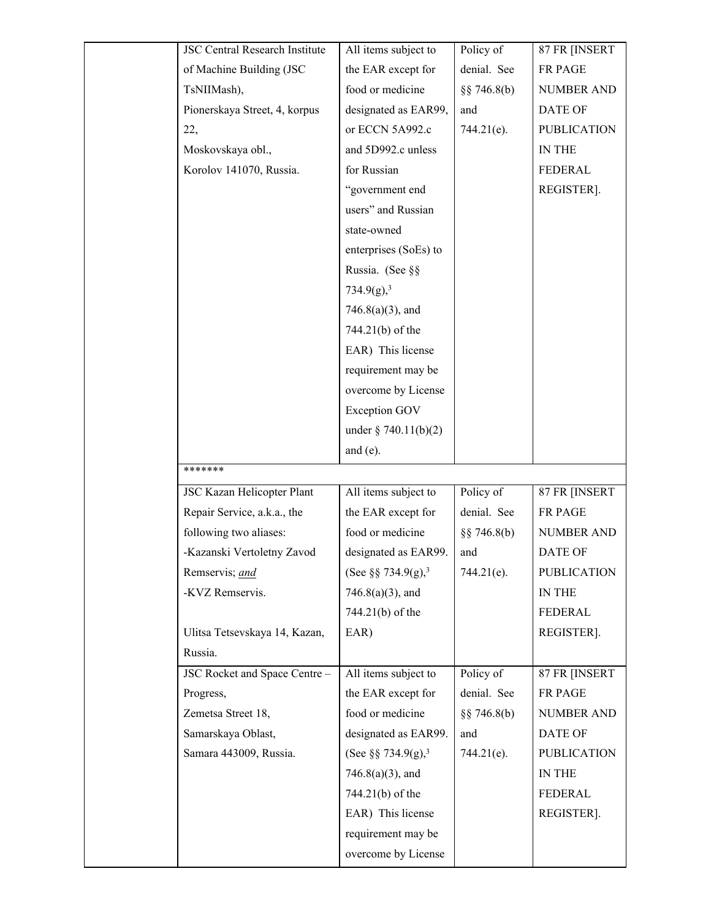| | | | | |
|---|---|---|---|---|
| | JSC Central Research Institute of Machine Building (JSC TsNIIMash), Pionerskaya Street, 4, korpus 22, Moskovskaya obl., Korolov 141070, Russia. | All items subject to the EAR except for food or medicine designated as EAR99, or ECCN 5A992.c and 5D992.c unless for Russian "government end users" and Russian state-owned enterprises (SoEs) to Russia. (See §§ 734.9(g),[3] 746.8(a)(3), and 744.21(b) of the EAR) This license requirement may be overcome by License Exception GOV under § 740.11(b)(2) and (e). | Policy of denial. See §§ 746.8(b) and 744.21(e). | 87 FR [INSERT FR PAGE NUMBER AND DATE OF PUBLICATION IN THE FEDERAL REGISTER]. |
| | ******* | | | |
| | JSC Kazan Helicopter Plant Repair Service, a.k.a., the following two aliases: -Kazanski Vertoletny Zavod Remservis; *and* -KVZ Remservis. Ulitsa Tetsevskaya 14, Kazan, Russia. | All items subject to the EAR except for food or medicine designated as EAR99. (See §§ 734.9(g),[3] 746.8(a)(3), and 744.21(b) of the EAR) | Policy of denial. See §§ 746.8(b) and 744.21(e). | 87 FR [INSERT FR PAGE NUMBER AND DATE OF PUBLICATION IN THE FEDERAL REGISTER]. |
| | JSC Rocket and Space Centre – Progress, Zemetsa Street 18, Samarskaya Oblast, Samara 443009, Russia. | All items subject to the EAR except for food or medicine designated as EAR99. (See §§ 734.9(g),[3] 746.8(a)(3), and 744.21(b) of the EAR) This license requirement may be overcome by License | Policy of denial. See §§ 746.8(b) and 744.21(e). | 87 FR [INSERT FR PAGE NUMBER AND DATE OF PUBLICATION IN THE FEDERAL REGISTER]. |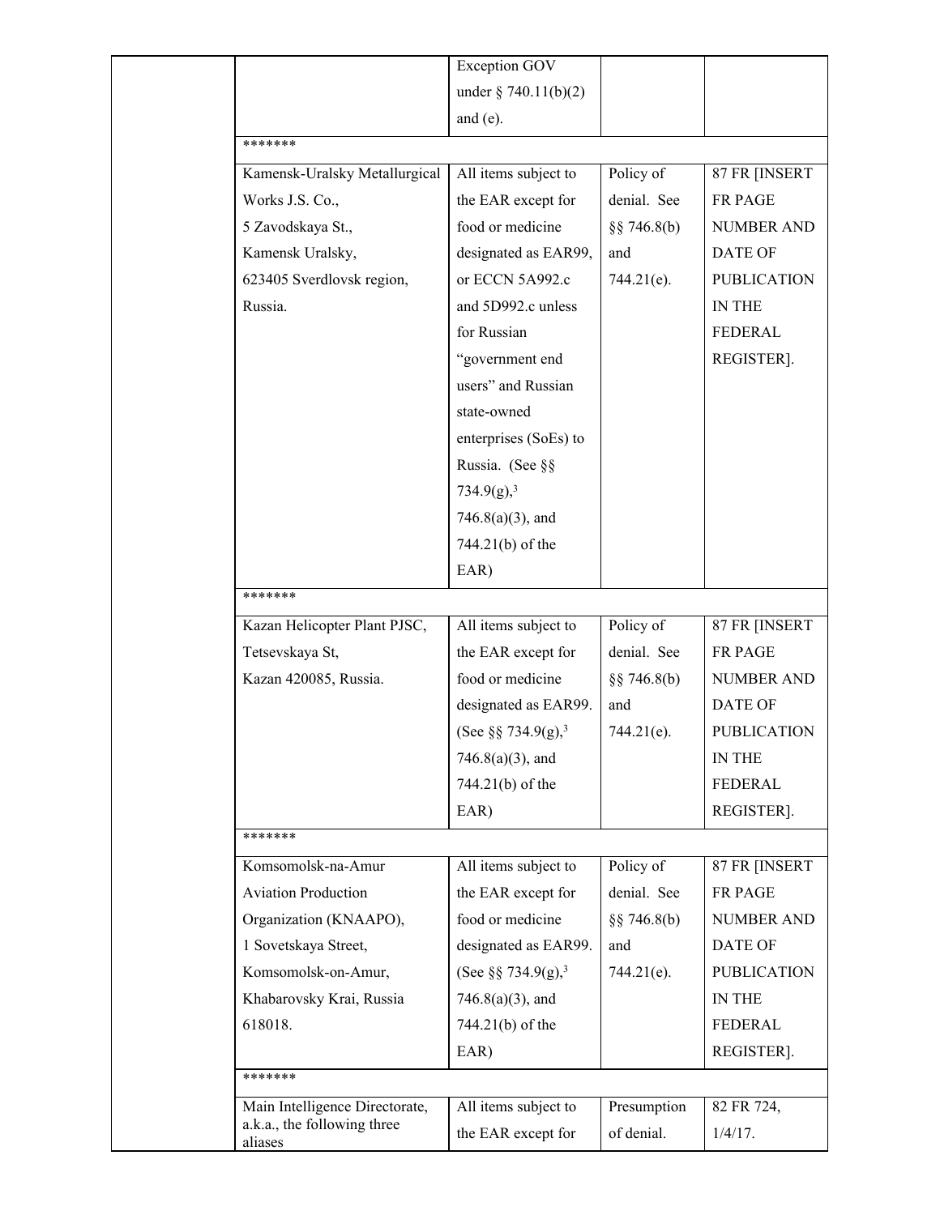| | | | | |
|---|---|---|---|---|
| | | Exception GOV under § 740.11(b)(2) and (e). | | |
| | ******* | | | |
| | Kamensk-Uralsky Metallurgical Works J.S. Co., 5 Zavodskaya St., Kamensk Uralsky, 623405 Sverdlovsk region, Russia. | All items subject to the EAR except for food or medicine designated as EAR99, or ECCN 5A992.c and 5D992.c unless for Russian "government end users" and Russian state-owned enterprises (SoEs) to Russia. (See §§ 734.9(g),[3] 746.8(a)(3), and 744.21(b) of the EAR) | Policy of denial. See §§ 746.8(b) and 744.21(e). | 87 FR [INSERT FR PAGE NUMBER AND DATE OF PUBLICATION IN THE FEDERAL REGISTER]. |
| | ******* | | | |
| | Kazan Helicopter Plant PJSC, Tetsevskaya St, Kazan 420085, Russia. | All items subject to the EAR except for food or medicine designated as EAR99. (See §§ 734.9(g),[3] 746.8(a)(3), and 744.21(b) of the EAR) | Policy of denial. See §§ 746.8(b) and 744.21(e). | 87 FR [INSERT FR PAGE NUMBER AND DATE OF PUBLICATION IN THE FEDERAL REGISTER]. |
| | ******* | | | |
| | Komsomolsk-na-Amur Aviation Production Organization (KNAAPO), 1 Sovetskaya Street, Komsomolsk-on-Amur, Khabarovsky Krai, Russia 618018. | All items subject to the EAR except for food or medicine designated as EAR99. (See §§ 734.9(g),[3] 746.8(a)(3), and 744.21(b) of the EAR) | Policy of denial. See §§ 746.8(b) and 744.21(e). | 87 FR [INSERT FR PAGE NUMBER AND DATE OF PUBLICATION IN THE FEDERAL REGISTER]. |
| | ******* | | | |
| | Main Intelligence Directorate, a.k.a., the following three aliases | All items subject to the EAR except for | Presumption of denial. | 82 FR 724, 1/4/17. |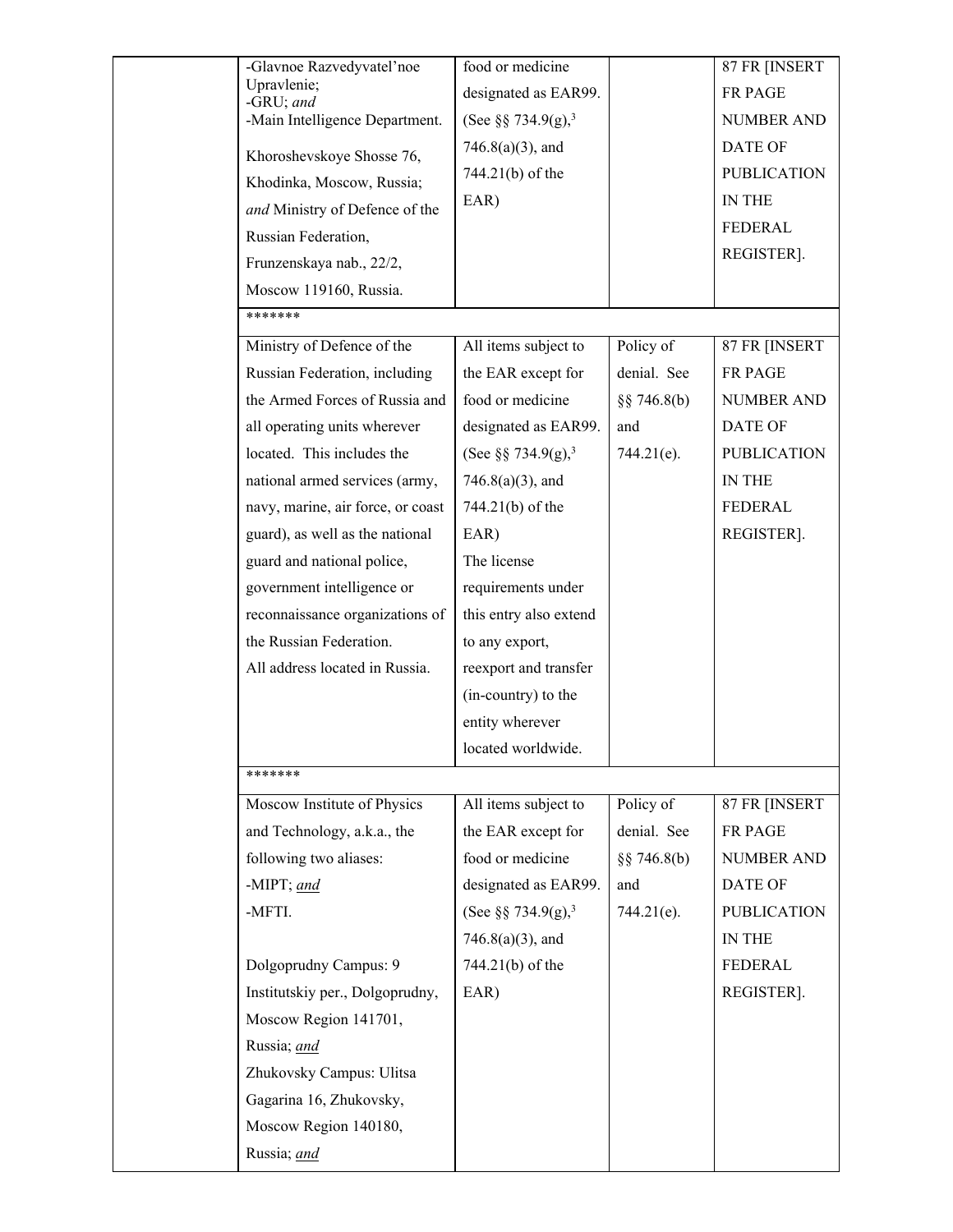| | | | | |
|---|---|---|---|---|
| | -Glavnoe Razvedyvatel'noe Upravlenie;<br>-GRU; *and*<br>-Main Intelligence Department.<br><br>Khoroshevskoye Shosse 76, Khodinka, Moscow, Russia; *and* Ministry of Defence of the Russian Federation, Frunzenskaya nab., 22/2, Moscow 119160, Russia. | food or medicine designated as EAR99. (See §§ 734.9(g),[3] 746.8(a)(3), and 744.21(b) of the EAR) | | 87 FR [INSERT FR PAGE NUMBER AND DATE OF PUBLICATION IN THE FEDERAL REGISTER]. |
| | ******* | | | |
| | Ministry of Defence of the Russian Federation, including the Armed Forces of Russia and all operating units wherever located. This includes the national armed services (army, navy, marine, air force, or coast guard), as well as the national guard and national police, government intelligence or reconnaissance organizations of the Russian Federation.<br>All address located in Russia. | All items subject to the EAR except for food or medicine designated as EAR99. (See §§ 734.9(g),[3] 746.8(a)(3), and 744.21(b) of the EAR)<br>The license requirements under this entry also extend to any export, reexport and transfer (in-country) to the entity wherever located worldwide. | Policy of denial. See §§ 746.8(b) and 744.21(e). | 87 FR [INSERT FR PAGE NUMBER AND DATE OF PUBLICATION IN THE FEDERAL REGISTER]. |
| | ******* | | | |
| | Moscow Institute of Physics and Technology, a.k.a., the following two aliases:<br>-MIPT; <u>*and*</u><br>-MFTI.<br><br>Dolgoprudny Campus: 9 Institutskiy per., Dolgoprudny, Moscow Region 141701, Russia; <u>*and*</u><br>Zhukovsky Campus: Ulitsa Gagarina 16, Zhukovsky, Moscow Region 140180, Russia; <u>*and*</u> | All items subject to the EAR except for food or medicine designated as EAR99. (See §§ 734.9(g),[3] 746.8(a)(3), and 744.21(b) of the EAR) | Policy of denial. See §§ 746.8(b) and 744.21(e). | 87 FR [INSERT FR PAGE NUMBER AND DATE OF PUBLICATION IN THE FEDERAL REGISTER]. |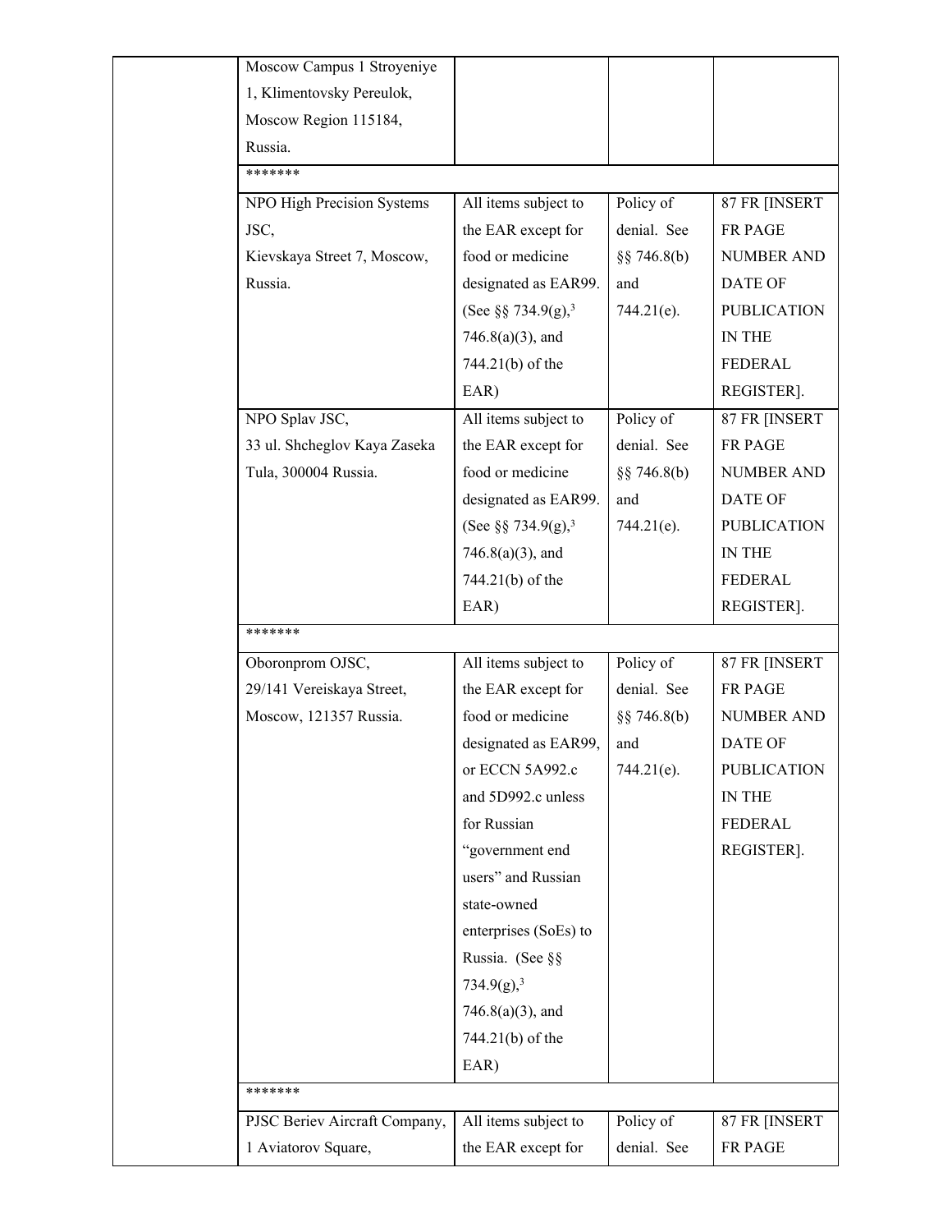| | | | | |
|---|---|---|---|---|
| | Moscow Campus 1 Stroyeniye 1, Klimentovsky Pereulok, Moscow Region 115184, Russia. | | | |
| | ******* | | | |
| | NPO High Precision Systems JSC, Kievskaya Street 7, Moscow, Russia. | All items subject to the EAR except for food or medicine designated as EAR99. (See §§ 734.9(g),[3] 746.8(a)(3), and 744.21(b) of the EAR) | Policy of denial. See §§ 746.8(b) and 744.21(e). | 87 FR [INSERT FR PAGE NUMBER AND DATE OF PUBLICATION IN THE FEDERAL REGISTER]. |
| | NPO Splav JSC, 33 ul. Shcheglov Kaya Zaseka Tula, 300004 Russia. | All items subject to the EAR except for food or medicine designated as EAR99. (See §§ 734.9(g),[3] 746.8(a)(3), and 744.21(b) of the EAR) | Policy of denial. See §§ 746.8(b) and 744.21(e). | 87 FR [INSERT FR PAGE NUMBER AND DATE OF PUBLICATION IN THE FEDERAL REGISTER]. |
| | ******* | | | |
| | Oboronprom OJSC, 29/141 Vereiskaya Street, Moscow, 121357 Russia. | All items subject to the EAR except for food or medicine designated as EAR99, or ECCN 5A992.c and 5D992.c unless for Russian "government end users" and Russian state-owned enterprises (SoEs) to Russia. (See §§ 734.9(g),[3] 746.8(a)(3), and 744.21(b) of the EAR) | Policy of denial. See §§ 746.8(b) and 744.21(e). | 87 FR [INSERT FR PAGE NUMBER AND DATE OF PUBLICATION IN THE FEDERAL REGISTER]. |
| | ******* | | | |
| | PJSC Beriev Aircraft Company, 1 Aviatorov Square, | All items subject to the EAR except for | Policy of denial. See | 87 FR [INSERT FR PAGE |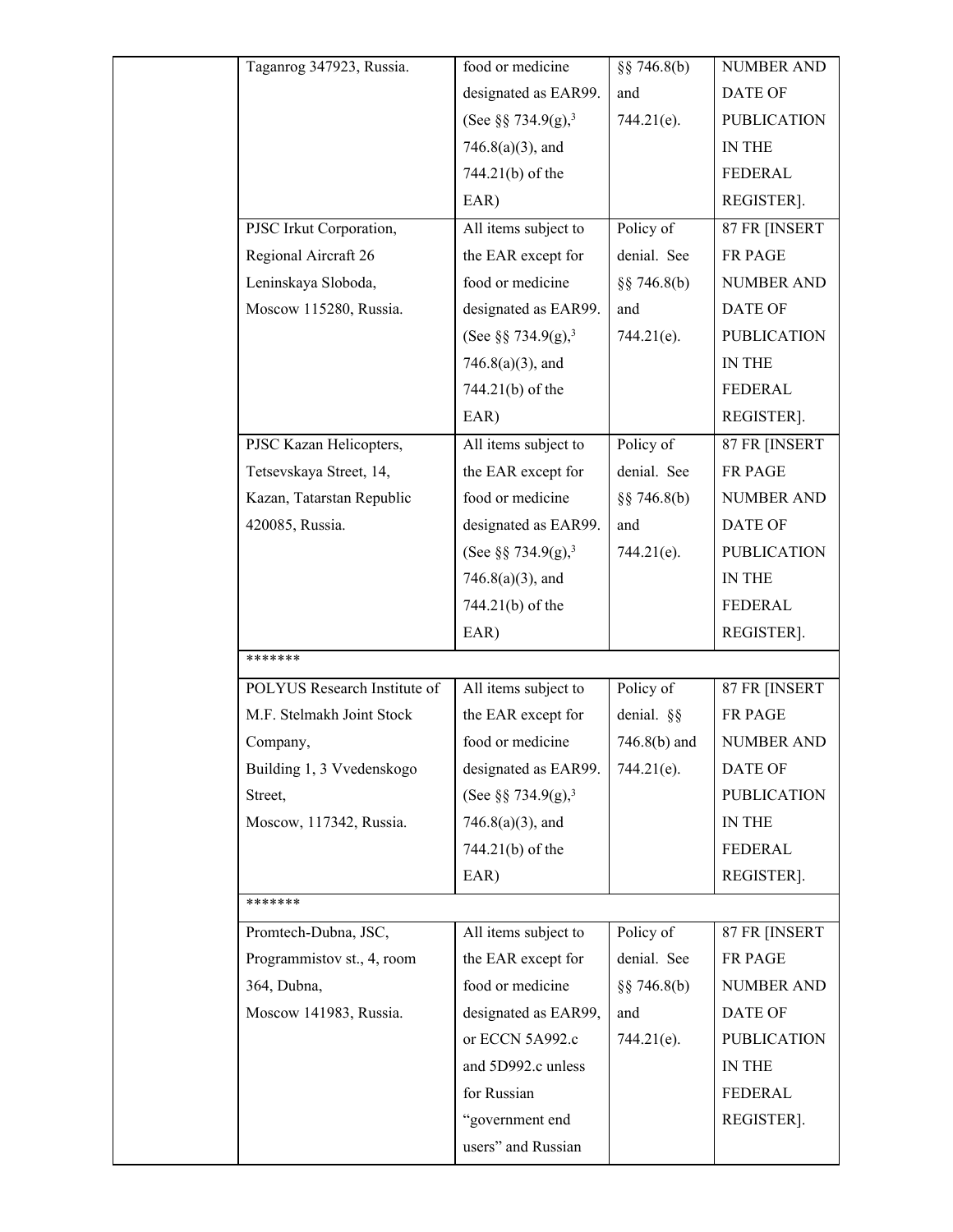| | | | | |
|---|---|---|---|---|
| | Taganrog 347923, Russia. | food or medicine designated as EAR99. (See §§ 734.9(g),[3] 746.8(a)(3), and 744.21(b) of the EAR) | §§ 746.8(b) and 744.21(e). | NUMBER AND DATE OF PUBLICATION IN THE FEDERAL REGISTER]. |
| | PJSC Irkut Corporation, Regional Aircraft 26 Leninskaya Sloboda, Moscow 115280, Russia. | All items subject to the EAR except for food or medicine designated as EAR99. (See §§ 734.9(g),[3] 746.8(a)(3), and 744.21(b) of the EAR) | Policy of denial. See §§ 746.8(b) and 744.21(e). | 87 FR [INSERT FR PAGE NUMBER AND DATE OF PUBLICATION IN THE FEDERAL REGISTER]. |
| | PJSC Kazan Helicopters, Tetsevskaya Street, 14, Kazan, Tatarstan Republic 420085, Russia. | All items subject to the EAR except for food or medicine designated as EAR99. (See §§ 734.9(g),[3] 746.8(a)(3), and 744.21(b) of the EAR) | Policy of denial. See §§ 746.8(b) and 744.21(e). | 87 FR [INSERT FR PAGE NUMBER AND DATE OF PUBLICATION IN THE FEDERAL REGISTER]. |
| | ******* | | | |
| | POLYUS Research Institute of M.F. Stelmakh Joint Stock Company, Building 1, 3 Vvedenskogo Street, Moscow, 117342, Russia. | All items subject to the EAR except for food or medicine designated as EAR99. (See §§ 734.9(g),[3] 746.8(a)(3), and 744.21(b) of the EAR) | Policy of denial. §§ 746.8(b) and 744.21(e). | 87 FR [INSERT FR PAGE NUMBER AND DATE OF PUBLICATION IN THE FEDERAL REGISTER]. |
| | ******* | | | |
| | Promtech-Dubna, JSC, Programmistov st., 4, room 364, Dubna, Moscow 141983, Russia. | All items subject to the EAR except for food or medicine designated as EAR99, or ECCN 5A992.c and 5D992.c unless for Russian "government end users" and Russian | Policy of denial. See §§ 746.8(b) and 744.21(e). | 87 FR [INSERT FR PAGE NUMBER AND DATE OF PUBLICATION IN THE FEDERAL REGISTER]. |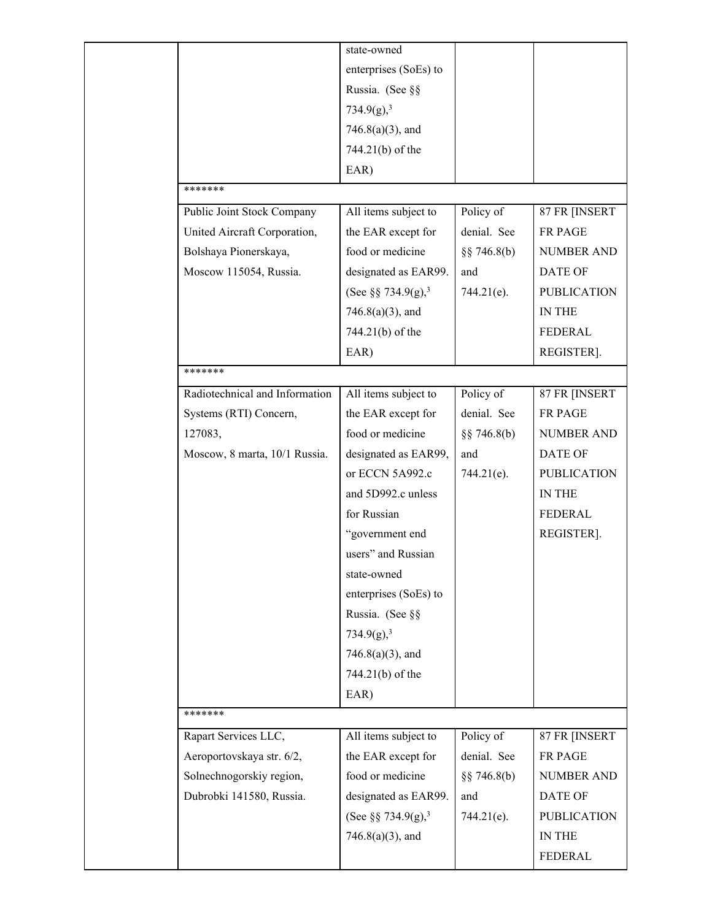| | | | | |
|---|---|---|---|---|
| | | state-owned enterprises (SoEs) to Russia. (See §§ 734.9(g),[3] 746.8(a)(3), and 744.21(b) of the EAR) | | |
| | ******* | | | |
| | Public Joint Stock Company United Aircraft Corporation, Bolshaya Pionerskaya, Moscow 115054, Russia. | All items subject to the EAR except for food or medicine designated as EAR99. (See §§ 734.9(g),[3] 746.8(a)(3), and 744.21(b) of the EAR) | Policy of denial. See §§ 746.8(b) and 744.21(e). | 87 FR [INSERT FR PAGE NUMBER AND DATE OF PUBLICATION IN THE FEDERAL REGISTER]. |
| | ******* | | | |
| | Radiotechnical and Information Systems (RTI) Concern, 127083, Moscow, 8 marta, 10/1 Russia. | All items subject to the EAR except for food or medicine designated as EAR99, or ECCN 5A992.c and 5D992.c unless for Russian "government end users" and Russian state-owned enterprises (SoEs) to Russia. (See §§ 734.9(g),[3] 746.8(a)(3), and 744.21(b) of the EAR) | Policy of denial. See §§ 746.8(b) and 744.21(e). | 87 FR [INSERT FR PAGE NUMBER AND DATE OF PUBLICATION IN THE FEDERAL REGISTER]. |
| | ******* | | | |
| | Rapart Services LLC, Aeroportovskaya str. 6/2, Solnechnogorskiy region, Dubrobki 141580, Russia. | All items subject to the EAR except for food or medicine designated as EAR99. (See §§ 734.9(g),[3] 746.8(a)(3), and | Policy of denial. See §§ 746.8(b) and 744.21(e). | 87 FR [INSERT FR PAGE NUMBER AND DATE OF PUBLICATION IN THE FEDERAL |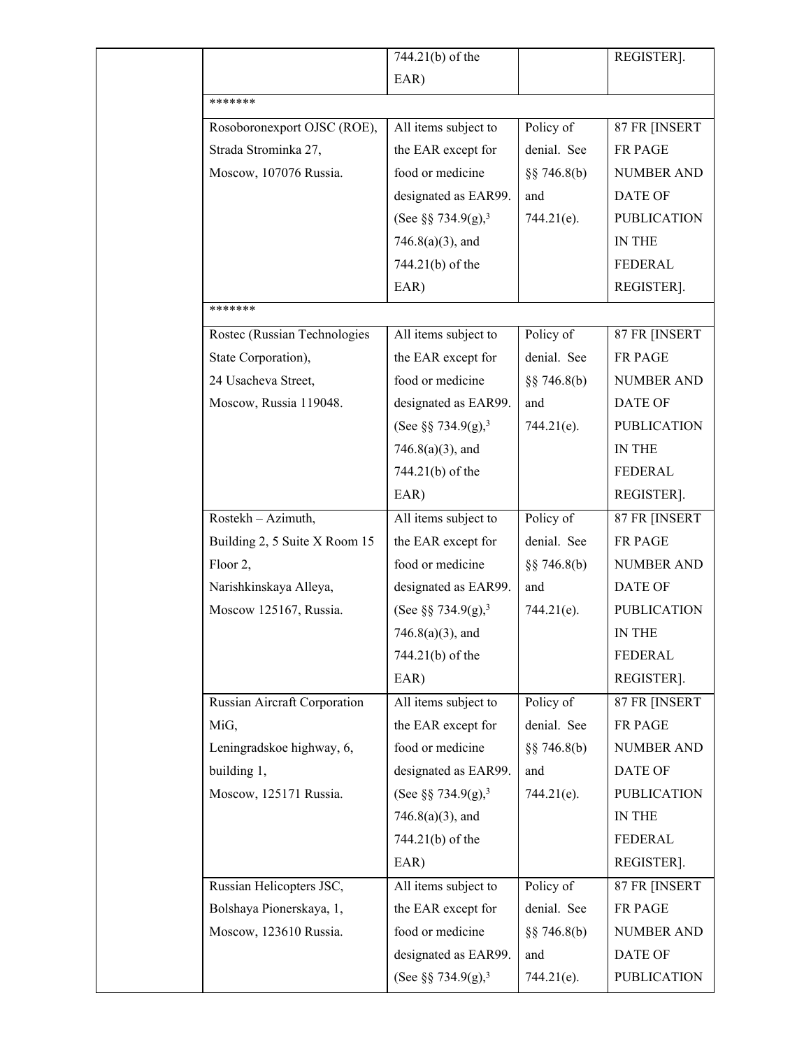| | | | | |
|---|---|---|---|---|
| | | 744.21(b) of the EAR) | | REGISTER]. |
| | ******* | | | |
| | Rosoboronexport OJSC (ROE), Strada Strominka 27, Moscow, 107076 Russia. | All items subject to the EAR except for food or medicine designated as EAR99. (See §§ 734.9(g),[3] 746.8(a)(3), and 744.21(b) of the EAR) | Policy of denial. See §§ 746.8(b) and 744.21(e). | 87 FR [INSERT FR PAGE NUMBER AND DATE OF PUBLICATION IN THE FEDERAL REGISTER]. |
| | ******* | | | |
| | Rostec (Russian Technologies State Corporation), 24 Usacheva Street, Moscow, Russia 119048. | All items subject to the EAR except for food or medicine designated as EAR99. (See §§ 734.9(g),[3] 746.8(a)(3), and 744.21(b) of the EAR) | Policy of denial. See §§ 746.8(b) and 744.21(e). | 87 FR [INSERT FR PAGE NUMBER AND DATE OF PUBLICATION IN THE FEDERAL REGISTER]. |
| | Rostekh – Azimuth, Building 2, 5 Suite X Room 15 Floor 2, Narishkinskaya Alleya, Moscow 125167, Russia. | All items subject to the EAR except for food or medicine designated as EAR99. (See §§ 734.9(g),[3] 746.8(a)(3), and 744.21(b) of the EAR) | Policy of denial. See §§ 746.8(b) and 744.21(e). | 87 FR [INSERT FR PAGE NUMBER AND DATE OF PUBLICATION IN THE FEDERAL REGISTER]. |
| | Russian Aircraft Corporation MiG, Leningradskoe highway, 6, building 1, Moscow, 125171 Russia. | All items subject to the EAR except for food or medicine designated as EAR99. (See §§ 734.9(g),[3] 746.8(a)(3), and 744.21(b) of the EAR) | Policy of denial. See §§ 746.8(b) and 744.21(e). | 87 FR [INSERT FR PAGE NUMBER AND DATE OF PUBLICATION IN THE FEDERAL REGISTER]. |
| | Russian Helicopters JSC, Bolshaya Pionerskaya, 1, Moscow, 123610 Russia. | All items subject to the EAR except for food or medicine designated as EAR99. (See §§ 734.9(g),[3] | Policy of denial. See §§ 746.8(b) and 744.21(e). | 87 FR [INSERT FR PAGE NUMBER AND DATE OF PUBLICATION |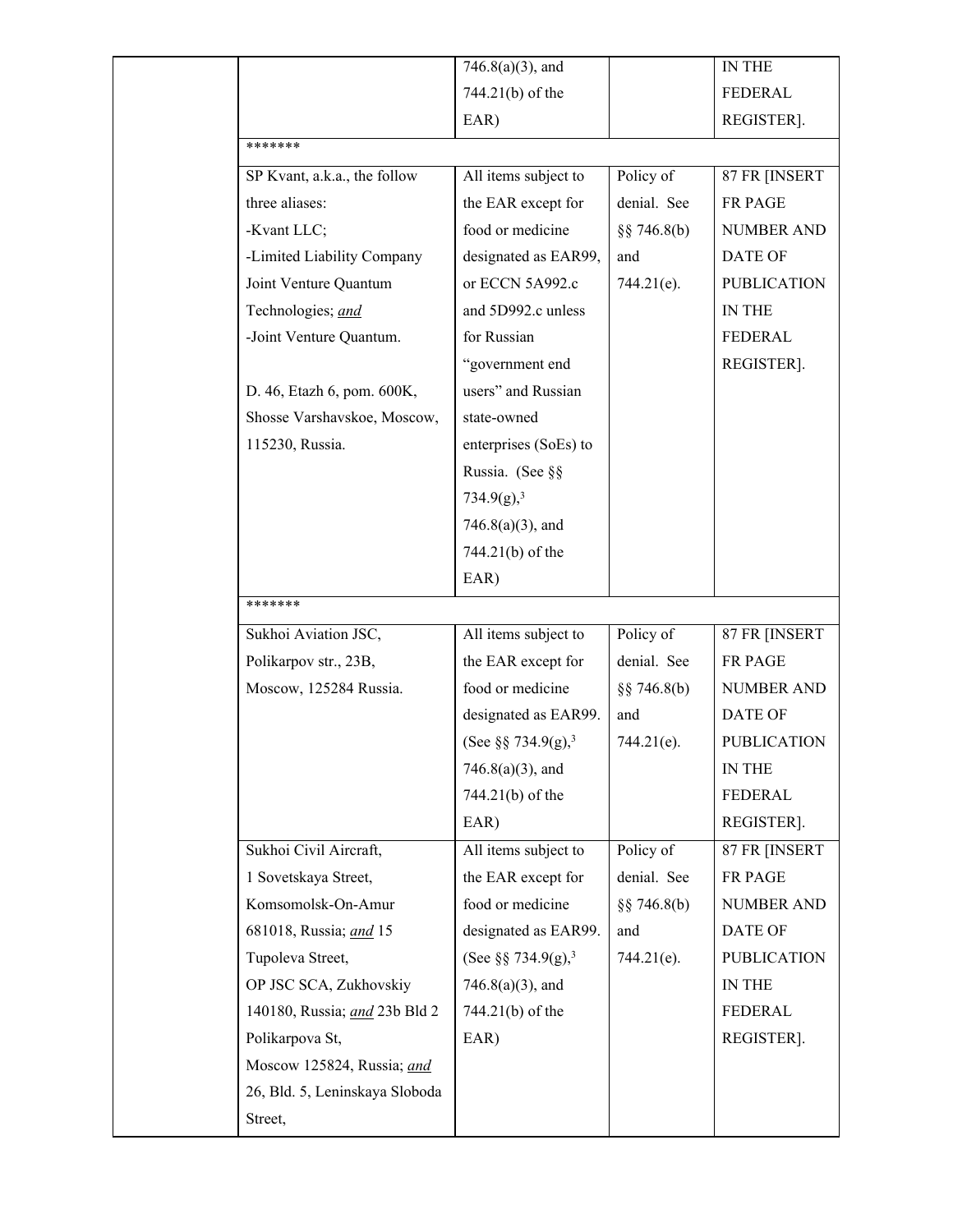| | | | | |
|---|---|---|---|---|
| | | 746.8(a)(3), and 744.21(b) of the EAR) | | IN THE FEDERAL REGISTER]. |
| | ******* | | | |
| | SP Kvant, a.k.a., the follow three aliases:<br>-Kvant LLC;<br>-Limited Liability Company Joint Venture Quantum Technologies; *and*<br>-Joint Venture Quantum.<br><br>D. 46, Etazh 6, pom. 600K, Shosse Varshavskoe, Moscow, 115230, Russia. | All items subject to the EAR except for food or medicine designated as EAR99, or ECCN 5A992.c and 5D992.c unless for Russian "government end users" and Russian state-owned enterprises (SoEs) to Russia. (See §§ 734.9(g),[3] 746.8(a)(3), and 744.21(b) of the EAR) | Policy of denial. See §§ 746.8(b) and 744.21(e). | 87 FR [INSERT FR PAGE NUMBER AND DATE OF PUBLICATION IN THE FEDERAL REGISTER]. |
| | ******* | | | |
| | Sukhoi Aviation JSC, Polikarpov str., 23B, Moscow, 125284 Russia. | All items subject to the EAR except for food or medicine designated as EAR99. (See §§ 734.9(g),[3] 746.8(a)(3), and 744.21(b) of the EAR) | Policy of denial. See §§ 746.8(b) and 744.21(e). | 87 FR [INSERT FR PAGE NUMBER AND DATE OF PUBLICATION IN THE FEDERAL REGISTER]. |
| | Sukhoi Civil Aircraft, 1 Sovetskaya Street, Komsomolsk-On-Amur 681018, Russia; *and* 15 Tupoleva Street, OP JSC SCA, Zukhovskiy 140180, Russia; *and* 23b Bld 2 Polikarpova St, Moscow 125824, Russia; *and* 26, Bld. 5, Leninskaya Sloboda Street, | All items subject to the EAR except for food or medicine designated as EAR99. (See §§ 734.9(g),[3] 746.8(a)(3), and 744.21(b) of the EAR) | Policy of denial. See §§ 746.8(b) and 744.21(e). | 87 FR [INSERT FR PAGE NUMBER AND DATE OF PUBLICATION IN THE FEDERAL REGISTER]. |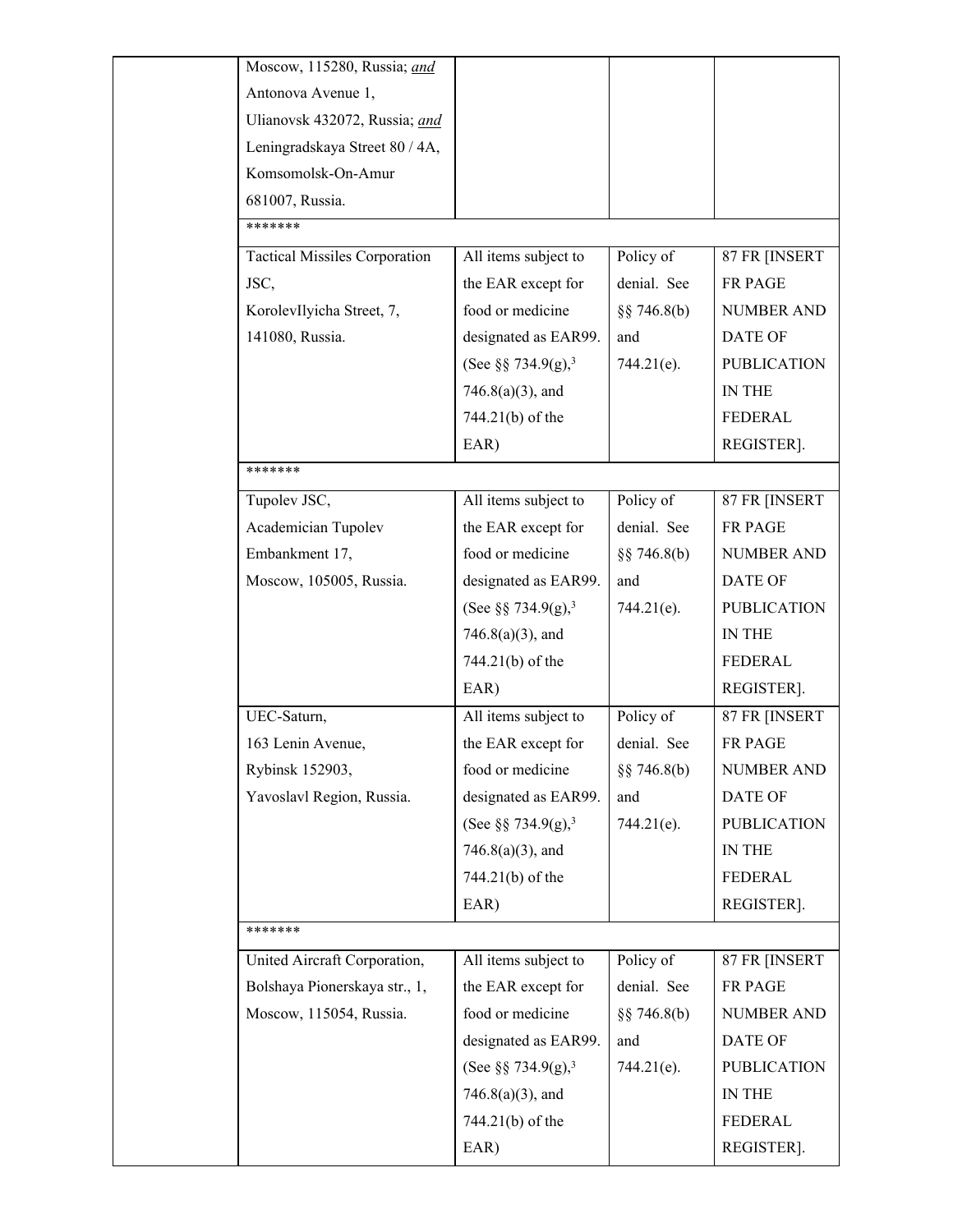| | | | | |
|---|---|---|---|---|
| | Moscow, 115280, Russia; *and* Antonova Avenue 1, Ulianovsk 432072, Russia; *and* Leningradskaya Street 80 / 4A, Komsomolsk-On-Amur 681007, Russia. | | | |
| | ******* | | | |
| | Tactical Missiles Corporation JSC, KorolevIlyicha Street, 7, 141080, Russia. | All items subject to the EAR except for food or medicine designated as EAR99. (See §§ 734.9(g),[3] 746.8(a)(3), and 744.21(b) of the EAR) | Policy of denial. See §§ 746.8(b) and 744.21(e). | 87 FR [INSERT FR PAGE NUMBER AND DATE OF PUBLICATION IN THE FEDERAL REGISTER]. |
| | ******* | | | |
| | Tupolev JSC, Academician Tupolev Embankment 17, Moscow, 105005, Russia. | All items subject to the EAR except for food or medicine designated as EAR99. (See §§ 734.9(g),[3] 746.8(a)(3), and 744.21(b) of the EAR) | Policy of denial. See §§ 746.8(b) and 744.21(e). | 87 FR [INSERT FR PAGE NUMBER AND DATE OF PUBLICATION IN THE FEDERAL REGISTER]. |
| | UEC-Saturn, 163 Lenin Avenue, Rybinsk 152903, Yavoslavl Region, Russia. | All items subject to the EAR except for food or medicine designated as EAR99. (See §§ 734.9(g),[3] 746.8(a)(3), and 744.21(b) of the EAR) | Policy of denial. See §§ 746.8(b) and 744.21(e). | 87 FR [INSERT FR PAGE NUMBER AND DATE OF PUBLICATION IN THE FEDERAL REGISTER]. |
| | ******* | | | |
| | United Aircraft Corporation, Bolshaya Pionerskaya str., 1, Moscow, 115054, Russia. | All items subject to the EAR except for food or medicine designated as EAR99. (See §§ 734.9(g),[3] 746.8(a)(3), and 744.21(b) of the EAR) | Policy of denial. See §§ 746.8(b) and 744.21(e). | 87 FR [INSERT FR PAGE NUMBER AND DATE OF PUBLICATION IN THE FEDERAL REGISTER]. |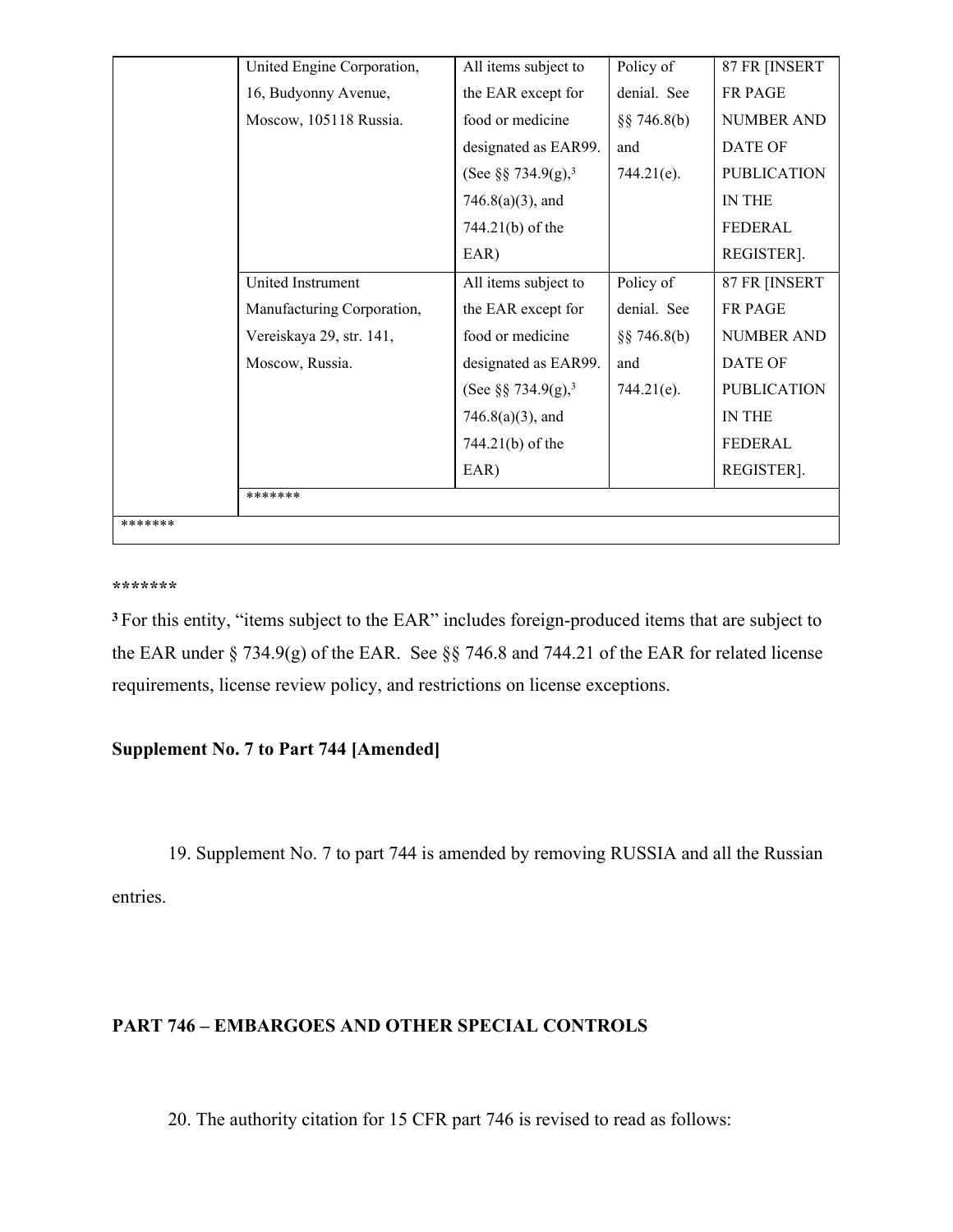| | | | | |
|---|---|---|---|---|
| | United Engine Corporation, 16, Budyonny Avenue, Moscow, 105118 Russia. | All items subject to the EAR except for food or medicine designated as EAR99. (See §§ 734.9(g),[3] 746.8(a)(3), and 744.21(b) of the EAR) | Policy of denial. See §§ 746.8(b) and 744.21(e). | 87 FR [INSERT FR PAGE NUMBER AND DATE OF PUBLICATION IN THE FEDERAL REGISTER]. |
| | United Instrument Manufacturing Corporation, Vereiskaya 29, str. 141, Moscow, Russia. | All items subject to the EAR except for food or medicine designated as EAR99. (See §§ 734.9(g),[3] 746.8(a)(3), and 744.21(b) of the EAR) | Policy of denial. See §§ 746.8(b) and 744.21(e). | 87 FR [INSERT FR PAGE NUMBER AND DATE OF PUBLICATION IN THE FEDERAL REGISTER]. |
| | ******* | | | |
| ******* | | | | |

*******

[3] For this entity, "items subject to the EAR" includes foreign-produced items that are subject to the EAR under § 734.9(g) of the EAR. See §§ 746.8 and 744.21 of the EAR for related license requirements, license review policy, and restrictions on license exceptions.

**Supplement No. 7 to Part 744 [Amended]**

19. Supplement No. 7 to part 744 is amended by removing RUSSIA and all the Russian entries.

**PART 746 – EMBARGOES AND OTHER SPECIAL CONTROLS**

20. The authority citation for 15 CFR part 746 is revised to read as follows: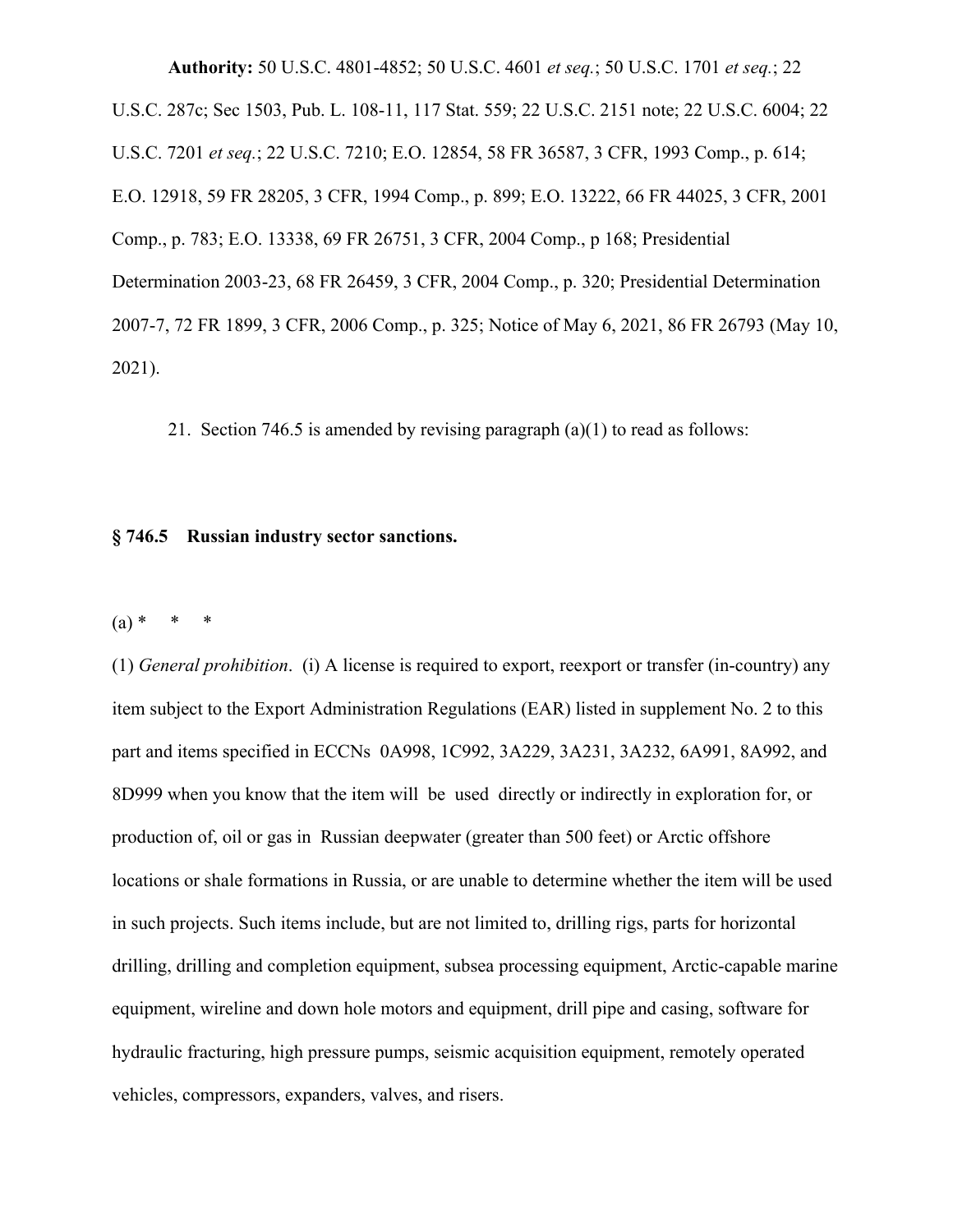**Authority:** 50 U.S.C. 4801-4852; 50 U.S.C. 4601 *et seq.*; 50 U.S.C. 1701 *et seq.*; 22 U.S.C. 287c; Sec 1503, Pub. L. 108-11, 117 Stat. 559; 22 U.S.C. 2151 note; 22 U.S.C. 6004; 22 U.S.C. 7201 *et seq.*; 22 U.S.C. 7210; E.O. 12854, 58 FR 36587, 3 CFR, 1993 Comp., p. 614; E.O. 12918, 59 FR 28205, 3 CFR, 1994 Comp., p. 899; E.O. 13222, 66 FR 44025, 3 CFR, 2001 Comp., p. 783; E.O. 13338, 69 FR 26751, 3 CFR, 2004 Comp., p 168; Presidential Determination 2003-23, 68 FR 26459, 3 CFR, 2004 Comp., p. 320; Presidential Determination 2007-7, 72 FR 1899, 3 CFR, 2006 Comp., p. 325; Notice of May 6, 2021, 86 FR 26793 (May 10, 2021).

21. Section 746.5 is amended by revising paragraph (a)(1) to read as follows:

**§ 746.5 Russian industry sector sanctions.**

(a) * * *

(1) *General prohibition*. (i) A license is required to export, reexport or transfer (in-country) any item subject to the Export Administration Regulations (EAR) listed in supplement No. 2 to this part and items specified in ECCNs 0A998, 1C992, 3A229, 3A231, 3A232, 6A991, 8A992, and 8D999 when you know that the item will be used directly or indirectly in exploration for, or production of, oil or gas in Russian deepwater (greater than 500 feet) or Arctic offshore locations or shale formations in Russia, or are unable to determine whether the item will be used in such projects. Such items include, but are not limited to, drilling rigs, parts for horizontal drilling, drilling and completion equipment, subsea processing equipment, Arctic-capable marine equipment, wireline and down hole motors and equipment, drill pipe and casing, software for hydraulic fracturing, high pressure pumps, seismic acquisition equipment, remotely operated vehicles, compressors, expanders, valves, and risers.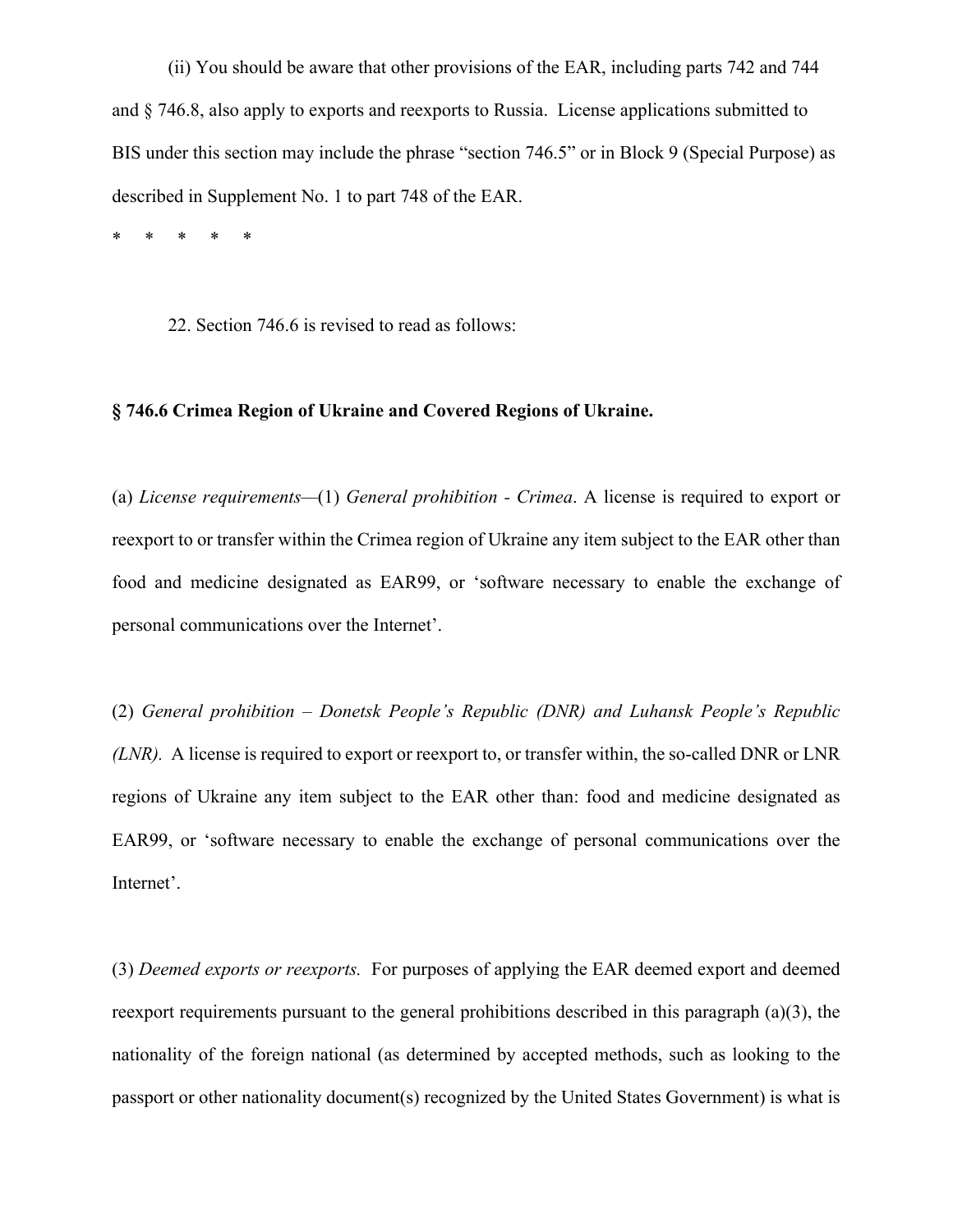(ii) You should be aware that other provisions of the EAR, including parts 742 and 744 and § 746.8, also apply to exports and reexports to Russia. License applications submitted to BIS under this section may include the phrase "section 746.5" or in Block 9 (Special Purpose) as described in Supplement No. 1 to part 748 of the EAR.

\* \* \* \* \*

22. Section 746.6 is revised to read as follows:

**§ 746.6 Crimea Region of Ukraine and Covered Regions of Ukraine.**

(a) *License requirements*—(1) *General prohibition - Crimea*. A license is required to export or reexport to or transfer within the Crimea region of Ukraine any item subject to the EAR other than food and medicine designated as EAR99, or 'software necessary to enable the exchange of personal communications over the Internet'.

(2) *General prohibition – Donetsk People's Republic (DNR) and Luhansk People's Republic (LNR).* A license is required to export or reexport to, or transfer within, the so-called DNR or LNR regions of Ukraine any item subject to the EAR other than: food and medicine designated as EAR99, or 'software necessary to enable the exchange of personal communications over the Internet'.

(3) *Deemed exports or reexports.* For purposes of applying the EAR deemed export and deemed reexport requirements pursuant to the general prohibitions described in this paragraph (a)(3), the nationality of the foreign national (as determined by accepted methods, such as looking to the passport or other nationality document(s) recognized by the United States Government) is what is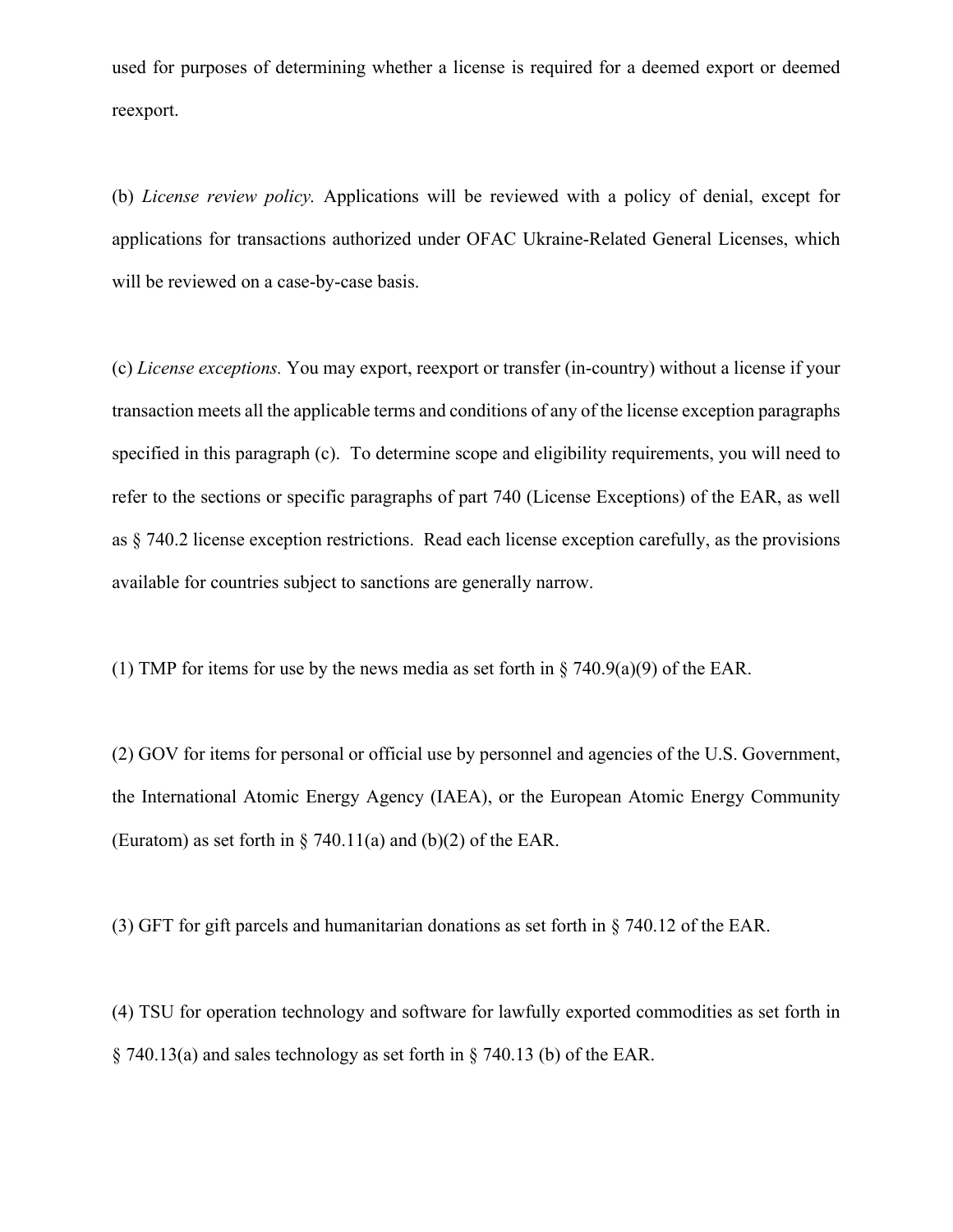used for purposes of determining whether a license is required for a deemed export or deemed reexport.

(b) *License review policy.* Applications will be reviewed with a policy of denial, except for applications for transactions authorized under OFAC Ukraine-Related General Licenses, which will be reviewed on a case-by-case basis.

(c) *License exceptions.* You may export, reexport or transfer (in-country) without a license if your transaction meets all the applicable terms and conditions of any of the license exception paragraphs specified in this paragraph (c). To determine scope and eligibility requirements, you will need to refer to the sections or specific paragraphs of part 740 (License Exceptions) of the EAR, as well as § 740.2 license exception restrictions. Read each license exception carefully, as the provisions available for countries subject to sanctions are generally narrow.

(1) TMP for items for use by the news media as set forth in § 740.9(a)(9) of the EAR.

(2) GOV for items for personal or official use by personnel and agencies of the U.S. Government, the International Atomic Energy Agency (IAEA), or the European Atomic Energy Community (Euratom) as set forth in § 740.11(a) and (b)(2) of the EAR.

(3) GFT for gift parcels and humanitarian donations as set forth in § 740.12 of the EAR.

(4) TSU for operation technology and software for lawfully exported commodities as set forth in § 740.13(a) and sales technology as set forth in § 740.13 (b) of the EAR.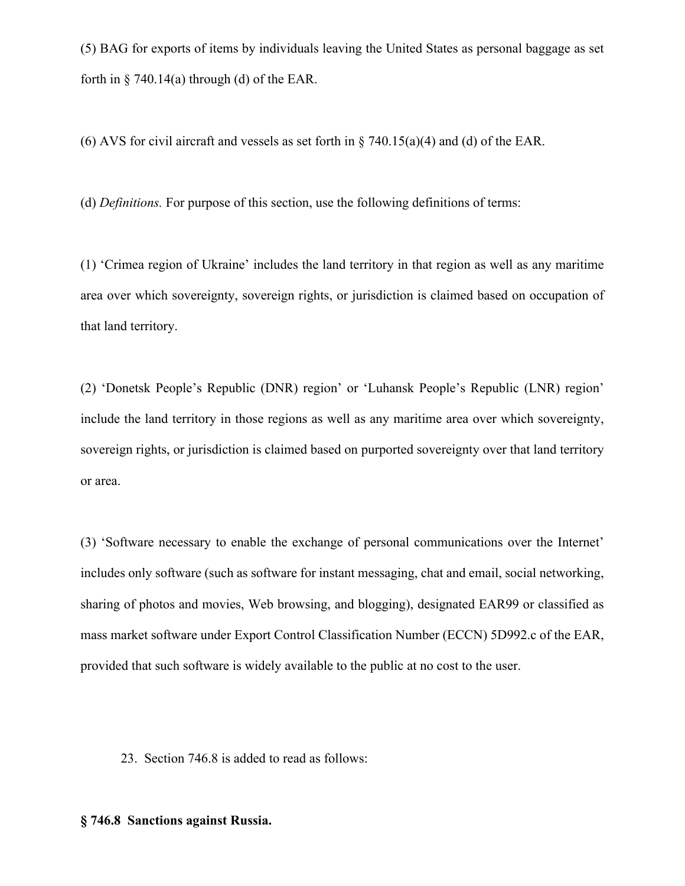(5) BAG for exports of items by individuals leaving the United States as personal baggage as set forth in § 740.14(a) through (d) of the EAR.

(6) AVS for civil aircraft and vessels as set forth in § 740.15(a)(4) and (d) of the EAR.

(d) *Definitions.* For purpose of this section, use the following definitions of terms:

(1) 'Crimea region of Ukraine' includes the land territory in that region as well as any maritime area over which sovereignty, sovereign rights, or jurisdiction is claimed based on occupation of that land territory.

(2) 'Donetsk People's Republic (DNR) region' or 'Luhansk People's Republic (LNR) region' include the land territory in those regions as well as any maritime area over which sovereignty, sovereign rights, or jurisdiction is claimed based on purported sovereignty over that land territory or area.

(3) 'Software necessary to enable the exchange of personal communications over the Internet' includes only software (such as software for instant messaging, chat and email, social networking, sharing of photos and movies, Web browsing, and blogging), designated EAR99 or classified as mass market software under Export Control Classification Number (ECCN) 5D992.c of the EAR, provided that such software is widely available to the public at no cost to the user.

23. Section 746.8 is added to read as follows:

**§ 746.8 Sanctions against Russia.**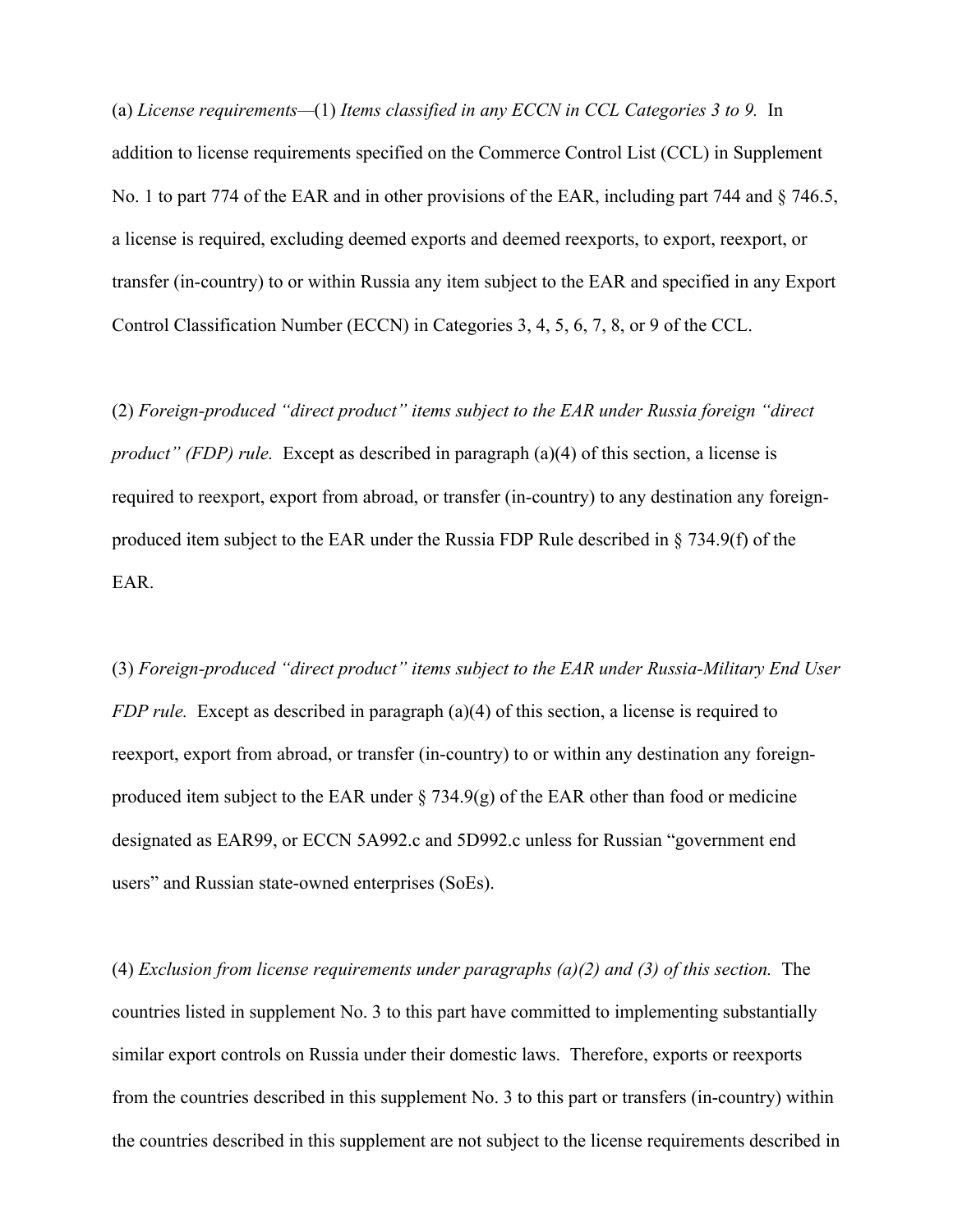(a) *License requirements*—(1) *Items classified in any ECCN in CCL Categories 3 to 9.* In addition to license requirements specified on the Commerce Control List (CCL) in Supplement No. 1 to part 774 of the EAR and in other provisions of the EAR, including part 744 and § 746.5, a license is required, excluding deemed exports and deemed reexports, to export, reexport, or transfer (in-country) to or within Russia any item subject to the EAR and specified in any Export Control Classification Number (ECCN) in Categories 3, 4, 5, 6, 7, 8, or 9 of the CCL.

(2) *Foreign-produced "direct product" items subject to the EAR under Russia foreign "direct product" (FDP) rule.* Except as described in paragraph (a)(4) of this section, a license is required to reexport, export from abroad, or transfer (in-country) to any destination any foreign-produced item subject to the EAR under the Russia FDP Rule described in § 734.9(f) of the EAR.

(3) *Foreign-produced "direct product" items subject to the EAR under Russia-Military End User FDP rule.* Except as described in paragraph (a)(4) of this section, a license is required to reexport, export from abroad, or transfer (in-country) to or within any destination any foreign-produced item subject to the EAR under § 734.9(g) of the EAR other than food or medicine designated as EAR99, or ECCN 5A992.c and 5D992.c unless for Russian "government end users" and Russian state-owned enterprises (SoEs).

(4) *Exclusion from license requirements under paragraphs (a)(2) and (3) of this section.* The countries listed in supplement No. 3 to this part have committed to implementing substantially similar export controls on Russia under their domestic laws. Therefore, exports or reexports from the countries described in this supplement No. 3 to this part or transfers (in-country) within the countries described in this supplement are not subject to the license requirements described in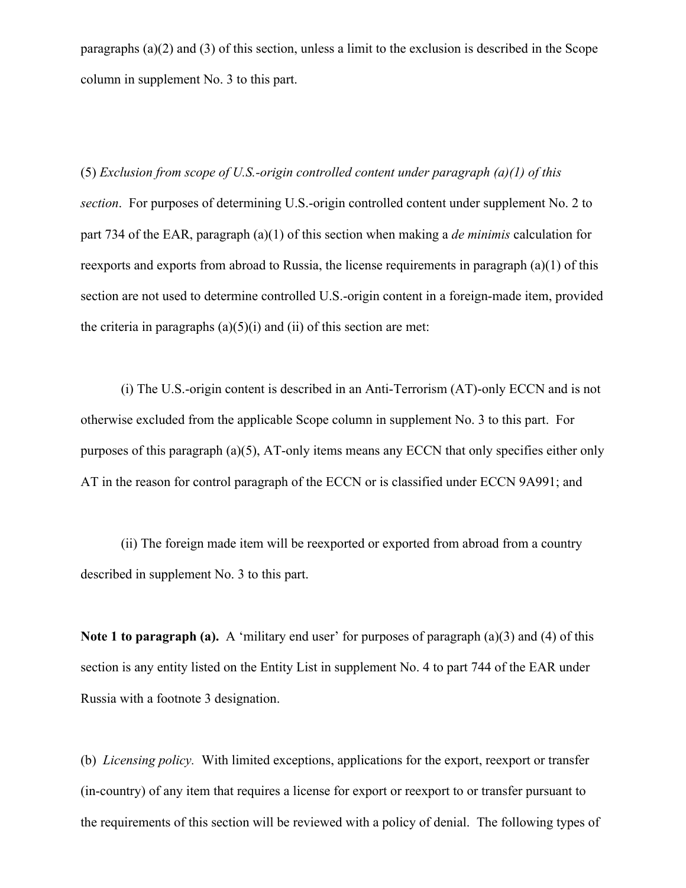paragraphs (a)(2) and (3) of this section, unless a limit to the exclusion is described in the Scope column in supplement No. 3 to this part.

(5) *Exclusion from scope of U.S.-origin controlled content under paragraph (a)(1) of this section*. For purposes of determining U.S.-origin controlled content under supplement No. 2 to part 734 of the EAR, paragraph (a)(1) of this section when making a *de minimis* calculation for reexports and exports from abroad to Russia, the license requirements in paragraph (a)(1) of this section are not used to determine controlled U.S.-origin content in a foreign-made item, provided the criteria in paragraphs (a)(5)(i) and (ii) of this section are met:

(i) The U.S.-origin content is described in an Anti-Terrorism (AT)-only ECCN and is not otherwise excluded from the applicable Scope column in supplement No. 3 to this part. For purposes of this paragraph (a)(5), AT-only items means any ECCN that only specifies either only AT in the reason for control paragraph of the ECCN or is classified under ECCN 9A991; and

(ii) The foreign made item will be reexported or exported from abroad from a country described in supplement No. 3 to this part.

**Note 1 to paragraph (a).** A 'military end user' for purposes of paragraph (a)(3) and (4) of this section is any entity listed on the Entity List in supplement No. 4 to part 744 of the EAR under Russia with a footnote 3 designation.

(b) *Licensing policy.* With limited exceptions, applications for the export, reexport or transfer (in-country) of any item that requires a license for export or reexport to or transfer pursuant to the requirements of this section will be reviewed with a policy of denial. The following types of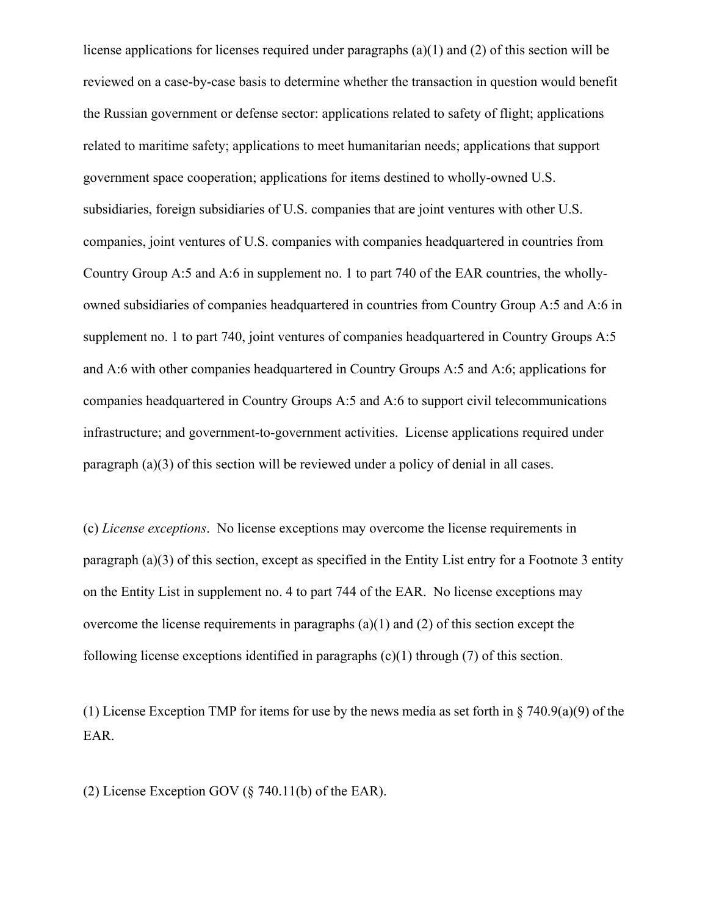license applications for licenses required under paragraphs (a)(1) and (2) of this section will be reviewed on a case-by-case basis to determine whether the transaction in question would benefit the Russian government or defense sector: applications related to safety of flight; applications related to maritime safety; applications to meet humanitarian needs; applications that support government space cooperation; applications for items destined to wholly-owned U.S. subsidiaries, foreign subsidiaries of U.S. companies that are joint ventures with other U.S. companies, joint ventures of U.S. companies with companies headquartered in countries from Country Group A:5 and A:6 in supplement no. 1 to part 740 of the EAR countries, the wholly-owned subsidiaries of companies headquartered in countries from Country Group A:5 and A:6 in supplement no. 1 to part 740, joint ventures of companies headquartered in Country Groups A:5 and A:6 with other companies headquartered in Country Groups A:5 and A:6; applications for companies headquartered in Country Groups A:5 and A:6 to support civil telecommunications infrastructure; and government-to-government activities. License applications required under paragraph (a)(3) of this section will be reviewed under a policy of denial in all cases.

(c) *License exceptions*. No license exceptions may overcome the license requirements in paragraph (a)(3) of this section, except as specified in the Entity List entry for a Footnote 3 entity on the Entity List in supplement no. 4 to part 744 of the EAR. No license exceptions may overcome the license requirements in paragraphs (a)(1) and (2) of this section except the following license exceptions identified in paragraphs (c)(1) through (7) of this section.

(1) License Exception TMP for items for use by the news media as set forth in § 740.9(a)(9) of the EAR.

(2) License Exception GOV (§ 740.11(b) of the EAR).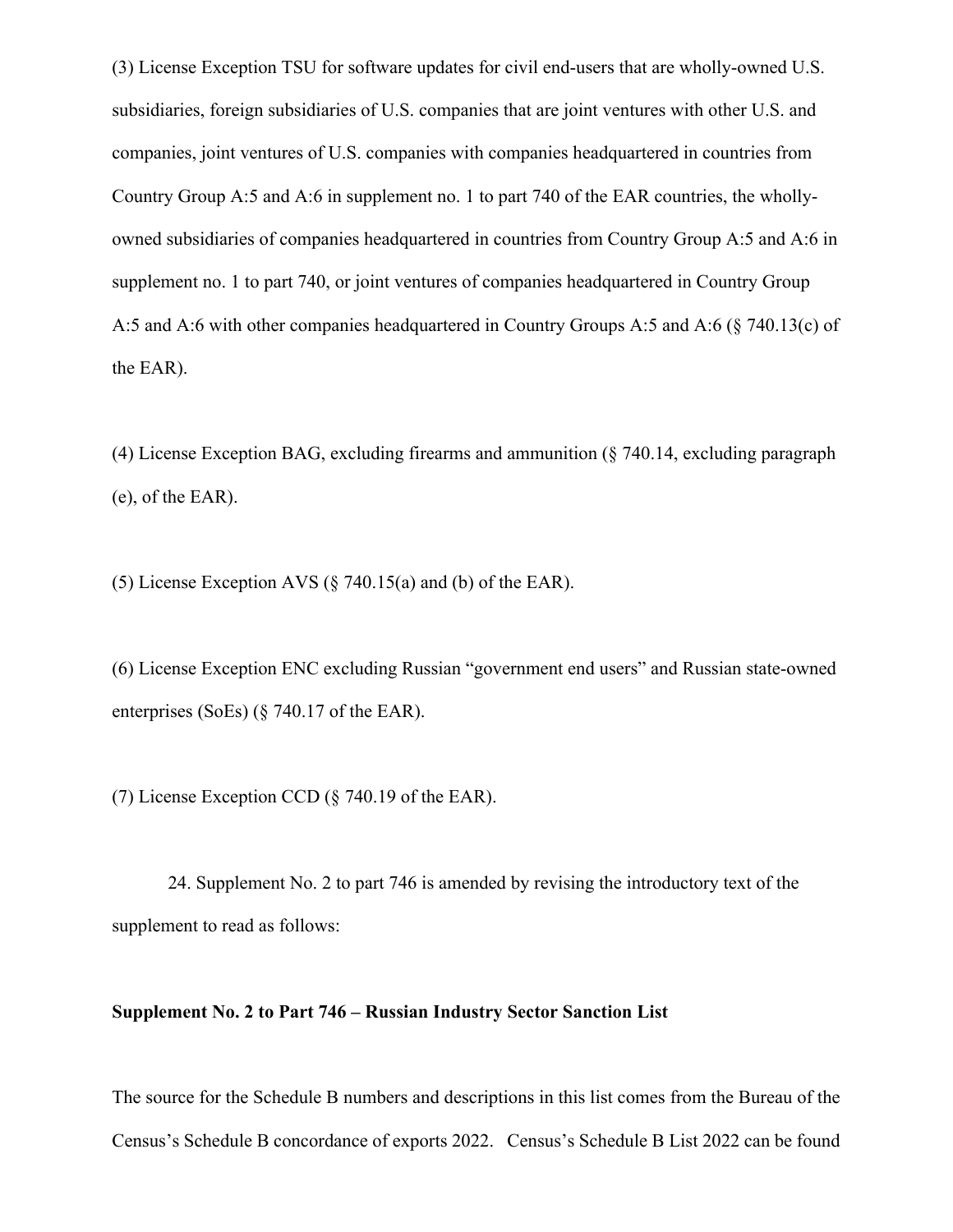(3) License Exception TSU for software updates for civil end-users that are wholly-owned U.S. subsidiaries, foreign subsidiaries of U.S. companies that are joint ventures with other U.S. and companies, joint ventures of U.S. companies with companies headquartered in countries from Country Group A:5 and A:6 in supplement no. 1 to part 740 of the EAR countries, the wholly-owned subsidiaries of companies headquartered in countries from Country Group A:5 and A:6 in supplement no. 1 to part 740, or joint ventures of companies headquartered in Country Group A:5 and A:6 with other companies headquartered in Country Groups A:5 and A:6 (§ 740.13(c) of the EAR).

(4) License Exception BAG, excluding firearms and ammunition (§ 740.14, excluding paragraph (e), of the EAR).

(5) License Exception AVS (§ 740.15(a) and (b) of the EAR).

(6) License Exception ENC excluding Russian “government end users” and Russian state-owned enterprises (SoEs) (§ 740.17 of the EAR).

(7) License Exception CCD (§ 740.19 of the EAR).

24. Supplement No. 2 to part 746 is amended by revising the introductory text of the supplement to read as follows:

**Supplement No. 2 to Part 746 – Russian Industry Sector Sanction List**

The source for the Schedule B numbers and descriptions in this list comes from the Bureau of the Census’s Schedule B concordance of exports 2022. Census’s Schedule B List 2022 can be found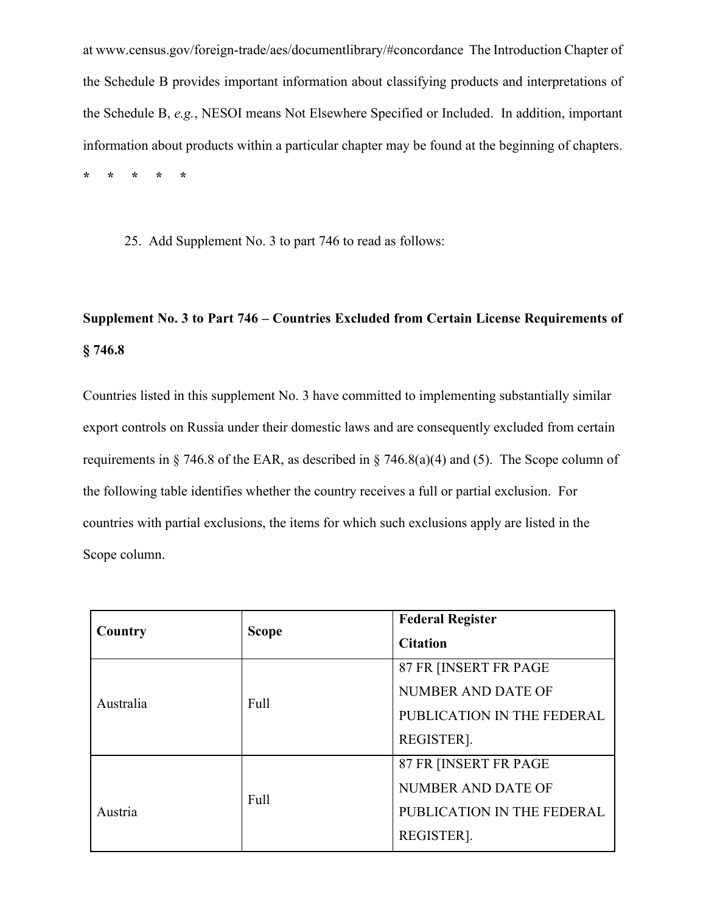at www.census.gov/foreign-trade/aes/documentlibrary/#concordance  The Introduction Chapter of the Schedule B provides important information about classifying products and interpretations of the Schedule B, *e.g.*, NESOI means Not Elsewhere Specified or Included.  In addition, important information about products within a particular chapter may be found at the beginning of chapters.

\*     \*     \*     \*     \*

25.  Add Supplement No. 3 to part 746 to read as follows:

**Supplement No. 3 to Part 746 – Countries Excluded from Certain License Requirements of § 746.8**

Countries listed in this supplement No. 3 have committed to implementing substantially similar export controls on Russia under their domestic laws and are consequently excluded from certain requirements in § 746.8 of the EAR, as described in § 746.8(a)(4) and (5).  The Scope column of the following table identifies whether the country receives a full or partial exclusion.  For countries with partial exclusions, the items for which such exclusions apply are listed in the Scope column.

| Country | Scope | Federal Register Citation |
|---|---|---|
| Australia | Full | 87 FR [INSERT FR PAGE NUMBER AND DATE OF PUBLICATION IN THE FEDERAL REGISTER]. |
| Austria | Full | 87 FR [INSERT FR PAGE NUMBER AND DATE OF PUBLICATION IN THE FEDERAL REGISTER]. |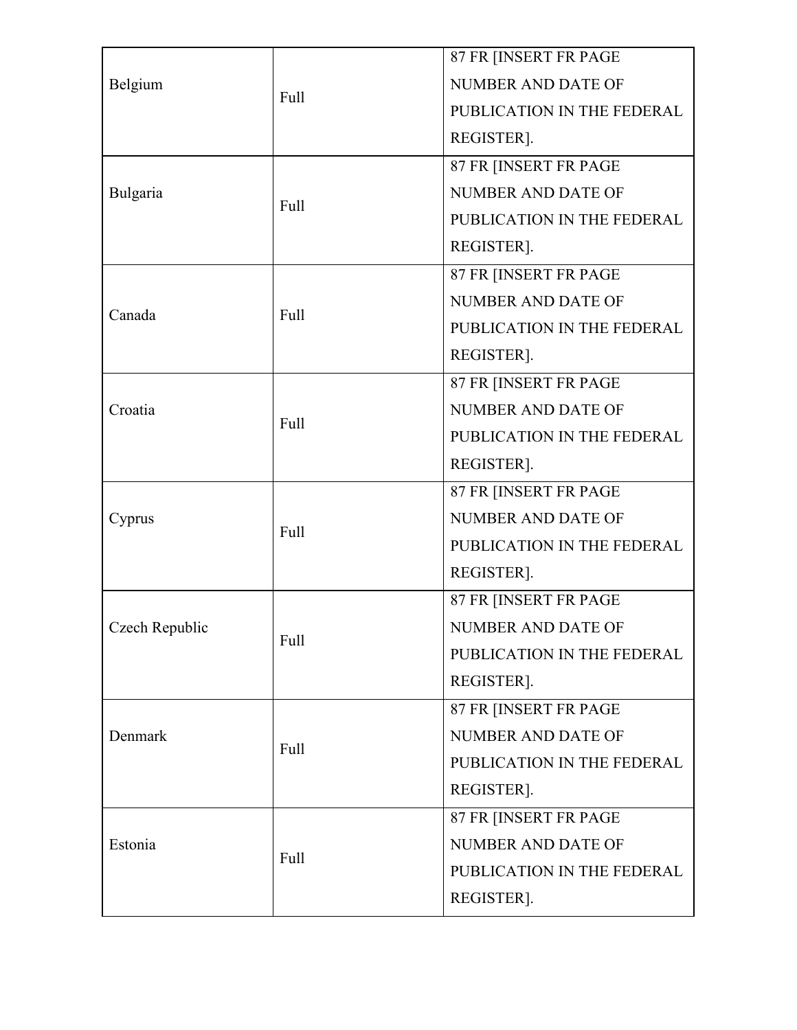| | | |
|---|---|---|
| Belgium | Full | 87 FR [INSERT FR PAGE NUMBER AND DATE OF PUBLICATION IN THE FEDERAL REGISTER]. |
| Bulgaria | Full | 87 FR [INSERT FR PAGE NUMBER AND DATE OF PUBLICATION IN THE FEDERAL REGISTER]. |
| Canada | Full | 87 FR [INSERT FR PAGE NUMBER AND DATE OF PUBLICATION IN THE FEDERAL REGISTER]. |
| Croatia | Full | 87 FR [INSERT FR PAGE NUMBER AND DATE OF PUBLICATION IN THE FEDERAL REGISTER]. |
| Cyprus | Full | 87 FR [INSERT FR PAGE NUMBER AND DATE OF PUBLICATION IN THE FEDERAL REGISTER]. |
| Czech Republic | Full | 87 FR [INSERT FR PAGE NUMBER AND DATE OF PUBLICATION IN THE FEDERAL REGISTER]. |
| Denmark | Full | 87 FR [INSERT FR PAGE NUMBER AND DATE OF PUBLICATION IN THE FEDERAL REGISTER]. |
| Estonia | Full | 87 FR [INSERT FR PAGE NUMBER AND DATE OF PUBLICATION IN THE FEDERAL REGISTER]. |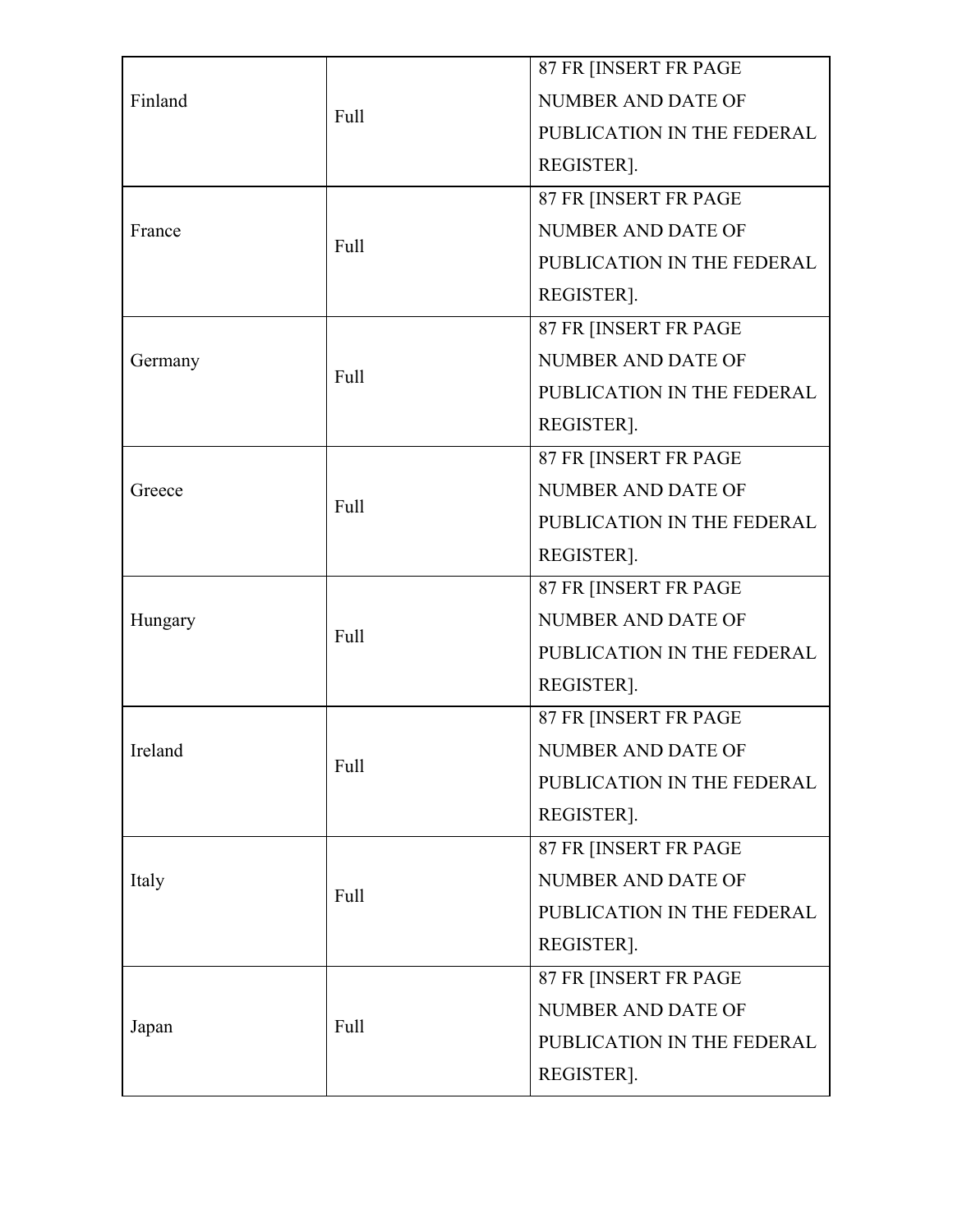| | | |
|---|---|---|
| Finland | Full | 87 FR [INSERT FR PAGE NUMBER AND DATE OF PUBLICATION IN THE FEDERAL REGISTER]. |
| France | Full | 87 FR [INSERT FR PAGE NUMBER AND DATE OF PUBLICATION IN THE FEDERAL REGISTER]. |
| Germany | Full | 87 FR [INSERT FR PAGE NUMBER AND DATE OF PUBLICATION IN THE FEDERAL REGISTER]. |
| Greece | Full | 87 FR [INSERT FR PAGE NUMBER AND DATE OF PUBLICATION IN THE FEDERAL REGISTER]. |
| Hungary | Full | 87 FR [INSERT FR PAGE NUMBER AND DATE OF PUBLICATION IN THE FEDERAL REGISTER]. |
| Ireland | Full | 87 FR [INSERT FR PAGE NUMBER AND DATE OF PUBLICATION IN THE FEDERAL REGISTER]. |
| Italy | Full | 87 FR [INSERT FR PAGE NUMBER AND DATE OF PUBLICATION IN THE FEDERAL REGISTER]. |
| Japan | Full | 87 FR [INSERT FR PAGE NUMBER AND DATE OF PUBLICATION IN THE FEDERAL REGISTER]. |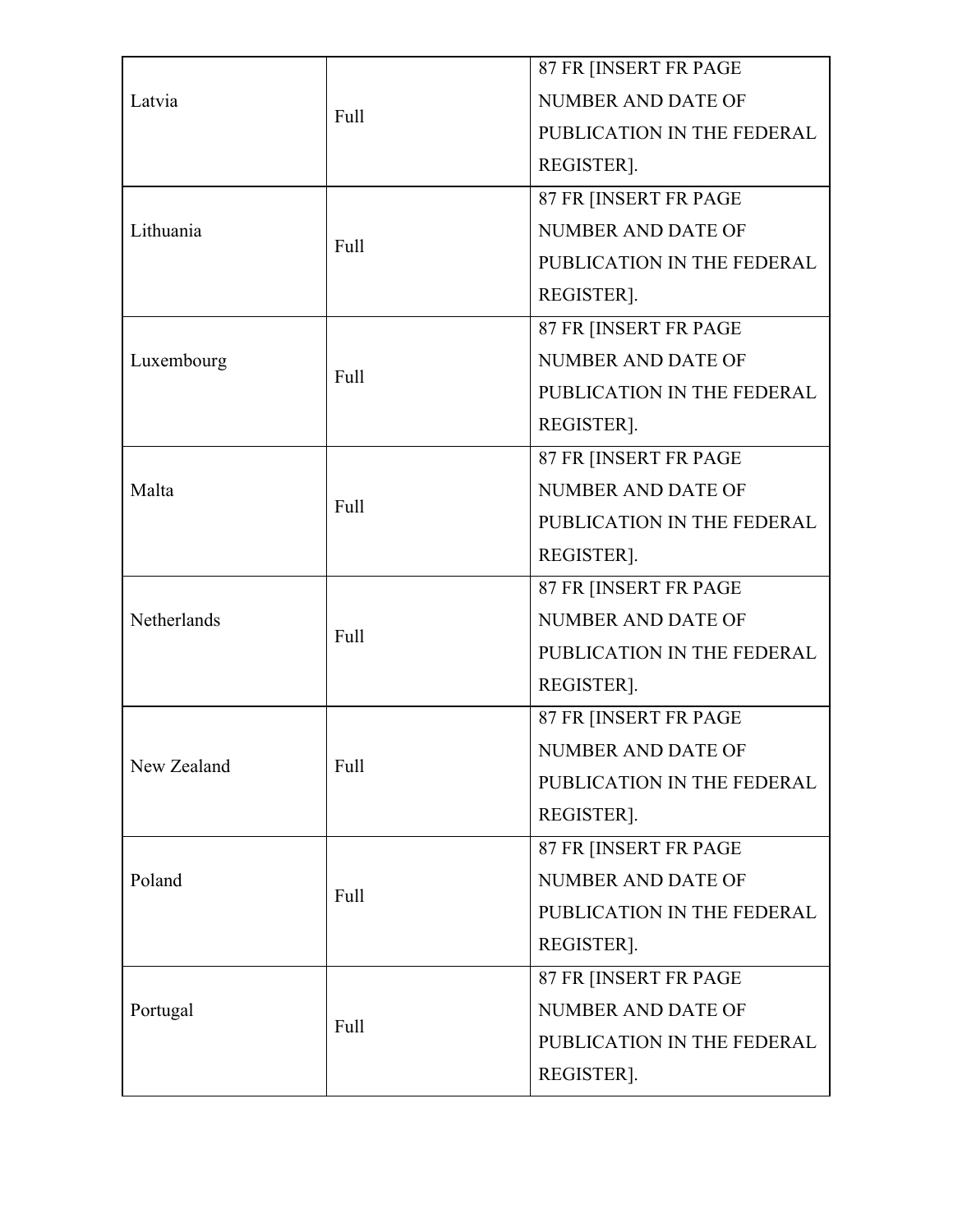| | | |
|---|---|---|
| Latvia | Full | 87 FR [INSERT FR PAGE NUMBER AND DATE OF PUBLICATION IN THE FEDERAL REGISTER]. |
| Lithuania | Full | 87 FR [INSERT FR PAGE NUMBER AND DATE OF PUBLICATION IN THE FEDERAL REGISTER]. |
| Luxembourg | Full | 87 FR [INSERT FR PAGE NUMBER AND DATE OF PUBLICATION IN THE FEDERAL REGISTER]. |
| Malta | Full | 87 FR [INSERT FR PAGE NUMBER AND DATE OF PUBLICATION IN THE FEDERAL REGISTER]. |
| Netherlands | Full | 87 FR [INSERT FR PAGE NUMBER AND DATE OF PUBLICATION IN THE FEDERAL REGISTER]. |
| New Zealand | Full | 87 FR [INSERT FR PAGE NUMBER AND DATE OF PUBLICATION IN THE FEDERAL REGISTER]. |
| Poland | Full | 87 FR [INSERT FR PAGE NUMBER AND DATE OF PUBLICATION IN THE FEDERAL REGISTER]. |
| Portugal | Full | 87 FR [INSERT FR PAGE NUMBER AND DATE OF PUBLICATION IN THE FEDERAL REGISTER]. |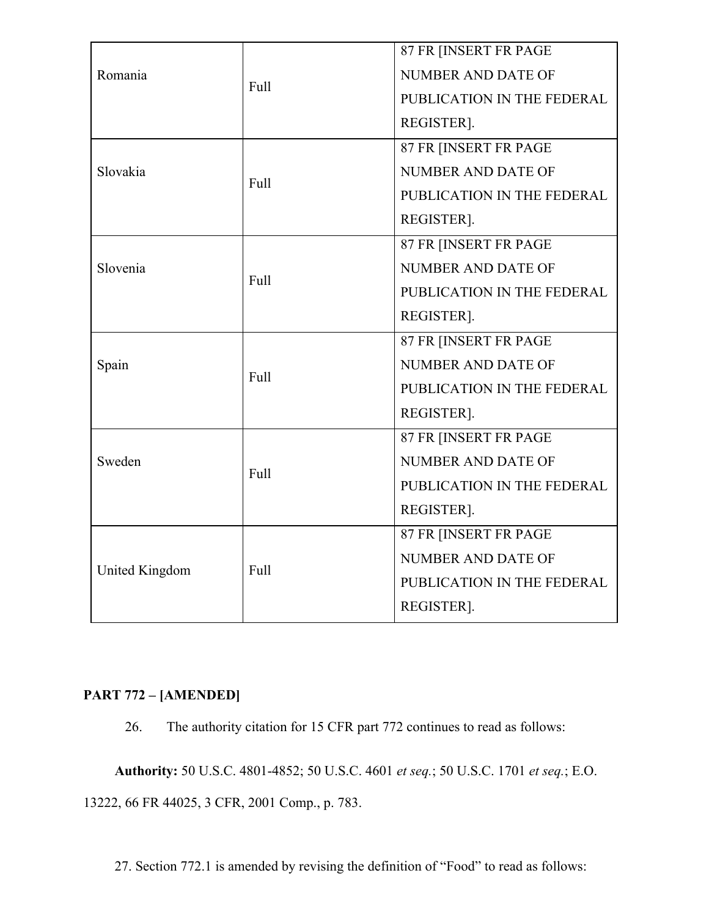| Romania | Full | 87 FR [INSERT FR PAGE NUMBER AND DATE OF PUBLICATION IN THE FEDERAL REGISTER]. |
|---|---|---|
| Slovakia | Full | 87 FR [INSERT FR PAGE NUMBER AND DATE OF PUBLICATION IN THE FEDERAL REGISTER]. |
| Slovenia | Full | 87 FR [INSERT FR PAGE NUMBER AND DATE OF PUBLICATION IN THE FEDERAL REGISTER]. |
| Spain | Full | 87 FR [INSERT FR PAGE NUMBER AND DATE OF PUBLICATION IN THE FEDERAL REGISTER]. |
| Sweden | Full | 87 FR [INSERT FR PAGE NUMBER AND DATE OF PUBLICATION IN THE FEDERAL REGISTER]. |
| United Kingdom | Full | 87 FR [INSERT FR PAGE NUMBER AND DATE OF PUBLICATION IN THE FEDERAL REGISTER]. |

**PART 772 – [AMENDED]**

26. The authority citation for 15 CFR part 772 continues to read as follows:

**Authority:** 50 U.S.C. 4801-4852; 50 U.S.C. 4601 *et seq.*; 50 U.S.C. 1701 *et seq.*; E.O. 13222, 66 FR 44025, 3 CFR, 2001 Comp., p. 783.

27. Section 772.1 is amended by revising the definition of "Food" to read as follows: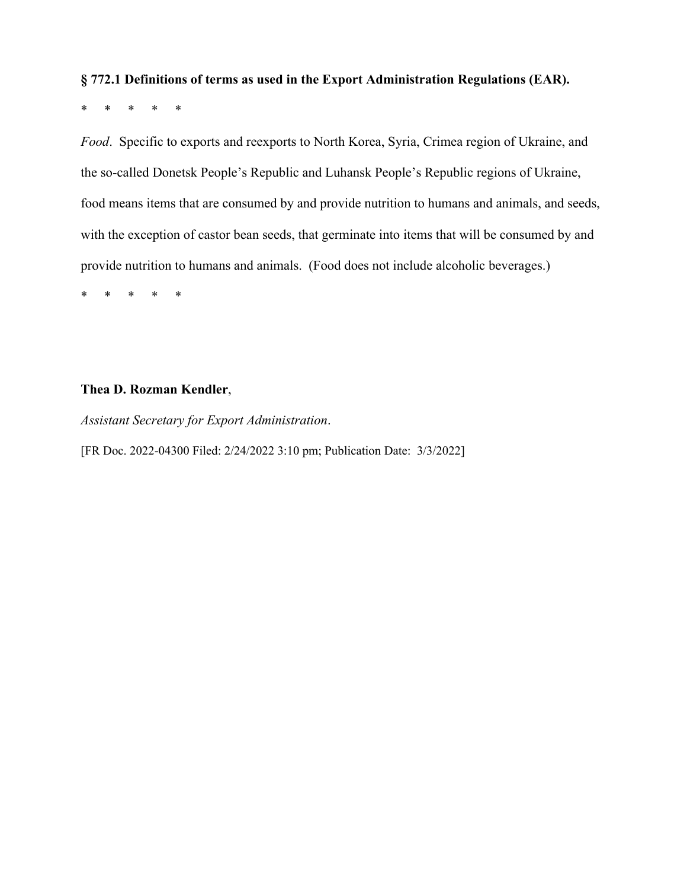**§ 772.1 Definitions of terms as used in the Export Administration Regulations (EAR).**

\* \* \* \* \*

*Food*. Specific to exports and reexports to North Korea, Syria, Crimea region of Ukraine, and the so-called Donetsk People's Republic and Luhansk People's Republic regions of Ukraine, food means items that are consumed by and provide nutrition to humans and animals, and seeds, with the exception of castor bean seeds, that germinate into items that will be consumed by and provide nutrition to humans and animals. (Food does not include alcoholic beverages.)

\* \* \* \* \*

**Thea D. Rozman Kendler**,

*Assistant Secretary for Export Administration*.

[FR Doc. 2022-04300 Filed: 2/24/2022 3:10 pm; Publication Date: 3/3/2022]